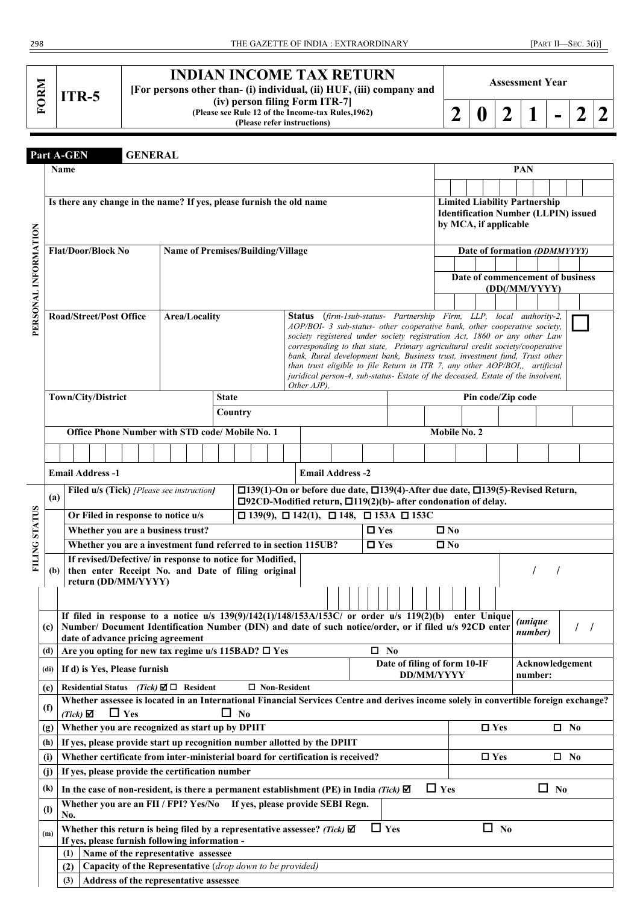| FORM | ITR-5 | **INDIAN INCOME TAX RETURN** [For persons other than- (i) individual, (ii) HUF, (iii) company and (iv) person filing Form ITR-7] (Please see Rule 12 of the Income-tax Rules,1962) (Please refer instructions) | **Assessment Year** 2021-22 |
|---|---|---|---|

## Part A-GEN GENERAL

**PERSONAL INFORMATION**

| | | | |
|---|---|---|---|
| **Name** | | | **PAN** |
| **Is there any change in the name? If yes, please furnish the old name** | | | **Limited Liability Partnership Identification Number (LLPIN) issued by MCA, if applicable** |
| **Flat/Door/Block No** | **Name of Premises/Building/Village** | | **Date of formation** *(DDMMYYYY)* |
| | | | **Date of commencement of business (DD(/MM/YYYY)** |
| **Road/Street/Post Office** | **Area/Locality** | **Status** (*firm-1sub-status- Partnership Firm, LLP, local authority-2, AOP/BOI- 3 sub-status- other cooperative bank, other cooperative society, society registered under society registration Act, 1860 or any other Law corresponding to that state, Primary agricultural credit society/cooperative bank, Rural development bank, Business trust, investment fund, Trust other than trust eligible to file Return in ITR 7, any other AOP/BOI,, artificial juridical person-4, sub-status- Estate of the deceased, Estate of the insolvent, Other AJP*), | ☐ |
| **Town/City/District** | **State** | | **Pin code/Zip code** |
| | **Country** | | |
| **Office Phone Number with STD code/ Mobile No. 1** | | **Mobile No. 2** | |
| **Email Address -1** | | **Email Address -2** | |

**FILING STATUS**

| | | | | |
|---|---|---|---|---|
| (a) | **Filed u/s (Tick)** *[Please see instruction]* | ☐139(1)-On or before due date, ☐139(4)-After due date, ☐139(5)-Revised Return, ☐92CD-Modified return, ☐119(2)(b)- after condonation of delay. | | |
| | **Or Filed in response to notice u/s** | ☐ 139(9), ☐ 142(1), ☐ 148, ☐ 153A ☐ 153C | | |
| | **Whether you are a business trust?** | | ☐ Yes | ☐ No |
| | **Whether you are a investment fund referred to in section 115UB?** | | ☐ Yes | ☐ No |
| (b) | **If revised/Defective/ in response to notice for Modified, then enter Receipt No. and Date of filing original return (DD/MM/YYYY)** | | | / / |
| (c) | **If filed in response to a notice u/s 139(9)/142(1)/148/153A/153C/ or order u/s 119(2)(b) enter Unique Number/ Document Identification Number (DIN) and date of such notice/order, or if filed u/s 92CD enter date of advance pricing agreement** | | *(unique number)* | / / |
| (d) | **Are you opting for new tax regime u/s 115BAD?** ☐ **Yes** | | ☐ **No** | |
| (di) | **If d) is Yes, Please furnish** | | **Date of filing of form 10-IF DD/MM/YYYY** | **Acknowledgement number:** |
| (e) | **Residential Status** *(Tick)* ☑ ☐ **Resident** ☐ **Non-Resident** | | | |
| (f) | **Whether assessee is located in an International Financial Services Centre and derives income solely in convertible foreign exchange?** *(Tick)* ☑ ☐ **Yes** ☐ **No** | | | |
| (g) | **Whether you are recognized as start up by DPIIT** | | ☐ **Yes** | ☐ **No** |
| (h) | **If yes, please provide start up recognition number allotted by the DPIIT** | | | |
| (i) | **Whether certificate from inter-ministerial board for certification is received?** | | ☐ **Yes** | ☐ **No** |
| (j) | **If yes, please provide the certification number** | | | |
| (k) | **In the case of non-resident, is there a permanent establishment (PE) in India** *(Tick)* ☑ | | ☐ **Yes** | ☐ **No** |
| (l) | **Whether you are an FII / FPI? Yes/No If yes, please provide SEBI Regn. No.** | | | |
| (m) | **Whether this return is being filed by a representative assessee?** *(Tick)* ☑ **If yes, please furnish following information -** | | ☐ **Yes** | ☐ **No** |
| | (1) **Name of the representative assessee** | | | |
| | (2) **Capacity of the Representative** (*drop down to be provided*) | | | |
| | (3) **Address of the representative assessee** | | | |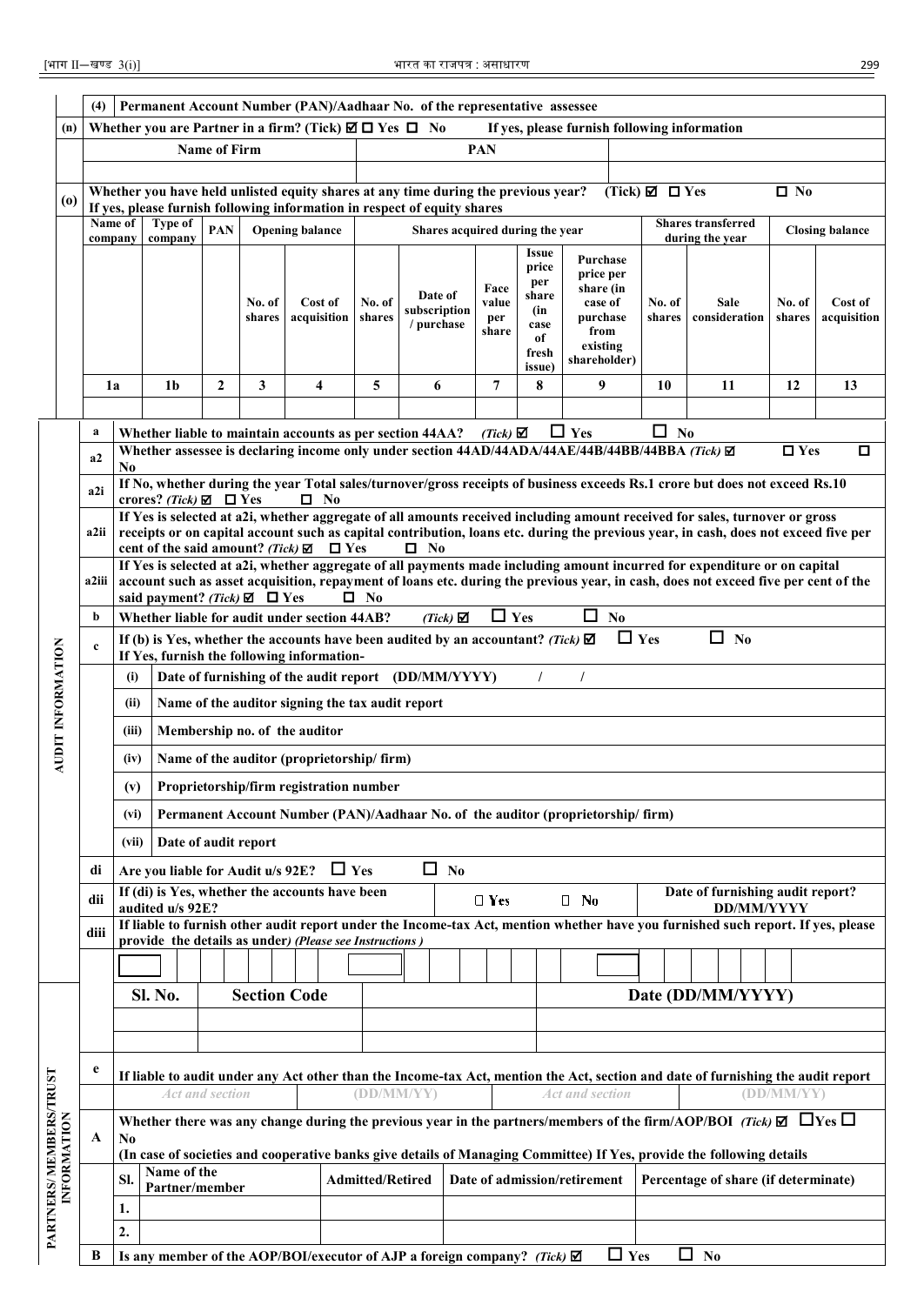| | | |
|---|---|---|
| | (4) | Permanent Account Number (PAN)/Aadhaar No. of the representative assessee |
| (n) | | Whether you are Partner in a firm? (Tick) ☑ ☐ Yes ☐ No If yes, please furnish following information |

| Name of Firm | PAN | |
|---|---|---|
| | | |

**(o)** Whether you have held unlisted equity shares at any time during the previous year? (Tick) ☑ ☐ Yes ☐ No

If yes, please furnish following information in respect of equity shares

| Name of company | Type of company | PAN | Opening balance | | Shares acquired during the year | | | | | Shares transferred during the year | | Closing balance | |
|---|---|---|---|---|---|---|---|---|---|---|---|---|---|
| | | | No. of shares | Cost of acquisition | No. of shares | Date of subscription / purchase | Face value per share | Issue price per share (in case of fresh issue) | Purchase price per share (in case of purchase from existing shareholder) | No. of shares | Sale consideration | No. of shares | Cost of acquisition |
| 1a | 1b | 2 | 3 | 4 | 5 | 6 | 7 | 8 | 9 | 10 | 11 | 12 | 13 |
| | | | | | | | | | | | | | |

## AUDIT INFORMATION

| | |
|---|---|
| a | Whether liable to maintain accounts as per section 44AA? (Tick) ☑ ☐ Yes ☐ No |
| a2 | Whether assessee is declaring income only under section 44AD/44ADA/44AE/44B/44BB/44BBA (Tick) ☑ ☐ Yes ☐ No |
| a2i | If No, whether during the year Total sales/turnover/gross receipts of business exceeds Rs.1 crore but does not exceed Rs.10 crores? (Tick) ☑ ☐ Yes ☐ No |
| a2ii | If Yes is selected at a2i, whether aggregate of all amounts received including amount received for sales, turnover or gross receipts or on capital account such as capital contribution, loans etc. during the previous year, in cash, does not exceed five per cent of the said amount? (Tick) ☑ ☐ Yes ☐ No |
| a2iii | If Yes is selected at a2i, whether aggregate of all payments made including amount incurred for expenditure or on capital account such as asset acquisition, repayment of loans etc. during the previous year, in cash, does not exceed five per cent of the said payment? (Tick) ☑ ☐ Yes ☐ No |
| b | Whether liable for audit under section 44AB? (Tick) ☑ ☐ Yes ☐ No |
| c | If (b) is Yes, whether the accounts have been audited by an accountant? (Tick) ☑ ☐ Yes ☐ No<br>If Yes, furnish the following information- |

| | | |
|---|---|---|
| (i) | Date of furnishing of the audit report (DD/MM/YYYY) | / / |
| (ii) | Name of the auditor signing the tax audit report | |
| (iii) | Membership no. of the auditor | |
| (iv) | Name of the auditor (proprietorship/ firm) | |
| (v) | Proprietorship/firm registration number | |
| (vi) | Permanent Account Number (PAN)/Aadhaar No. of the auditor (proprietorship/ firm) | |
| (vii) | Date of audit report | |

| | |
|---|---|
| di | Are you liable for Audit u/s 92E? ☐ Yes ☐ No |
| dii | If (di) is Yes, whether the accounts have been audited u/s 92E? ☐ Yes ☐ No — Date of furnishing audit report? DD/MM/YYYY |
| diii | If liable to furnish other audit report under the Income-tax Act, mention whether have you furnished such report. If yes, please provide the details as under) *(Please see Instructions )* |

| Sl. No. | Section Code | | Date (DD/MM/YYYY) |
|---|---|---|---|
| | | | |
| | | | |

**e** If liable to audit under any Act other than the Income-tax Act, mention the Act, section and date of furnishing the audit report

| *Act and section* | *(DD/MM/YY)* | *Act and section* | *(DD/MM/YY)* |
|---|---|---|---|
| | | | |

## PARTNERS/ MEMBERS/TRUST INFORMATION

**A** Whether there was any change during the previous year in the partners/members of the firm/AOP/BOI (Tick) ☑ ☐Yes ☐ No

(In case of societies and cooperative banks give details of Managing Committee) If Yes, provide the following details

| Sl. | Name of the Partner/member | Admitted/Retired | Date of admission/retirement | Percentage of share (if determinate) |
|---|---|---|---|---|
| 1. | | | | |
| 2. | | | | |

**B** Is any member of the AOP/BOI/executor of AJP a foreign company? (Tick) ☑ ☐ Yes ☐ No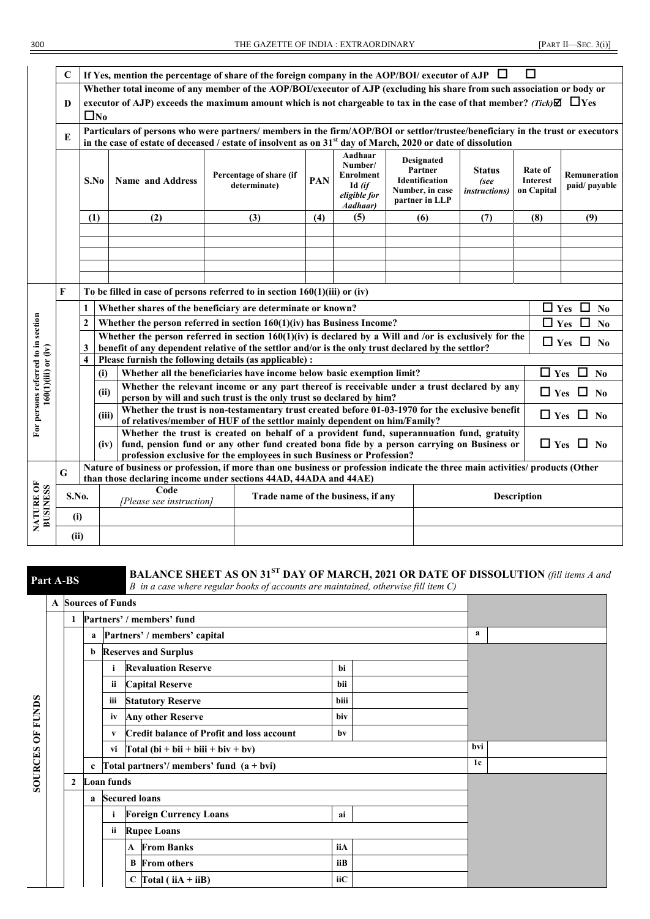| | | | | | | | | | | |
|---|---|---|---|---|---|---|---|---|---|---|
| | **C** | **If Yes, mention the percentage of share of the foreign company in the AOP/BOI/ executor of AJP** ☐ ☐ | | | | | | | | |
| | **D** | **Whether total income of any member of the AOP/BOI/executor of AJP (excluding his share from such association or body or executor of AJP) exceeds the maximum amount which is not chargeable to tax in the case of that member?** *(Tick)*☑ ☐**Yes** ☐**No** | | | | | | | | |
| | **E** | **Particulars of persons who were partners/ members in the firm/AOP/BOI or settlor/trustee/beneficiary in the trust or executors in the case of estate of deceased / estate of insolvent as on 31st day of March, 2020 or date of dissolution** | | | | | | | | |
| | | **S.No** | **Name and Address** | **Percentage of share (if determinate)** | **PAN** | **Aadhaar Number/ Enrolment Id** *(if eligible for Aadhaar)* | **Designated Partner Identification Number, in case partner in LLP** | **Status** *(see instructions)* | **Rate of Interest on Capital** | **Remuneration paid/ payable** |
| | | **(1)** | **(2)** | **(3)** | **(4)** | **(5)** | **(6)** | **(7)** | **(8)** | **(9)** |
| | | | | | | | | | | |
| | | | | | | | | | | |
| | | | | | | | | | | |
| | | | | | | | | | | |
| | | | | | | | | | | |

| | | | | | |
|---|---|---|---|---|---|
| **For persons referred to in section 160(1)(iii) or (iv)** | **F** | **To be filled in case of persons referred to in section 160(1)(iii) or (iv)** | | | |
| | | **1** | | **Whether shares of the beneficiary are determinate or known?** | ☐ **Yes** ☐ **No** |
| | | **2** | | **Whether the person referred in section 160(1)(iv) has Business Income?** | ☐ **Yes** ☐ **No** |
| | | **3** | | **Whether the person referred in section 160(1)(iv) is declared by a Will and /or is exclusively for the benefit of any dependent relative of the settlor and/or is the only trust declared by the settlor?** | ☐ **Yes** ☐ **No** |
| | | **4** | | **Please furnish the following details (as applicable) :** | |
| | | | **(i)** | **Whether all the beneficiaries have income below basic exemption limit?** | ☐ **Yes** ☐ **No** |
| | | | **(ii)** | **Whether the relevant income or any part thereof is receivable under a trust declared by any person by will and such trust is the only trust so declared by him?** | ☐ **Yes** ☐ **No** |
| | | | **(iii)** | **Whether the trust is non-testamentary trust created before 01-03-1970 for the exclusive benefit of relatives/member of HUF of the settlor mainly dependent on him/Family?** | ☐ **Yes** ☐ **No** |
| | | | **(iv)** | **Whether the trust is created on behalf of a provident fund, superannuation fund, gratuity fund, pension fund or any other fund created bona fide by a person carrying on Business or profession exclusive for the employees in such Business or Profession?** | ☐ **Yes** ☐ **No** |

| | | | | |
|---|---|---|---|---|
| **NATURE OF BUSINESS** | **G** | **Nature of business or profession, if more than one business or profession indicate the three main activities/ products (Other than those declaring income under sections 44AD, 44ADA and 44AE)** | | |
| | **S.No.** | **Code** *[Please see instruction]* | **Trade name of the business, if any** | **Description** |
| | **(i)** | | | |
| | **(ii)** | | | |

## Part A-BS

**BALANCE SHEET AS ON 31ST DAY OF MARCH, 2021 OR DATE OF DISSOLUTION** *(fill items A and B in a case where regular books of accounts are maintained, otherwise fill item C)*

| | | | | | | | | |
|---|---|---|---|---|---|---|---|---|
| **A** | **Sources of Funds** | | | | | | | |
| **SOURCES OF FUNDS** | **1** | **Partners' / members' fund** | | | | | | |
| | | **a** | **Partners' / members' capital** | | | | **a** | |
| | | **b** | **Reserves and Surplus** | | | | | |
| | | | **i** | **Revaluation Reserve** | **bi** | | | |
| | | | **ii** | **Capital Reserve** | **bii** | | | |
| | | | **iii** | **Statutory Reserve** | **biii** | | | |
| | | | **iv** | **Any other Reserve** | **biv** | | | |
| | | | **v** | **Credit balance of Profit and loss account** | **bv** | | | |
| | | | **vi** | **Total (bi + bii + biii + biv + bv)** | | | **bvi** | |
| | | **c** | **Total partners'/ members' fund (a + bvi)** | | | | **1c** | |
| | **2** | **Loan funds** | | | | | | |
| | | **a** | **Secured loans** | | | | | |
| | | | **i** | **Foreign Currency Loans** | **ai** | | | |
| | | | **ii** | **Rupee Loans** | | | | |
| | | | | **A From Banks** | **iiA** | | | |
| | | | | **B From others** | **iiB** | | | |
| | | | | **C Total ( iiA + iiB)** | **iiC** | | | |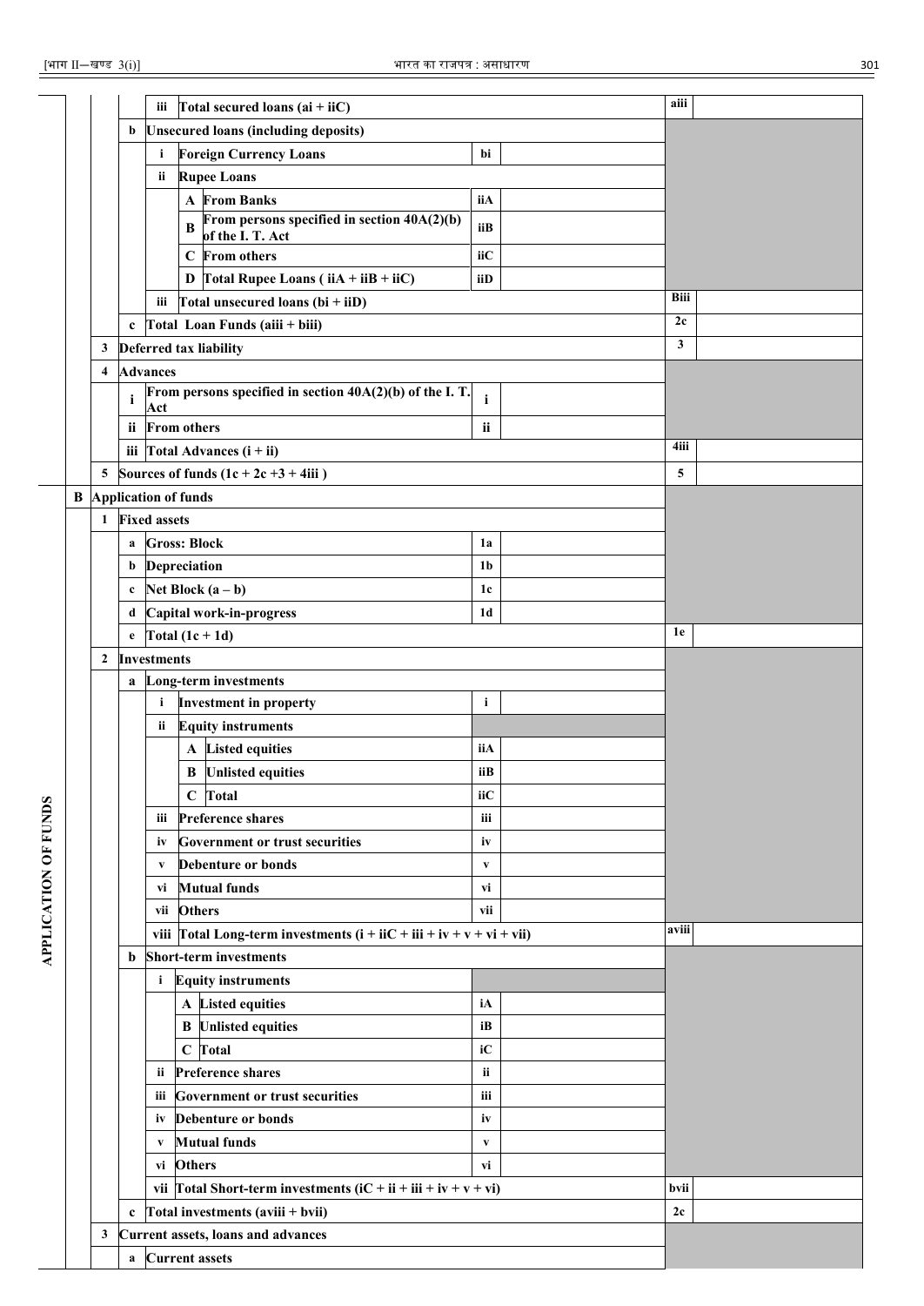| | | | | | | | | |
|---|---|---|---|---|---|---|---|---|
| | | | iii | Total secured loans (ai + iiC) | | | aiii | |
| | | b | Unsecured loans (including deposits) | | | | | |
| | | | i | Foreign Currency Loans | bi | | | |
| | | | ii | Rupee Loans | | | | |
| | | | | A From Banks | iiA | | | |
| | | | | B From persons specified in section 40A(2)(b) of the I. T. Act | iiB | | | |
| | | | | C From others | iiC | | | |
| | | | | D Total Rupee Loans ( iiA + iiB + iiC) | iiD | | | |
| | | | iii | Total unsecured loans (bi + iiD) | | | Biii | |
| | | c | Total Loan Funds (aiii + biii) | | | | 2c | |
| | 3 | Deferred tax liability | | | | | 3 | |
| | 4 | Advances | | | | | | |
| | | i | From persons specified in section 40A(2)(b) of the I. T. Act | | i | | | |
| | | ii | From others | | ii | | | |
| | | iii | Total Advances (i + ii) | | | | 4iii | |
| | 5 | Sources of funds (1c + 2c +3 + 4iii ) | | | | | 5 | |
| APPLICATION OF FUNDS | B | Application of funds | | | | | | |
| | 1 | Fixed assets | | | | | | |
| | | a | Gross: Block | | 1a | | | |
| | | b | Depreciation | | 1b | | | |
| | | c | Net Block (a – b) | | 1c | | | |
| | | d | Capital work-in-progress | | 1d | | | |
| | | e | Total (1c + 1d) | | | | 1e | |
| | 2 | Investments | | | | | | |
| | | a | Long-term investments | | | | | |
| | | | i | Investment in property | i | | | |
| | | | ii | Equity instruments | | | | |
| | | | | A Listed equities | iiA | | | |
| | | | | B Unlisted equities | iiB | | | |
| | | | | C Total | iiC | | | |
| | | | iii | Preference shares | iii | | | |
| | | | iv | Government or trust securities | iv | | | |
| | | | v | Debenture or bonds | v | | | |
| | | | vi | Mutual funds | vi | | | |
| | | | vii | Others | vii | | | |
| | | | viii | Total Long-term investments (i + iiC + iii + iv + v + vi + vii) | | | aviii | |
| | | b | Short-term investments | | | | | |
| | | | i | Equity instruments | | | | |
| | | | | A Listed equities | iA | | | |
| | | | | B Unlisted equities | iB | | | |
| | | | | C Total | iC | | | |
| | | | ii | Preference shares | ii | | | |
| | | | iii | Government or trust securities | iii | | | |
| | | | iv | Debenture or bonds | iv | | | |
| | | | v | Mutual funds | v | | | |
| | | | vi | Others | vi | | | |
| | | | vii | Total Short-term investments (iC + ii + iii + iv + v + vi) | | | bvii | |
| | | c | Total investments (aviii + bvii) | | | | 2c | |
| | 3 | Current assets, loans and advances | | | | | | |
| | | a | Current assets | | | | | |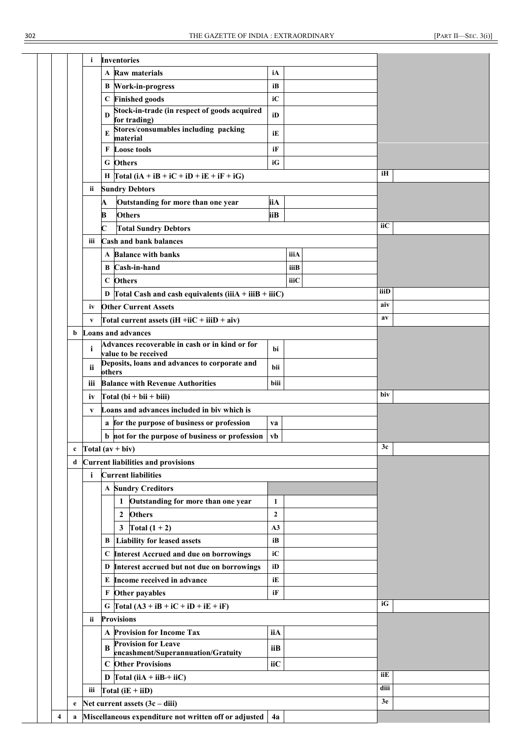| | | | | | | | | |
|---|---|---|---|---|---|---|---|---|
| | | i | **Inventories** | | | | | |
| | | | A | **Raw materials** | iA | | | |
| | | | B | **Work-in-progress** | iB | | | |
| | | | C | **Finished goods** | iC | | | |
| | | | D | **Stock-in-trade (in respect of goods acquired for trading)** | iD | | | |
| | | | E | **Stores/consumables including packing material** | iE | | | |
| | | | F | **Loose tools** | iF | | | |
| | | | G | **Others** | iG | | | |
| | | | H | **Total (iA + iB + iC + iD + iE + iF + iG)** | | | iH | |
| | | ii | **Sundry Debtors** | | | | | |
| | | | A | **Outstanding for more than one year** | iiA | | | |
| | | | B | **Others** | iiB | | | |
| | | | C | **Total Sundry Debtors** | | | iiC | |
| | | iii | **Cash and bank balances** | | | | | |
| | | | A | **Balance with banks** | | iiiA | | |
| | | | B | **Cash-in-hand** | | iiiB | | |
| | | | C | **Others** | | iiiC | | |
| | | | D | **Total Cash and cash equivalents (iiiA + iiiB + iiiC)** | | | iiiD | |
| | | iv | **Other Current Assets** | | | | aiv | |
| | | v | **Total current assets (iH +iiC + iiiD + aiv)** | | | | av | |
| | b | **Loans and advances** | | | | | | |
| | | i | **Advances recoverable in cash or in kind or for value to be received** | | bi | | | |
| | | ii | **Deposits, loans and advances to corporate and others** | | bii | | | |
| | | iii | **Balance with Revenue Authorities** | | biii | | | |
| | | iv | **Total (bi + bii + biii)** | | | | biv | |
| | | v | **Loans and advances included in biv which is** | | | | | |
| | | | a | **for the purpose of business or profession** | va | | | |
| | | | b | **not for the purpose of business or profession** | vb | | | |
| | c | **Total (av + biv)** | | | | | 3c | |
| | d | **Current liabilities and provisions** | | | | | | |
| | | i | **Current liabilities** | | | | | |
| | | | A | **Sundry Creditors** | | | | |
| | | | | **1 Outstanding for more than one year** | 1 | | | |
| | | | | **2 Others** | 2 | | | |
| | | | | **3 Total (1 + 2)** | A3 | | | |
| | | | B | **Liability for leased assets** | iB | | | |
| | | | C | **Interest Accrued and due on borrowings** | iC | | | |
| | | | D | **Interest accrued but not due on borrowings** | iD | | | |
| | | | E | **Income received in advance** | iE | | | |
| | | | F | **Other payables** | iF | | | |
| | | | G | **Total (A3 + iB + iC + iD + iE + iF)** | | | iG | |
| | | ii | **Provisions** | | | | | |
| | | | A | **Provision for Income Tax** | iiA | | | |
| | | | B | **Provision for Leave encashment/Superannuation/Gratuity** | iiB | | | |
| | | | C | **Other Provisions** | iiC | | | |
| | | | D | **Total (iiA + iiB-+ iiC)** | | | iiE | |
| | | iii | **Total (iE + iiD)** | | | | diii | |
| | e | **Net current assets (3c – diii)** | | | | | 3e | |
| 4 | a | **Miscellaneous expenditure not written off or adjusted** | | | 4a | | | |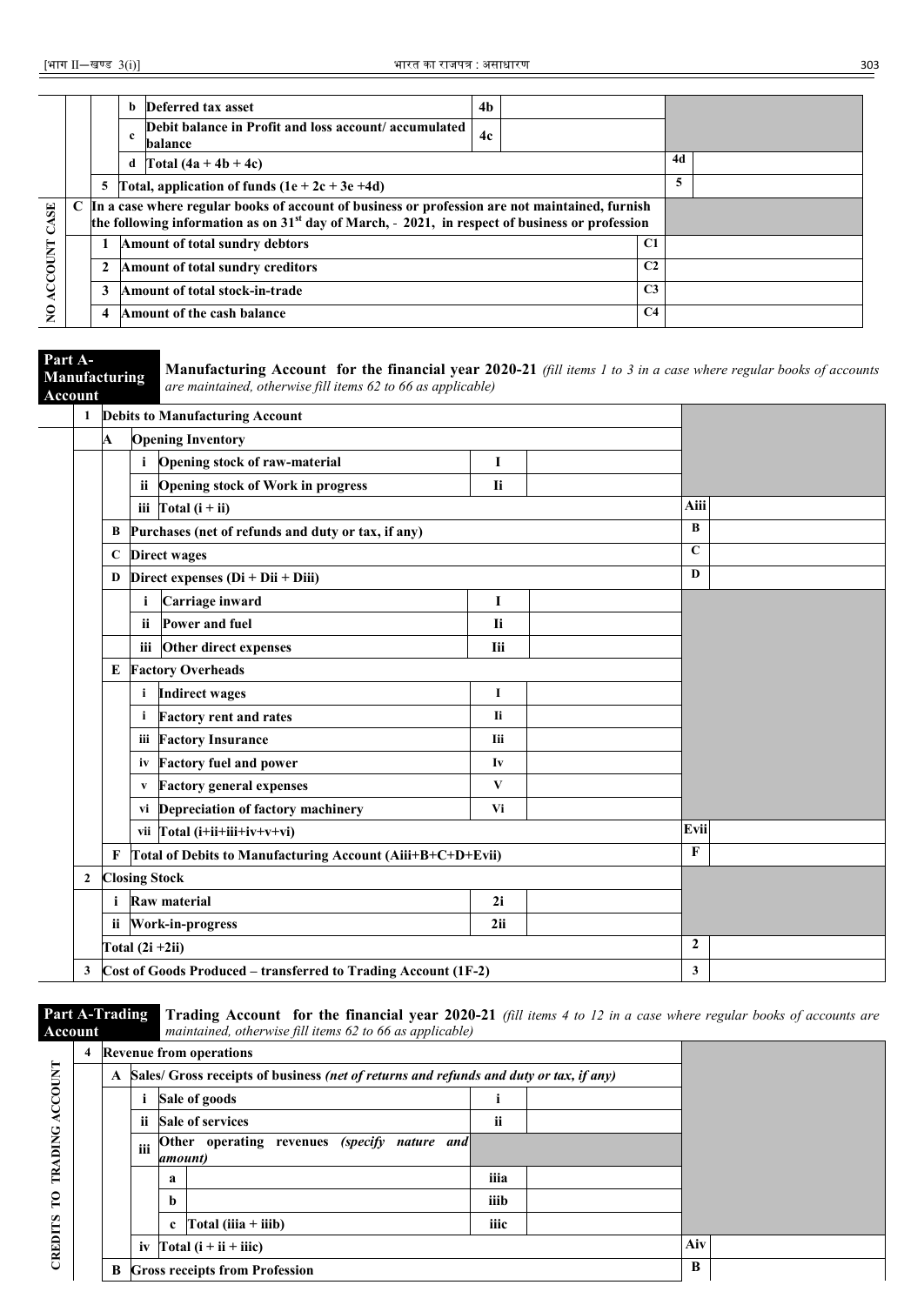| | | | | | | |
|---|---|---|---|---|---|---|
| | | b | Deferred tax asset | 4b | | |
| | | c | Debit balance in Profit and loss account/ accumulated balance | 4c | | |
| | | d | Total (4a + 4b + 4c) | | 4d | |
| | 5 | | Total, application of funds (1e + 2c + 3e +4d) | | 5 | |
| NO ACCOUNT CASE | C | | In a case where regular books of account of business or profession are not maintained, furnish the following information as on 31st day of March, - 2021, in respect of business or profession | | | |
| | | 1 | Amount of total sundry debtors | | C1 | |
| | | 2 | Amount of total sundry creditors | | C2 | |
| | | 3 | Amount of total stock-in-trade | | C3 | |
| | | 4 | Amount of the cash balance | | C4 | |

**Part A-Manufacturing Account** — **Manufacturing Account for the financial year 2020-21** *(fill items 1 to 3 in a case where regular books of accounts are maintained, otherwise fill items 62 to 66 as applicable)*

| | | | | | | |
|---|---|---|---|---|---|---|
| 1 | | | Debits to Manufacturing Account | | | |
| | A | | Opening Inventory | | | |
| | | i | Opening stock of raw-material | I | | |
| | | ii | Opening stock of Work in progress | Ii | | |
| | | iii | Total (i + ii) | | Aiii | |
| | B | | Purchases (net of refunds and duty or tax, if any) | | B | |
| | C | | Direct wages | | C | |
| | D | | Direct expenses (Di + Dii + Diii) | | D | |
| | | i | Carriage inward | I | | |
| | | ii | Power and fuel | Ii | | |
| | | iii | Other direct expenses | Iii | | |
| | E | | Factory Overheads | | | |
| | | i | Indirect wages | I | | |
| | | i | Factory rent and rates | Ii | | |
| | | iii | Factory Insurance | Iii | | |
| | | iv | Factory fuel and power | Iv | | |
| | | v | Factory general expenses | V | | |
| | | vi | Depreciation of factory machinery | Vi | | |
| | | vii | Total (i+ii+iii+iv+v+vi) | | Evii | |
| | F | | Total of Debits to Manufacturing Account (Aiii+B+C+D+Evii) | | F | |
| 2 | | | Closing Stock | | | |
| | i | | Raw material | 2i | | |
| | ii | | Work-in-progress | 2ii | | |
| | | | Total (2i +2ii) | | 2 | |
| 3 | | | Cost of Goods Produced – transferred to Trading Account (1F-2) | | 3 | |

**Part A-Trading Account** — **Trading Account for the financial year 2020-21** *(fill items 4 to 12 in a case where regular books of accounts are maintained, otherwise fill items 62 to 66 as applicable)*

| | | | | | | | | |
|---|---|---|---|---|---|---|---|---|
| CREDITS TO TRADING ACCOUNT | 4 | | | Revenue from operations | | | | |
| | | A | | Sales/ Gross receipts of business *(net of returns and refunds and duty or tax, if any)* | | | | |
| | | | i | Sale of goods | i | | | |
| | | | ii | Sale of services | ii | | | |
| | | | iii | Other operating revenues *(specify nature and amount)* | | | | |
| | | | | a | iiia | | | |
| | | | | b | iiib | | | |
| | | | | c Total (iiia + iiib) | iiic | | | |
| | | | iv | Total (i + ii + iiic) | | | Aiv | |
| | | B | | Gross receipts from Profession | | | B | |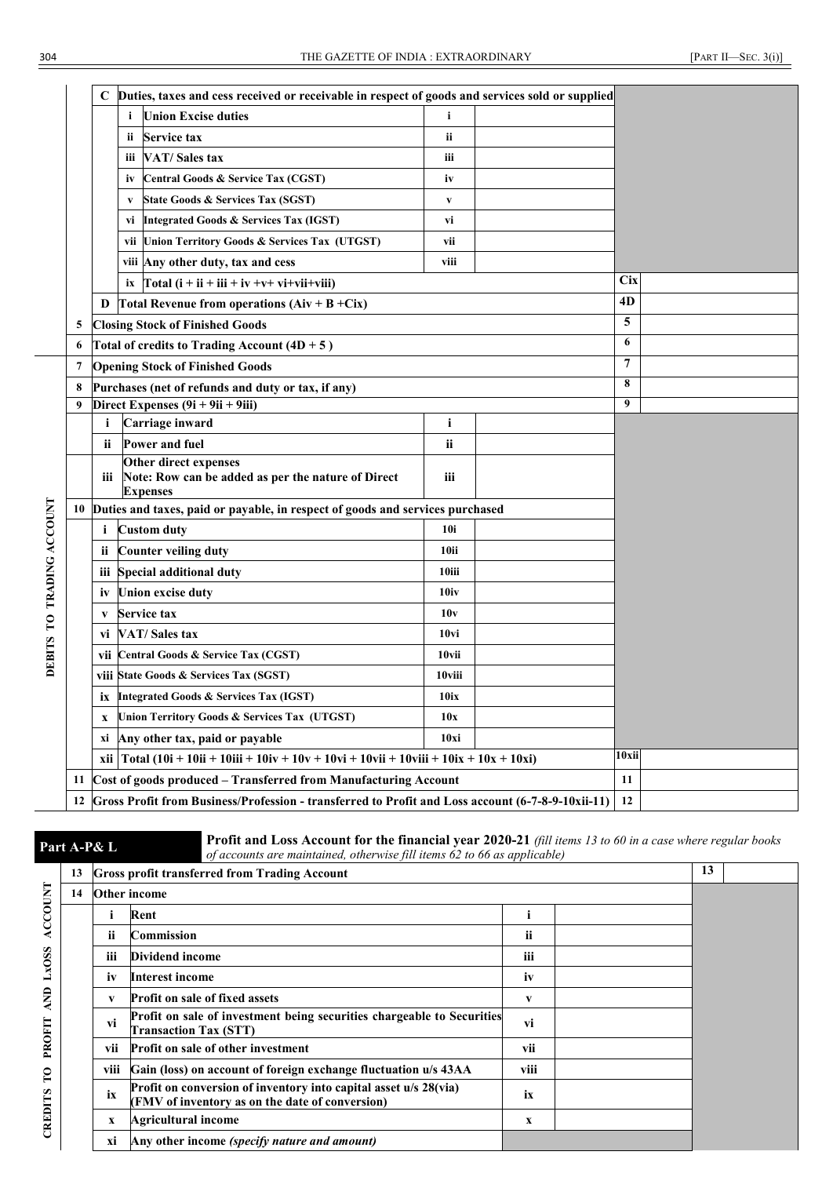| | | | | | | |
|---|---|---|---|---|---|---|
| | C | Duties, taxes and cess received or receivable in respect of goods and services sold or supplied | | | | |
| | | i | Union Excise duties | i | | |
| | | ii | Service tax | ii | | |
| | | iii | VAT/ Sales tax | iii | | |
| | | iv | Central Goods & Service Tax (CGST) | iv | | |
| | | v | State Goods & Services Tax (SGST) | v | | |
| | | vi | Integrated Goods & Services Tax (IGST) | vi | | |
| | | vii | Union Territory Goods & Services Tax (UTGST) | vii | | |
| | | viii | Any other duty, tax and cess | viii | | |
| | | ix | Total (i + ii + iii + iv +v+ vi+vii+viii) | | Cix | |
| | D | Total Revenue from operations (Aiv + B +Cix) | | | 4D | |
| 5 | Closing Stock of Finished Goods | | | | 5 | |
| 6 | Total of credits to Trading Account (4D + 5 ) | | | | 6 | |

**DEBITS TO TRADING ACCOUNT**

| | | | | | |
|---|---|---|---|---|---|
| 7 | Opening Stock of Finished Goods | | | 7 | |
| 8 | Purchases (net of refunds and duty or tax, if any) | | | 8 | |
| 9 | Direct Expenses (9i + 9ii + 9iii) | | | 9 | |
| | i | Carriage inward | i | | |
| | ii | Power and fuel | ii | | |
| | iii | Other direct expenses<br>Note: Row can be added as per the nature of Direct Expenses | iii | | |
| 10 | Duties and taxes, paid or payable, in respect of goods and services purchased | | | | |
| | i | Custom duty | 10i | | |
| | ii | Counter veiling duty | 10ii | | |
| | iii | Special additional duty | 10iii | | |
| | iv | Union excise duty | 10iv | | |
| | v | Service tax | 10v | | |
| | vi | VAT/ Sales tax | 10vi | | |
| | vii | Central Goods & Service Tax (CGST) | 10vii | | |
| | viii | State Goods & Services Tax (SGST) | 10viii | | |
| | ix | Integrated Goods & Services Tax (IGST) | 10ix | | |
| | x | Union Territory Goods & Services Tax (UTGST) | 10x | | |
| | xi | Any other tax, paid or payable | 10xi | | |
| | xii | Total (10i + 10ii + 10iii + 10iv + 10v + 10vi + 10vii + 10viii + 10ix + 10x + 10xi) | | 10xii | |
| 11 | Cost of goods produced – Transferred from Manufacturing Account | | | 11 | |
| 12 | Gross Profit from Business/Profession - transferred to Profit and Loss account (6-7-8-9-10xii-11) | | | 12 | |

**Part A-P& L** — **Profit and Loss Account for the financial year 2020-21** *(fill items 13 to 60 in a case where regular books of accounts are maintained, otherwise fill items 62 to 66 as applicable)*

**CREDITS TO PROFIT AND LxOSS ACCOUNT**

| | | | | | |
|---|---|---|---|---|---|
| 13 | Gross profit transferred from Trading Account | | | 13 | |
| 14 | Other income | | | | |
| | i | Rent | i | | |
| | ii | Commission | ii | | |
| | iii | Dividend income | iii | | |
| | iv | Interest income | iv | | |
| | v | Profit on sale of fixed assets | v | | |
| | vi | Profit on sale of investment being securities chargeable to Securities Transaction Tax (STT) | vi | | |
| | vii | Profit on sale of other investment | vii | | |
| | viii | Gain (loss) on account of foreign exchange fluctuation u/s 43AA | viii | | |
| | ix | Profit on conversion of inventory into capital asset u/s 28(via) (FMV of inventory as on the date of conversion) | ix | | |
| | x | Agricultural income | x | | |
| | xi | Any other income *(specify nature and amount)* | | | |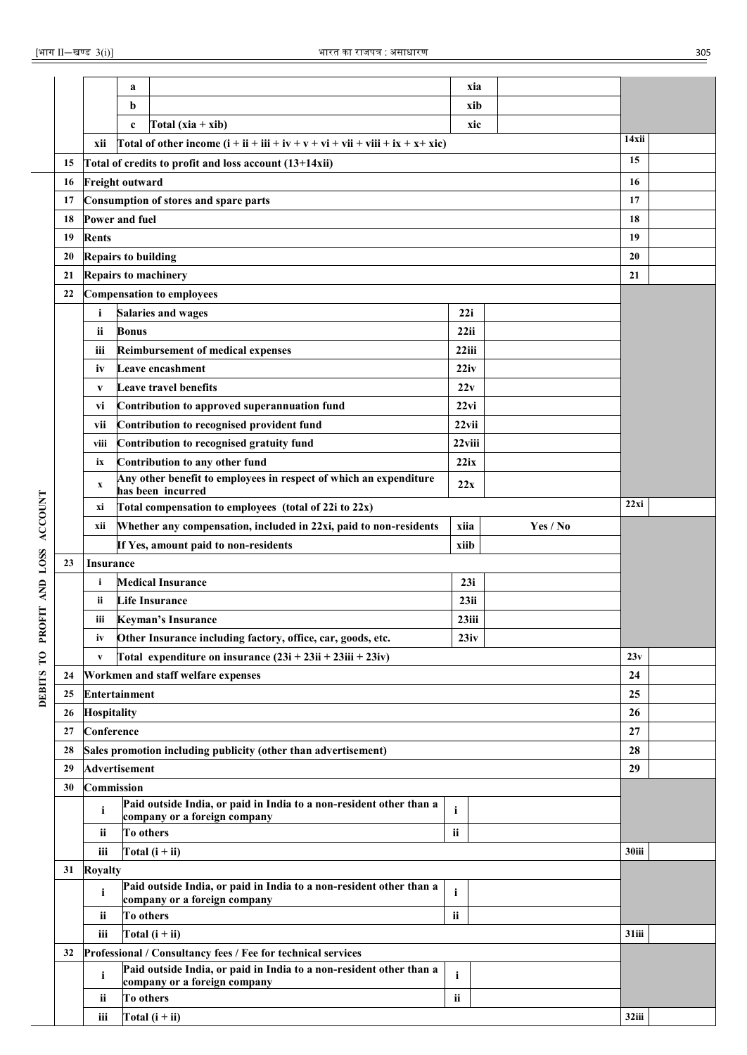| | | | | | | | |
|---|---|---|---|---|---|---|---|
| | | a | | xia | | | |
| | | b | | xib | | | |
| | | c | Total (xia + xib) | xic | | | |
| | xii | Total of other income (i + ii + iii + iv + v + vi + vii + viii + ix + x+ xic) | | | | 14xii | |
| 15 | Total of credits to profit and loss account (13+14xii) | | | | | 15 | |
| **DEBITS TO PROFIT AND LOSS ACCOUNT** 16 | Freight outward | | | | | 16 | |
| 17 | Consumption of stores and spare parts | | | | | 17 | |
| 18 | Power and fuel | | | | | 18 | |
| 19 | Rents | | | | | 19 | |
| 20 | Repairs to building | | | | | 20 | |
| 21 | Repairs to machinery | | | | | 21 | |
| 22 | Compensation to employees | | | | | | |
| | i | Salaries and wages | | 22i | | | |
| | ii | Bonus | | 22ii | | | |
| | iii | Reimbursement of medical expenses | | 22iii | | | |
| | iv | Leave encashment | | 22iv | | | |
| | v | Leave travel benefits | | 22v | | | |
| | vi | Contribution to approved superannuation fund | | 22vi | | | |
| | vii | Contribution to recognised provident fund | | 22vii | | | |
| | viii | Contribution to recognised gratuity fund | | 22viii | | | |
| | ix | Contribution to any other fund | | 22ix | | | |
| | x | Any other benefit to employees in respect of which an expenditure has been incurred | | 22x | | | |
| | xi | Total compensation to employees (total of 22i to 22x) | | | | 22xi | |
| | xii | Whether any compensation, included in 22xi, paid to non-residents | | xiia | Yes / No | | |
| | | If Yes, amount paid to non-residents | | xiib | | | |
| 23 | Insurance | | | | | | |
| | i | Medical Insurance | | 23i | | | |
| | ii | Life Insurance | | 23ii | | | |
| | iii | Keyman's Insurance | | 23iii | | | |
| | iv | Other Insurance including factory, office, car, goods, etc. | | 23iv | | | |
| | v | Total expenditure on insurance (23i + 23ii + 23iii + 23iv) | | | | 23v | |
| 24 | Workmen and staff welfare expenses | | | | | 24 | |
| 25 | Entertainment | | | | | 25 | |
| 26 | Hospitality | | | | | 26 | |
| 27 | Conference | | | | | 27 | |
| 28 | Sales promotion including publicity (other than advertisement) | | | | | 28 | |
| 29 | Advertisement | | | | | 29 | |
| 30 | Commission | | | | | | |
| | i | Paid outside India, or paid in India to a non-resident other than a company or a foreign company | | i | | | |
| | ii | To others | | ii | | | |
| | iii | Total (i + ii) | | | | 30iii | |
| 31 | Royalty | | | | | | |
| | i | Paid outside India, or paid in India to a non-resident other than a company or a foreign company | | i | | | |
| | ii | To others | | ii | | | |
| | iii | Total (i + ii) | | | | 31iii | |
| 32 | Professional / Consultancy fees / Fee for technical services | | | | | | |
| | i | Paid outside India, or paid in India to a non-resident other than a company or a foreign company | | i | | | |
| | ii | To others | | ii | | | |
| | iii | Total (i + ii) | | | | 32iii | |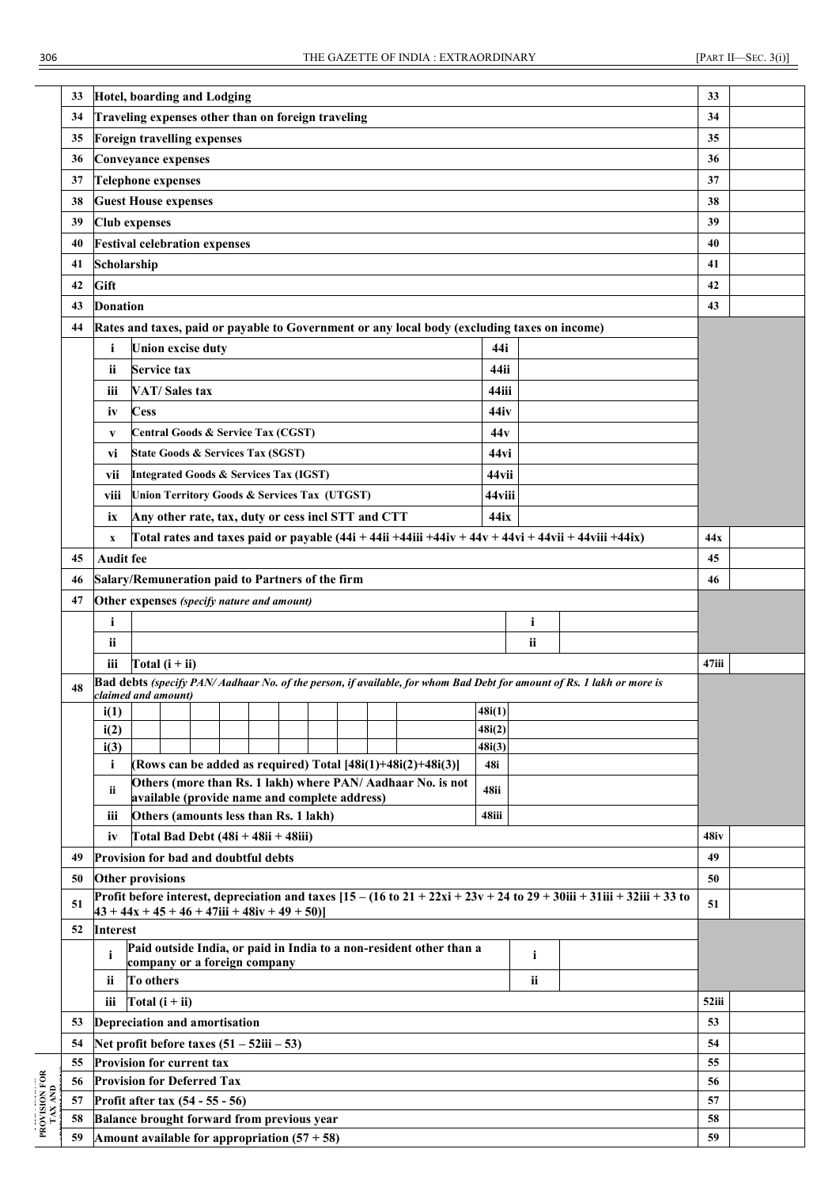| | | | | | |
|---|---|---|---|---|---|
| 33 | **Hotel, boarding and Lodging** | | | 33 | |
| 34 | **Traveling expenses other than on foreign traveling** | | | 34 | |
| 35 | **Foreign travelling expenses** | | | 35 | |
| 36 | **Conveyance expenses** | | | 36 | |
| 37 | **Telephone expenses** | | | 37 | |
| 38 | **Guest House expenses** | | | 38 | |
| 39 | **Club expenses** | | | 39 | |
| 40 | **Festival celebration expenses** | | | 40 | |
| 41 | **Scholarship** | | | 41 | |
| 42 | **Gift** | | | 42 | |
| 43 | **Donation** | | | 43 | |
| 44 | **Rates and taxes, paid or payable to Government or any local body (excluding taxes on income)** | | | | |
| | i **Union excise duty** | 44i | | | |
| | ii **Service tax** | 44ii | | | |
| | iii **VAT/ Sales tax** | 44iii | | | |
| | iv **Cess** | 44iv | | | |
| | v **Central Goods & Service Tax (CGST)** | 44v | | | |
| | vi **State Goods & Services Tax (SGST)** | 44vi | | | |
| | vii **Integrated Goods & Services Tax (IGST)** | 44vii | | | |
| | viii **Union Territory Goods & Services Tax (UTGST)** | 44viii | | | |
| | ix **Any other rate, tax, duty or cess incl STT and CTT** | 44ix | | | |
| | x **Total rates and taxes paid or payable (44i + 44ii +44iii +44iv + 44v + 44vi + 44vii + 44viii +44ix)** | | | 44x | |
| 45 | **Audit fee** | | | 45 | |
| 46 | **Salary/Remuneration paid to Partners of the firm** | | | 46 | |
| 47 | **Other expenses** *(specify nature and amount)* | | | | |
| | i | i | | | |
| | ii | ii | | | |
| | iii **Total (i + ii)** | | | 47iii | |
| 48 | **Bad debts** *(specify PAN/ Aadhaar No. of the person, if available, for whom Bad Debt for amount of Rs. 1 lakh or more is claimed and amount)* | | | | |
| | i(1) | 48i(1) | | | |
| | i(2) | 48i(2) | | | |
| | i(3) | 48i(3) | | | |
| | i **(Rows can be added as required) Total [48i(1)+48i(2)+48i(3)]** | 48i | | | |
| | ii **Others (more than Rs. 1 lakh) where PAN/ Aadhaar No. is not available (provide name and complete address)** | 48ii | | | |
| | iii **Others (amounts less than Rs. 1 lakh)** | 48iii | | | |
| | iv **Total Bad Debt (48i + 48ii + 48iii)** | | | 48iv | |
| 49 | **Provision for bad and doubtful debts** | | | 49 | |
| 50 | **Other provisions** | | | 50 | |
| 51 | **Profit before interest, depreciation and taxes [15 – (16 to 21 + 22xi + 23v + 24 to 29 + 30iii + 31iii + 32iii + 33 to 43 + 44x + 45 + 46 + 47iii + 48iv + 49 + 50)]** | | | 51 | |
| 52 | **Interest** | | | | |
| | i **Paid outside India, or paid in India to a non-resident other than a company or a foreign company** | i | | | |
| | ii **To others** | ii | | | |
| | iii **Total (i + ii)** | | | 52iii | |
| 53 | **Depreciation and amortisation** | | | 53 | |
| 54 | **Net profit before taxes (51 – 52iii – 53)** | | | 54 | |
| 55 | **Provision for current tax** | | | 55 | |
| 56 | **Provision for Deferred Tax** | | | 56 | |
| 57 | **Profit after tax (54 - 55 - 56)** | | | 57 | |
| 58 | **Balance brought forward from previous year** | | | 58 | |
| 59 | **Amount available for appropriation (57 + 58)** | | | 59 | |

PROVISION FOR TAX AND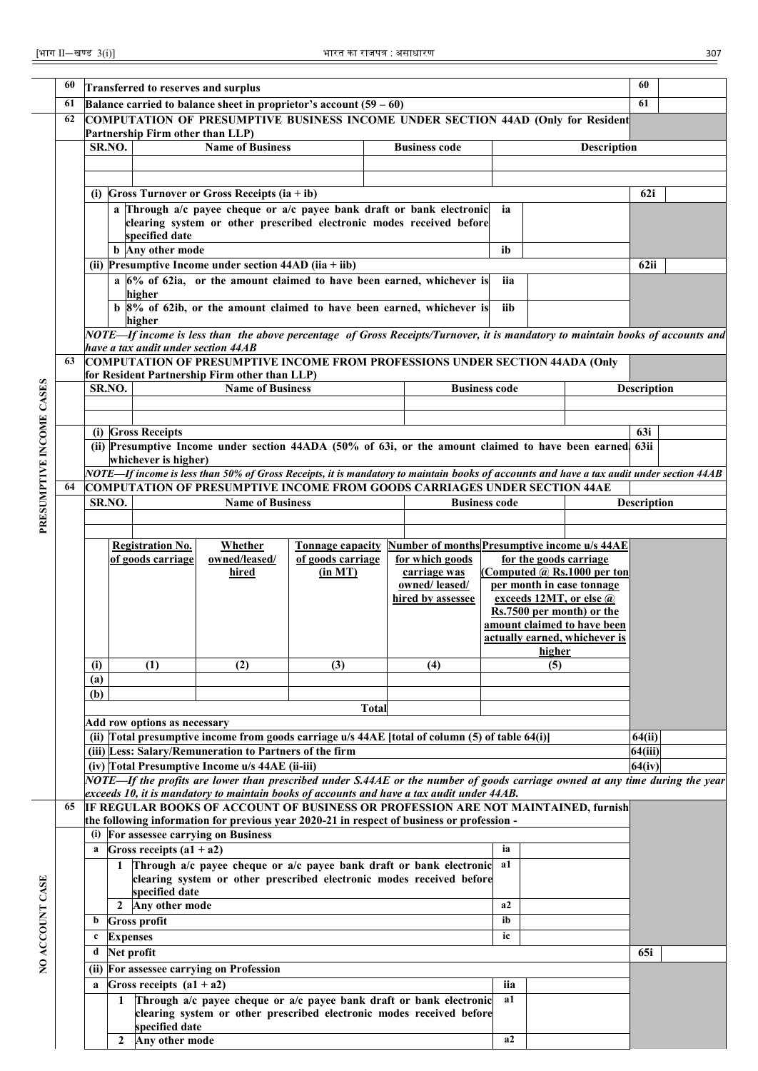| | | | |
|---|---|---|---|
| 60 | **Transferred to reserves and surplus** | **60** | |
| 61 | **Balance carried to balance sheet in proprietor's account (59 – 60)** | **61** | |

**PRESUMPTIVE INCOME CASES**

**62 COMPUTATION OF PRESUMPTIVE BUSINESS INCOME UNDER SECTION 44AD (Only for Resident Partnership Firm other than LLP)**

| SR.NO. | Name of Business | Business code | Description |
|---|---|---|---|
| | | | |
| | | | |

| | | | | |
|---|---|---|---|---|
| **(i)** | **Gross Turnover or Gross Receipts (ia + ib)** | | | **62i** |
| | **a** Through a/c payee cheque or a/c payee bank draft or bank electronic clearing system or other prescribed electronic modes received before specified date | **ia** | | |
| | **b** Any other mode | **ib** | | |
| **(ii)** | **Presumptive Income under section 44AD (iia + iib)** | | | **62ii** |
| | **a** 6% of 62ia, or the amount claimed to have been earned, whichever is higher | **iia** | | |
| | **b** 8% of 62ib, or the amount claimed to have been earned, whichever is higher | **iib** | | |

***NOTE—If income is less than the above percentage of Gross Receipts/Turnover, it is mandatory to maintain books of accounts and have a tax audit under section 44AB***

**63 COMPUTATION OF PRESUMPTIVE INCOME FROM PROFESSIONS UNDER SECTION 44ADA (Only for Resident Partnership Firm other than LLP)**

| SR.NO. | Name of Business | Business code | Description |
|---|---|---|---|
| | | | |
| | | | |

| | | |
|---|---|---|
| **(i)** | **Gross Receipts** | **63i** |
| **(ii)** | **Presumptive Income under section 44ADA (50% of 63i, or the amount claimed to have been earned, whichever is higher)** | **63ii** |

***NOTE—If income is less than 50% of Gross Receipts, it is mandatory to maintain books of accounts and have a tax audit under section 44AB***

**64 COMPUTATION OF PRESUMPTIVE INCOME FROM GOODS CARRIAGES UNDER SECTION 44AE**

| SR.NO. | Name of Business | Business code | Description |
|---|---|---|---|
| | | | |
| | | | |

| | Registration No. of goods carriage | Whether owned/leased/ hired | Tonnage capacity of goods carriage (in MT) | Number of months for which goods carriage was owned/ leased/ hired by assessee | Presumptive income u/s 44AE for the goods carriage (Computed @ Rs.1000 per ton per month in case tonnage exceeds 12MT, or else @ Rs.7500 per month) or the amount claimed to have been actually earned, whichever is higher |
|---|---|---|---|---|---|
| **(i)** | **(1)** | **(2)** | **(3)** | **(4)** | **(5)** |
| **(a)** | | | | | |
| **(b)** | | | | | |
| | | | **Total** | | |

**Add row options as necessary**

| | | |
|---|---|---|
| **(ii)** | **Total presumptive income from goods carriage u/s 44AE [total of column (5) of table 64(i)]** | **64(ii)** |
| **(iii)** | **Less: Salary/Remuneration to Partners of the firm** | **64(iii)** |
| **(iv)** | **Total Presumptive Income u/s 44AE (ii-iii)** | **64(iv)** |

***NOTE—If the profits are lower than prescribed under S.44AE or the number of goods carriage owned at any time during the year exceeds 10, it is mandatory to maintain books of accounts and have a tax audit under 44AB.***

**NO ACCOUNT CASE**

**65 IF REGULAR BOOKS OF ACCOUNT OF BUSINESS OR PROFESSION ARE NOT MAINTAINED, furnish the following information for previous year 2020-21 in respect of business or profession -**

| | | | | |
|---|---|---|---|---|
| **(i)** | **For assessee carrying on Business** | | | |
| **a** | **Gross receipts (a1 + a2)** | **ia** | | |
| | **1** Through a/c payee cheque or a/c payee bank draft or bank electronic clearing system or other prescribed electronic modes received before specified date | **a1** | | |
| | **2** Any other mode | **a2** | | |
| **b** | **Gross profit** | **ib** | | |
| **c** | **Expenses** | **ic** | | |
| **d** | **Net profit** | | | **65i** |
| **(ii)** | **For assessee carrying on Profession** | | | |
| **a** | **Gross receipts (a1 + a2)** | **iia** | | |
| | **1** Through a/c payee cheque or a/c payee bank draft or bank electronic clearing system or other prescribed electronic modes received before specified date | **a1** | | |
| | **2** Any other mode | **a2** | | |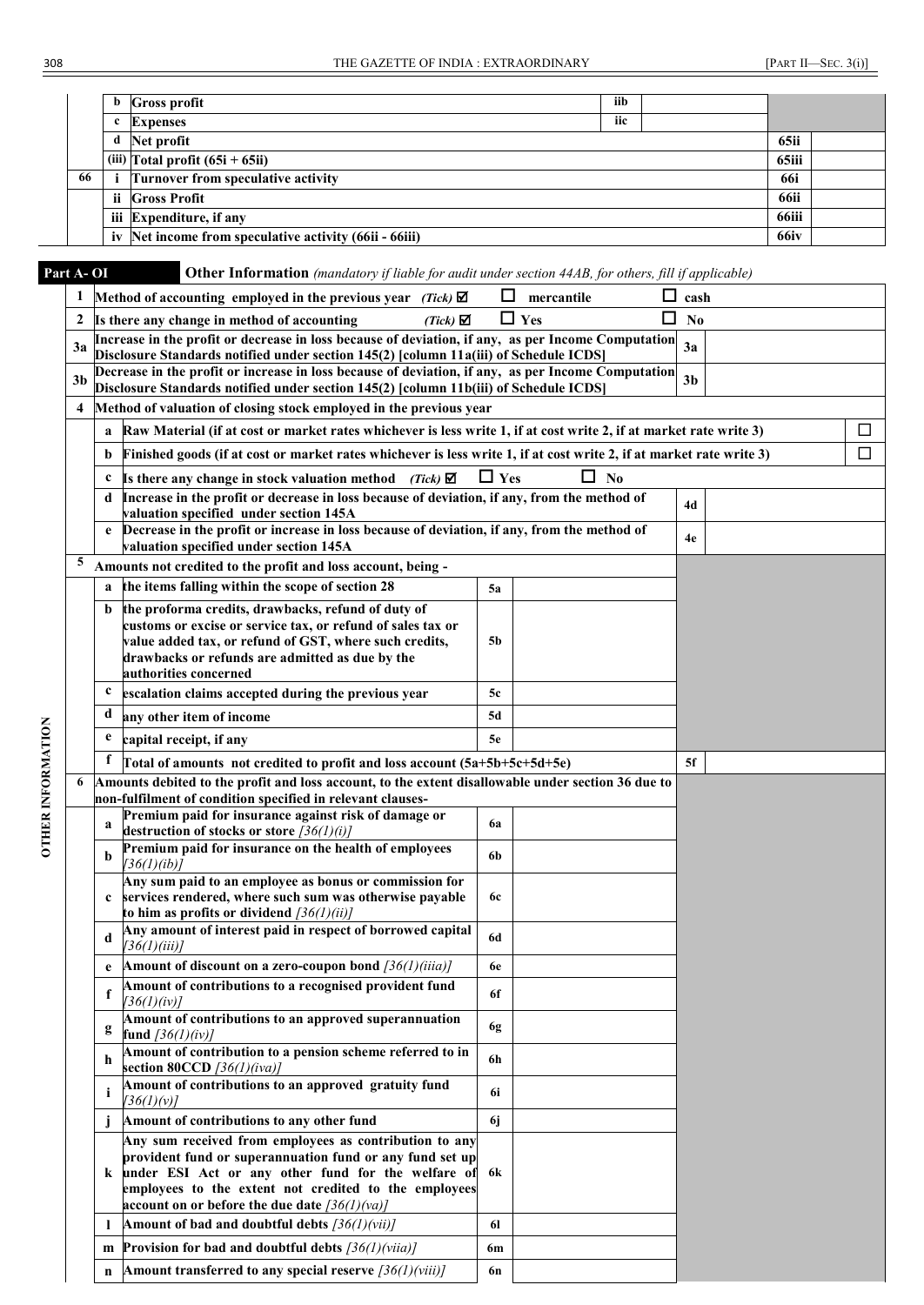| | | | | |
|---|---|---|---|---|
| | b | Gross profit | iib | |
| | c | Expenses | iic | |
| | d | Net profit | 65ii | |
| | (iii) | Total profit (65i + 65ii) | 65iii | |
| 66 | i | Turnover from speculative activity | 66i | |
| | ii | Gross Profit | 66ii | |
| | iii | Expenditure, if any | 66iii | |
| | iv | Net income from speculative activity (66ii - 66iii) | 66iv | |

## Part A- OI — Other Information *(mandatory if liable for audit under section 44AB, for others, fill if applicable)*

**OTHER INFORMATION**

| | | | | | |
|---|---|---|---|---|---|
| 1 | | Method of accounting employed in the previous year *(Tick)* ☑ ☐ mercantile ☐ cash | | | |
| 2 | | Is there any change in method of accounting *(Tick)* ☑ ☐ Yes ☐ No | | | |
| 3a | | Increase in the profit or decrease in loss because of deviation, if any, as per Income Computation Disclosure Standards notified under section 145(2) [column 11a(iii) of Schedule ICDS] | | 3a | |
| 3b | | Decrease in the profit or increase in loss because of deviation, if any, as per Income Computation Disclosure Standards notified under section 145(2) [column 11b(iii) of Schedule ICDS] | | 3b | |
| 4 | | Method of valuation of closing stock employed in the previous year | | | |
| | a | Raw Material (if at cost or market rates whichever is less write 1, if at cost write 2, if at market rate write 3) | | | ☐ |
| | b | Finished goods (if at cost or market rates whichever is less write 1, if at cost write 2, if at market rate write 3) | | | ☐ |
| | c | Is there any change in stock valuation method *(Tick)* ☑ ☐ Yes ☐ No | | | |
| | d | Increase in the profit or decrease in loss because of deviation, if any, from the method of valuation specified under section 145A | | 4d | |
| | e | Decrease in the profit or increase in loss because of deviation, if any, from the method of valuation specified under section 145A | | 4e | |
| 5 | | Amounts not credited to the profit and loss account, being - | | | |
| | a | the items falling within the scope of section 28 | 5a | | |
| | b | the proforma credits, drawbacks, refund of duty of customs or excise or service tax, or refund of sales tax or value added tax, or refund of GST, where such credits, drawbacks or refunds are admitted as due by the authorities concerned | 5b | | |
| | c | escalation claims accepted during the previous year | 5c | | |
| | d | any other item of income | 5d | | |
| | e | capital receipt, if any | 5e | | |
| | f | Total of amounts not credited to profit and loss account (5a+5b+5c+5d+5e) | | 5f | |
| 6 | | Amounts debited to the profit and loss account, to the extent disallowable under section 36 due to non-fulfilment of condition specified in relevant clauses- | | | |
| | a | Premium paid for insurance against risk of damage or destruction of stocks or store *[36(1)(i)]* | 6a | | |
| | b | Premium paid for insurance on the health of employees *[36(1)(ib)]* | 6b | | |
| | c | Any sum paid to an employee as bonus or commission for services rendered, where such sum was otherwise payable to him as profits or dividend *[36(1)(ii)]* | 6c | | |
| | d | Any amount of interest paid in respect of borrowed capital *[36(1)(iii)]* | 6d | | |
| | e | Amount of discount on a zero-coupon bond *[36(1)(iiia)]* | 6e | | |
| | f | Amount of contributions to a recognised provident fund *[36(1)(iv)]* | 6f | | |
| | g | Amount of contributions to an approved superannuation fund *[36(1)(iv)]* | 6g | | |
| | h | Amount of contribution to a pension scheme referred to in section 80CCD *[36(1)(iva)]* | 6h | | |
| | i | Amount of contributions to an approved gratuity fund *[36(1)(v)]* | 6i | | |
| | j | Amount of contributions to any other fund | 6j | | |
| | k | Any sum received from employees as contribution to any provident fund or superannuation fund or any fund set up under ESI Act or any other fund for the welfare of employees to the extent not credited to the employees account on or before the due date *[36(1)(va)]* | 6k | | |
| | l | Amount of bad and doubtful debts *[36(1)(vii)]* | 6l | | |
| | m | Provision for bad and doubtful debts *[36(1)(viia)]* | 6m | | |
| | n | Amount transferred to any special reserve *[36(1)(viii)]* | 6n | | |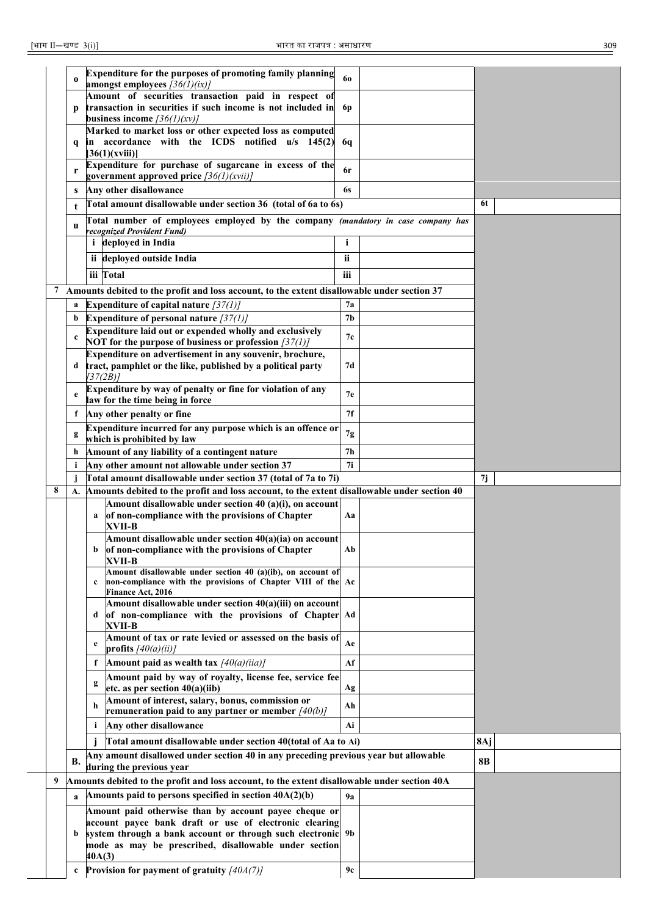| | | | | | | |
|---|---|---|---|---|---|---|
| | o | **Expenditure for the purposes of promoting family planning amongst employees** *[36(1)(ix)]* | **6o** | | | |
| | p | **Amount of securities transaction paid in respect of transaction in securities if such income is not included in business income** *[36(1)(xv)]* | **6p** | | | |
| | q | **Marked to market loss or other expected loss as computed in accordance with the ICDS notified u/s 145(2) [36(1)(xviii)]** | **6q** | | | |
| | r | **Expenditure for purchase of sugarcane in excess of the government approved price** *[36(1)(xvii)]* | **6r** | | | |
| | s | **Any other disallowance** | **6s** | | | |
| | t | **Total amount disallowable under section 36 (total of 6a to 6s)** | | | **6t** | |
| | u | **Total number of employees employed by the company** ***(mandatory in case company has recognized Provident Fund)*** | | | | |
| | | **i deployed in India** | **i** | | | |
| | | **ii deployed outside India** | **ii** | | | |
| | | **iii Total** | **iii** | | | |
| **7** | | **Amounts debited to the profit and loss account, to the extent disallowable under section 37** | | | | |
| | a | **Expenditure of capital nature** *[37(1)]* | **7a** | | | |
| | b | **Expenditure of personal nature** *[37(1)]* | **7b** | | | |
| | c | **Expenditure laid out or expended wholly and exclusively NOT for the purpose of business or profession** *[37(1)]* | **7c** | | | |
| | d | **Expenditure on advertisement in any souvenir, brochure, tract, pamphlet or the like, published by a political party** *[37(2B)]* | **7d** | | | |
| | e | **Expenditure by way of penalty or fine for violation of any law for the time being in force** | **7e** | | | |
| | f | **Any other penalty or fine** | **7f** | | | |
| | g | **Expenditure incurred for any purpose which is an offence or which is prohibited by law** | **7g** | | | |
| | h | **Amount of any liability of a contingent nature** | **7h** | | | |
| | i | **Any other amount not allowable under section 37** | **7i** | | | |
| | j | **Total amount disallowable under section 37 (total of 7a to 7i)** | | | **7j** | |
| **8** | **A.** | **Amounts debited to the profit and loss account, to the extent disallowable under section 40** | | | | |
| | | **a** **Amount disallowable under section 40 (a)(i), on account of non-compliance with the provisions of Chapter XVII-B** | **Aa** | | | |
| | | **b** **Amount disallowable under section 40(a)(ia) on account of non-compliance with the provisions of Chapter XVII-B** | **Ab** | | | |
| | | **c** **Amount disallowable under section 40 (a)(ib), on account of non-compliance with the provisions of Chapter VIII of the Finance Act, 2016** | **Ac** | | | |
| | | **d** **Amount disallowable under section 40(a)(iii) on account of non-compliance with the provisions of Chapter XVII-B** | **Ad** | | | |
| | | **e** **Amount of tax or rate levied or assessed on the basis of profits** *[40(a)(ii)]* | **Ae** | | | |
| | | **f** **Amount paid as wealth tax** *[40(a)(iia)]* | **Af** | | | |
| | | **g** **Amount paid by way of royalty, license fee, service fee etc. as per section 40(a)(iib)** | **Ag** | | | |
| | | **h** **Amount of interest, salary, bonus, commission or remuneration paid to any partner or member** *[40(b)]* | **Ah** | | | |
| | | **i** **Any other disallowance** | **Ai** | | | |
| | | **j** **Total amount disallowable under section 40(total of Aa to Ai)** | | | **8Aj** | |
| | **B.** | **Any amount disallowed under section 40 in any preceding previous year but allowable during the previous year** | | | **8B** | |
| **9** | | **Amounts debited to the profit and loss account, to the extent disallowable under section 40A** | | | | |
| | a | **Amounts paid to persons specified in section 40A(2)(b)** | **9a** | | | |
| | b | **Amount paid otherwise than by account payee cheque or account payee bank draft or use of electronic clearing system through a bank account or through such electronic mode as may be prescribed, disallowable under section 40A(3)** | **9b** | | | |
| | c | **Provision for payment of gratuity** *[40A(7)]* | **9c** | | | |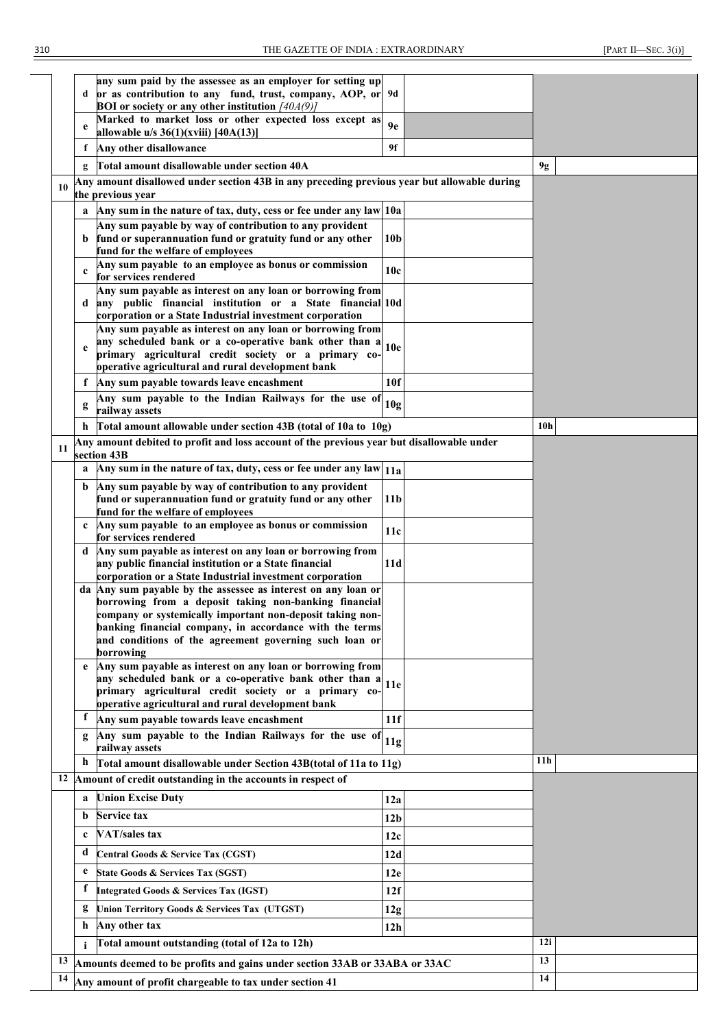| | | | | | | |
|---|---|---|---|---|---|---|
| | d | any sum paid by the assessee as an employer for setting up or as contribution to any fund, trust, company, AOP, or BOI or society or any other institution *[40A(9)]* | 9d | | | |
| | e | Marked to market loss or other expected loss except as allowable u/s 36(1)(xviii) [40A(13)] | 9e | | | |
| | f | Any other disallowance | 9f | | | |
| | g | Total amount disallowable under section 40A | | | 9g | |
| 10 | | Any amount disallowed under section 43B in any preceding previous year but allowable during the previous year | | | | |
| | a | Any sum in the nature of tax, duty, cess or fee under any law | 10a | | | |
| | b | Any sum payable by way of contribution to any provident fund or superannuation fund or gratuity fund or any other fund for the welfare of employees | 10b | | | |
| | c | Any sum payable to an employee as bonus or commission for services rendered | 10c | | | |
| | d | Any sum payable as interest on any loan or borrowing from any public financial institution or a State financial corporation or a State Industrial investment corporation | 10d | | | |
| | e | Any sum payable as interest on any loan or borrowing from any scheduled bank or a co-operative bank other than a primary agricultural credit society or a primary co-operative agricultural and rural development bank | 10e | | | |
| | f | Any sum payable towards leave encashment | 10f | | | |
| | g | Any sum payable to the Indian Railways for the use of railway assets | 10g | | | |
| | h | Total amount allowable under section 43B (total of 10a to 10g) | | | 10h | |
| 11 | | Any amount debited to profit and loss account of the previous year but disallowable under section 43B | | | | |
| | a | Any sum in the nature of tax, duty, cess or fee under any law | 11a | | | |
| | b | Any sum payable by way of contribution to any provident fund or superannuation fund or gratuity fund or any other fund for the welfare of employees | 11b | | | |
| | c | Any sum payable to an employee as bonus or commission for services rendered | 11c | | | |
| | d | Any sum payable as interest on any loan or borrowing from any public financial institution or a State financial corporation or a State Industrial investment corporation | 11d | | | |
| | da | Any sum payable by the assessee as interest on any loan or borrowing from a deposit taking non-banking financial company or systemically important non-deposit taking non-banking financial company, in accordance with the terms and conditions of the agreement governing such loan or borrowing | | | | |
| | e | Any sum payable as interest on any loan or borrowing from any scheduled bank or a co-operative bank other than a primary agricultural credit society or a primary co-operative agricultural and rural development bank | 11e | | | |
| | f | Any sum payable towards leave encashment | 11f | | | |
| | g | Any sum payable to the Indian Railways for the use of railway assets | 11g | | | |
| | h | Total amount disallowable under Section 43B(total of 11a to 11g) | | | 11h | |
| 12 | | Amount of credit outstanding in the accounts in respect of | | | | |
| | a | Union Excise Duty | 12a | | | |
| | b | Service tax | 12b | | | |
| | c | VAT/sales tax | 12c | | | |
| | d | Central Goods & Service Tax (CGST) | 12d | | | |
| | e | State Goods & Services Tax (SGST) | 12e | | | |
| | f | Integrated Goods & Services Tax (IGST) | 12f | | | |
| | g | Union Territory Goods & Services Tax (UTGST) | 12g | | | |
| | h | Any other tax | 12h | | | |
| | i | Total amount outstanding (total of 12a to 12h) | | | 12i | |
| 13 | | Amounts deemed to be profits and gains under section 33AB or 33ABA or 33AC | | | 13 | |
| 14 | | Any amount of profit chargeable to tax under section 41 | | | 14 | |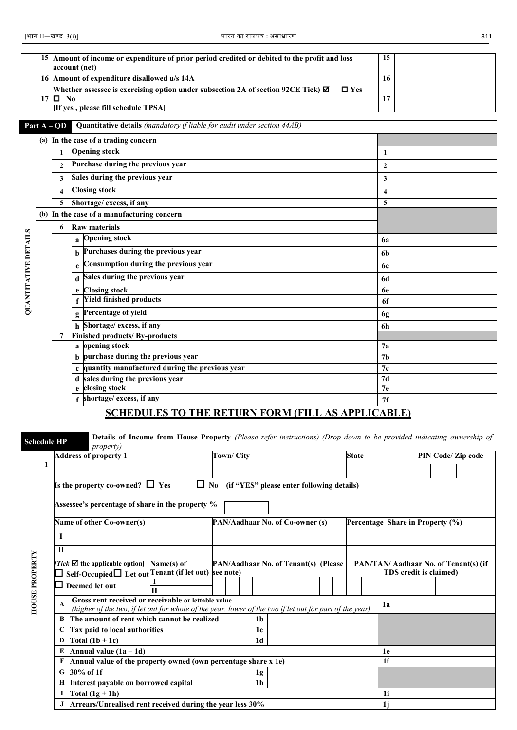| | | | |
|---|---|---|---|
| 15 | Amount of income or expenditure of prior period credited or debited to the profit and loss account (net) | 15 | |
| 16 | Amount of expenditure disallowed u/s 14A | 16 | |
| 17 | Whether assessee is exercising option under subsection 2A of section 92CE Tick) ☑ ☐ Yes ☐ No [If yes , please fill schedule TPSA] | 17 | |

**Part A – QD** **Quantitative details** *(mandatory if liable for audit under section 44AB)*

**QUANTITATIVE DETAILS**

| | | | | | |
|---|---|---|---|---|---|
| **(a)** | **In the case of a trading concern** | | | | |
| | 1 | | Opening stock | 1 | |
| | 2 | | Purchase during the previous year | 2 | |
| | 3 | | Sales during the previous year | 3 | |
| | 4 | | Closing stock | 4 | |
| | 5 | | Shortage/ excess, if any | 5 | |
| **(b)** | **In the case of a manufacturing concern** | | | | |
| | 6 | | Raw materials | | |
| | | a | Opening stock | 6a | |
| | | b | Purchases during the previous year | 6b | |
| | | c | Consumption during the previous year | 6c | |
| | | d | Sales during the previous year | 6d | |
| | | e | Closing stock | 6e | |
| | | f | Yield finished products | 6f | |
| | | g | Percentage of yield | 6g | |
| | | h | Shortage/ excess, if any | 6h | |
| | 7 | | Finished products/ By-products | | |
| | | a | opening stock | 7a | |
| | | b | purchase during the previous year | 7b | |
| | | c | quantity manufactured during the previous year | 7c | |
| | | d | sales during the previous year | 7d | |
| | | e | closing stock | 7e | |
| | | f | shortage/ excess, if any | 7f | |

## SCHEDULES TO THE RETURN FORM (FILL AS APPLICABLE)

**Schedule HP** **Details of Income from House Property** *(Please refer instructions) (Drop down to be provided indicating ownership of property)*

**HOUSE PROPERTY**

| | | | | | |
|---|---|---|---|---|---|
| 1 | Address of property 1 | Town/ City | State | PIN Code/ Zip code | |
| | Is the property co-owned? ☐ Yes ☐ No (if "YES" please enter following details) | | | | |
| | Assessee's percentage of share in the property % | | | | |
| | Name of other Co-owner(s) | PAN/Aadhaar No. of Co-owner (s) | Percentage Share in Property (%) | | |
| | I | | | | |
| | II | | | | |
| | *[Tick ☑ the applicable option]* ☐ Self-Occupied ☐ Let out ☐ Deemed let out | Name(s) of Tenant (if let out) I / II | PAN/Aadhaar No. of Tenant(s) (Please see note) | PAN/TAN/ Aadhaar No. of Tenant(s) (if TDS credit is claimed) | |

| | | | | | |
|---|---|---|---|---|---|
| A | Gross rent received or receivable or lettable value *(higher of the two, if let out for whole of the year, lower of the two if let out for part of the year)* | | | 1a | |
| B | The amount of rent which cannot be realized | 1b | | | |
| C | Tax paid to local authorities | 1c | | | |
| D | Total (1b + 1c) | 1d | | | |
| E | Annual value (1a – 1d) | | | 1e | |
| F | Annual value of the property owned (own percentage share x 1e) | | | 1f | |
| G | 30% of 1f | 1g | | | |
| H | Interest payable on borrowed capital | 1h | | | |
| I | Total (1g + 1h) | | | 1i | |
| J | Arrears/Unrealised rent received during the year less 30% | | | 1j | |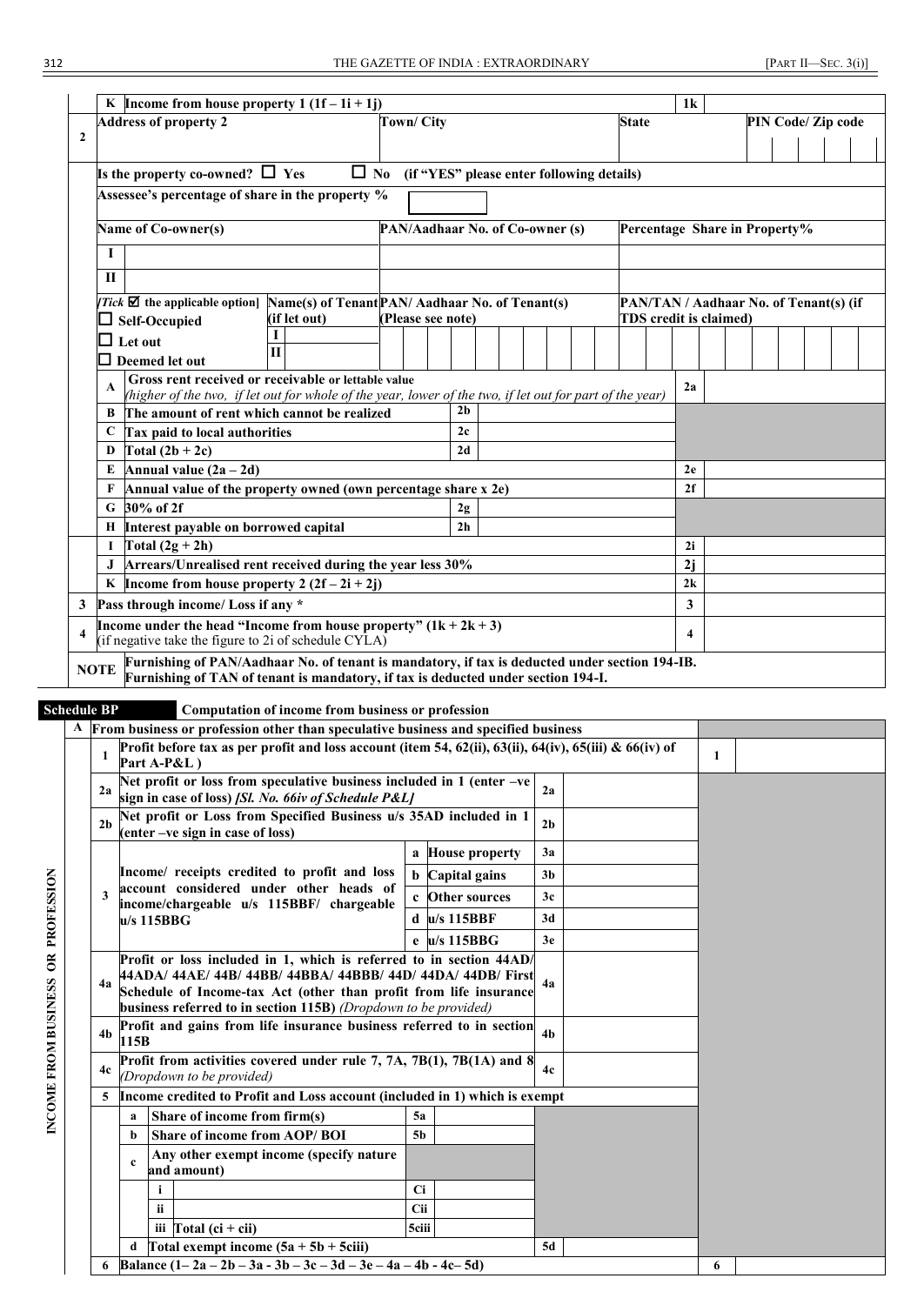| | | | | |
|---|---|---|---|---|
| | K | Income from house property 1 (1f – 1i + 1j) | 1k | |

| 2 | Address of property 2 | Town/ City | State | PIN Code/ Zip code |
|---|---|---|---|---|
| | Is the property co-owned? ☐ Yes ☐ No (if "YES" please enter following details) | | | |
| | Assessee's percentage of share in the property % | | | |
| | Name of Co-owner(s) | PAN/Aadhaar No. of Co-owner (s) | Percentage Share in Property% | |
| | I | | | |
| | II | | | |

| *[Tick ☑ the applicable option]* | Name(s) of Tenant (if let out) | PAN/ Aadhaar No. of Tenant(s) (Please see note) | PAN/TAN / Aadhaar No. of Tenant(s) (if TDS credit is claimed) |
|---|---|---|---|
| ☐ Self-Occupied<br>☐ Let out<br>☐ Deemed let out | I<br>II | | |

| | | | | |
|---|---|---|---|---|
| A | Gross rent received or receivable or lettable value *(higher of the two, if let out for whole of the year, lower of the two, if let out for part of the year)* | | 2a | |
| B | The amount of rent which cannot be realized | 2b | | |
| C | Tax paid to local authorities | 2c | | |
| D | Total (2b + 2c) | 2d | | |
| E | Annual value (2a – 2d) | | 2e | |
| F | Annual value of the property owned (own percentage share x 2e) | | 2f | |
| G | 30% of 2f | 2g | | |
| H | Interest payable on borrowed capital | 2h | | |
| I | Total (2g + 2h) | | 2i | |
| J | Arrears/Unrealised rent received during the year less 30% | | 2j | |
| K | Income from house property 2 (2f – 2i + 2j) | | 2k | |

| | | | |
|---|---|---|---|
| 3 | Pass through income/ Loss if any * | 3 | |
| 4 | Income under the head "Income from house property" (1k + 2k + 3) (if negative take the figure to 2i of schedule CYLA) | 4 | |
| NOTE | Furnishing of PAN/Aadhaar No. of tenant is mandatory, if tax is deducted under section 194-IB. Furnishing of TAN of tenant is mandatory, if tax is deducted under section 194-I. | | |

**Schedule BP** **Computation of income from business or profession**

**INCOME FROM BUSINESS OR PROFESSION**

| | | | | | | |
|---|---|---|---|---|---|---|
| A | From business or profession other than speculative business and specified business | | | | | |
| 1 | Profit before tax as per profit and loss account (item 54, 62(ii), 63(ii), 64(iv), 65(iii) & 66(iv) of Part A-P&L ) | | | | 1 | |
| 2a | Net profit or loss from speculative business included in 1 (enter –ve sign in case of loss) *[Sl. No. 66iv of Schedule P&L]* | | 2a | | | |
| 2b | Net profit or Loss from Specified Business u/s 35AD included in 1 (enter –ve sign in case of loss) | | 2b | | | |
| 3 | Income/ receipts credited to profit and loss account considered under other heads of income/chargeable u/s 115BBF/ chargeable u/s 115BBG | a House property | 3a | | | |
| | | b Capital gains | 3b | | | |
| | | c Other sources | 3c | | | |
| | | d u/s 115BBF | 3d | | | |
| | | e u/s 115BBG | 3e | | | |
| 4a | Profit or loss included in 1, which is referred to in section 44AD/ 44ADA/ 44AE/ 44B/ 44BB/ 44BBA/ 44BBB/ 44D/ 44DA/ 44DB/ First Schedule of Income-tax Act (other than profit from life insurance business referred to in section 115B) *(Dropdown to be provided)* | | 4a | | | |
| 4b | Profit and gains from life insurance business referred to in section 115B | | 4b | | | |
| 4c | Profit from activities covered under rule 7, 7A, 7B(1), 7B(1A) and 8 *(Dropdown to be provided)* | | 4c | | | |
| 5 | Income credited to Profit and Loss account (included in 1) which is exempt | | | | | |
| | a Share of income from firm(s) | 5a | | | | |
| | b Share of income from AOP/ BOI | 5b | | | | |
| | c Any other exempt income (specify nature and amount) | | | | | |
| | i | Ci | | | | |
| | ii | Cii | | | | |
| | iii Total (ci + cii) | 5ciii | | | | |
| | d Total exempt income (5a + 5b + 5ciii) | | 5d | | | |
| 6 | Balance (1– 2a – 2b – 3a - 3b – 3c – 3d – 3e – 4a – 4b - 4c– 5d) | | | | 6 | |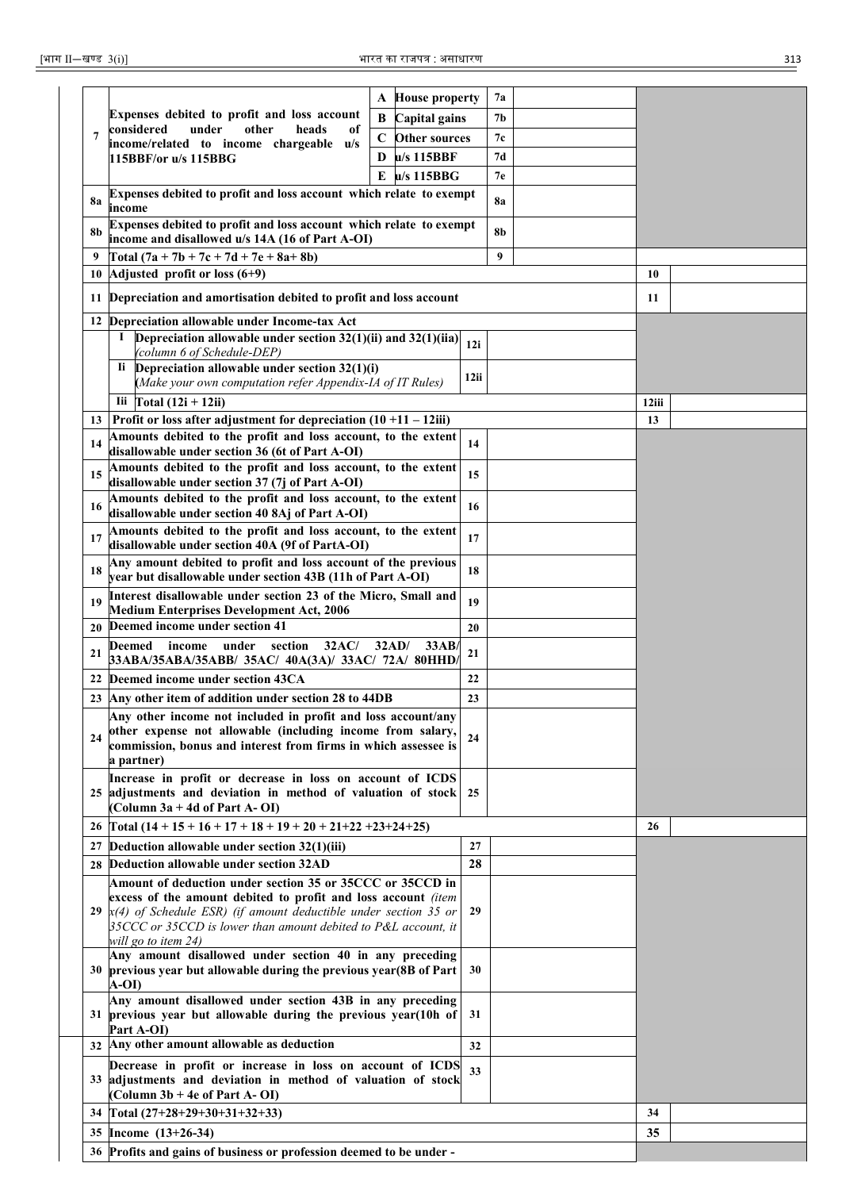| | | | | | | | |
|---|---|---|---|---|---|---|---|
| 7 | Expenses debited to profit and loss account considered under other heads of income/related to income chargeable u/s 115BBF/or u/s 115BBG | A | House property | 7a | | | |
| | | B | Capital gains | 7b | | | |
| | | C | Other sources | 7c | | | |
| | | D | u/s 115BBF | 7d | | | |
| | | E | u/s 115BBG | 7e | | | |
| 8a | Expenses debited to profit and loss account which relate to exempt income | | | 8a | | | |
| 8b | Expenses debited to profit and loss account which relate to exempt income and disallowed u/s 14A (16 of Part A-OI) | | | 8b | | | |
| 9 | Total (7a + 7b + 7c + 7d + 7e + 8a+ 8b) | | | 9 | | | |
| 10 | Adjusted profit or loss (6+9) | | | | | 10 | |
| 11 | Depreciation and amortisation debited to profit and loss account | | | | | 11 | |
| 12 | Depreciation allowable under Income-tax Act | | | | | | |
| | I | Depreciation allowable under section 32(1)(ii) and 32(1)(iia) *(column 6 of Schedule-DEP)* | | 12i | | | |
| | Ii | Depreciation allowable under section 32(1)(i) *(Make your own computation refer Appendix-IA of IT Rules)* | | 12ii | | | |
| | Iii | Total (12i + 12ii) | | | | 12iii | |
| 13 | Profit or loss after adjustment for depreciation (10 +11 – 12iii) | | | | | 13 | |
| 14 | Amounts debited to the profit and loss account, to the extent disallowable under section 36 (6t of Part A-OI) | | | 14 | | | |
| 15 | Amounts debited to the profit and loss account, to the extent disallowable under section 37 (7j of Part A-OI) | | | 15 | | | |
| 16 | Amounts debited to the profit and loss account, to the extent disallowable under section 40 8Aj of Part A-OI) | | | 16 | | | |
| 17 | Amounts debited to the profit and loss account, to the extent disallowable under section 40A (9f of PartA-OI) | | | 17 | | | |
| 18 | Any amount debited to profit and loss account of the previous year but disallowable under section 43B (11h of Part A-OI) | | | 18 | | | |
| 19 | Interest disallowable under section 23 of the Micro, Small and Medium Enterprises Development Act, 2006 | | | 19 | | | |
| 20 | Deemed income under section 41 | | | 20 | | | |
| 21 | Deemed income under section 32AC/ 32AD/ 33AB/ 33ABA/35ABA/35ABB/ 35AC/ 40A(3A)/ 33AC/ 72A/ 80HHD/ | | | 21 | | | |
| 22 | Deemed income under section 43CA | | | 22 | | | |
| 23 | Any other item of addition under section 28 to 44DB | | | 23 | | | |
| 24 | Any other income not included in profit and loss account/any other expense not allowable (including income from salary, commission, bonus and interest from firms in which assessee is a partner) | | | 24 | | | |
| 25 | Increase in profit or decrease in loss on account of ICDS adjustments and deviation in method of valuation of stock (Column 3a + 4d of Part A- OI) | | | 25 | | | |
| 26 | Total (14 + 15 + 16 + 17 + 18 + 19 + 20 + 21+22 +23+24+25) | | | | | 26 | |
| 27 | Deduction allowable under section 32(1)(iii) | | | 27 | | | |
| 28 | Deduction allowable under section 32AD | | | 28 | | | |
| 29 | Amount of deduction under section 35 or 35CCC or 35CCD in excess of the amount debited to profit and loss account *(item x(4) of Schedule ESR) (if amount deductible under section 35 or 35CCC or 35CCD is lower than amount debited to P&L account, it will go to item 24)* | | | 29 | | | |
| 30 | Any amount disallowed under section 40 in any preceding previous year but allowable during the previous year(8B of Part A-OI) | | | 30 | | | |
| 31 | Any amount disallowed under section 43B in any preceding previous year but allowable during the previous year(10h of Part A-OI) | | | 31 | | | |
| 32 | Any other amount allowable as deduction | | | 32 | | | |
| 33 | Decrease in profit or increase in loss on account of ICDS adjustments and deviation in method of valuation of stock (Column 3b + 4e of Part A- OI) | | | 33 | | | |
| 34 | Total (27+28+29+30+31+32+33) | | | | | 34 | |
| 35 | Income (13+26-34) | | | | | 35 | |
| 36 | Profits and gains of business or profession deemed to be under - | | | | | | |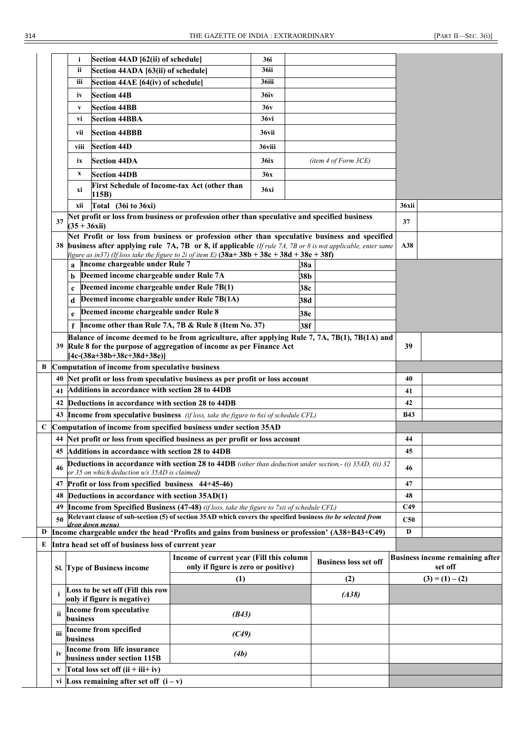| | | | | | | | |
|---|---|---|---|---|---|---|---|
| | | i | Section 44AD [62(ii) of schedule] | 36i | | | |
| | | ii | Section 44ADA [63(ii) of schedule] | 36ii | | | |
| | | iii | Section 44AE [64(iv) of schedule] | 36iii | | | |
| | | iv | Section 44B | 36iv | | | |
| | | v | Section 44BB | 36v | | | |
| | | vi | Section 44BBA | 36vi | | | |
| | | vii | Section 44BBB | 36vii | | | |
| | | viii | Section 44D | 36viii | | | |
| | | ix | Section 44DA | 36ix | *(item 4 of Form 3CE)* | | |
| | | x | Section 44DB | 36x | | | |
| | | xi | First Schedule of Income-tax Act (other than 115B) | 36xi | | | |
| | | xii | Total (36i to 36xi) | | | 36xii | |
| | 37 | Net profit or loss from business or profession other than speculative and specified business (35 + 36xii) | | | | 37 | |
| | 38 | Net Profit or loss from business or profession other than speculative business and specified business after applying rule 7A, 7B or 8, if applicable *(If rule 7A, 7B or 8 is not applicable, enter same figure as in37) (If loss take the figure to 2i of item E)* (38a+ 38b + 38c + 38d + 38e + 38f) | | | | A38 | |
| | | a | Income chargeable under Rule 7 | 38a | | | |
| | | b | Deemed income chargeable under Rule 7A | 38b | | | |
| | | c | Deemed income chargeable under Rule 7B(1) | 38c | | | |
| | | d | Deemed income chargeable under Rule 7B(1A) | 38d | | | |
| | | e | Deemed income chargeable under Rule 8 | 38e | | | |
| | | f | Income other than Rule 7A, 7B & Rule 8 (Item No. 37) | 38f | | | |
| | 39 | Balance of income deemed to be from agriculture, after applying Rule 7, 7A, 7B(1), 7B(1A) and Rule 8 for the purpose of aggregation of income as per Finance Act [4c-(38a+38b+38c+38d+38e)] | | | | 39 | |
| B | Computation of income from speculative business | | | | | | |
| | 40 | Net profit or loss from speculative business as per profit or loss account | | | | 40 | |
| | 41 | Additions in accordance with section 28 to 44DB | | | | 41 | |
| | 42 | Deductions in accordance with section 28 to 44DB | | | | 42 | |
| | 43 | Income from speculative business *(if loss, take the figure to 6xi of schedule CFL)* | | | | B43 | |
| C | Computation of income from specified business under section 35AD | | | | | | |
| | 44 | Net profit or loss from specified business as per profit or loss account | | | | 44 | |
| | 45 | Additions in accordance with section 28 to 44DB | | | | 45 | |
| | 46 | Deductions in accordance with section 28 to 44DB *(other than deduction under section,- (i) 35AD, (ii) 32 or 35 on which deduction u/s 35AD is claimed)* | | | | 46 | |
| | 47 | Profit or loss from specified business 44+45-46) | | | | 47 | |
| | 48 | Deductions in accordance with section 35AD(1) | | | | 48 | |
| | 49 | Income from Specified Business (47-48) *(if loss, take the figure to 7xii of schedule CFL)* | | | | C49 | |
| | 50 | Relevant clause of sub-section (5) of section 35AD which covers the specified business *(to be selected from drop down menu)* | | | | C50 | |
| D | Income chargeable under the head 'Profits and gains from business or profession' (A38+B43+C49) | | | | | D | |
| E | Intra head set off of business loss of current year | | | | | | |

| Sl. | Type of Business income | Income of current year (Fill this column only if figure is zero or positive) | Business loss set off | Business income remaining after set off |
|---|---|---|---|---|
| | | (1) | (2) | (3) = (1) – (2) |
| i | Loss to be set off (Fill this row only if figure is negative) | | *(A38)* | |
| ii | Income from speculative business | *(B43)* | | |
| iii | Income from specified business | *(C49)* | | |
| iv | Income from life insurance business under section 115B | *(4b)* | | |
| v | Total loss set off (ii + iii+ iv) | | | |
| vi | Loss remaining after set off (i – v) | | | |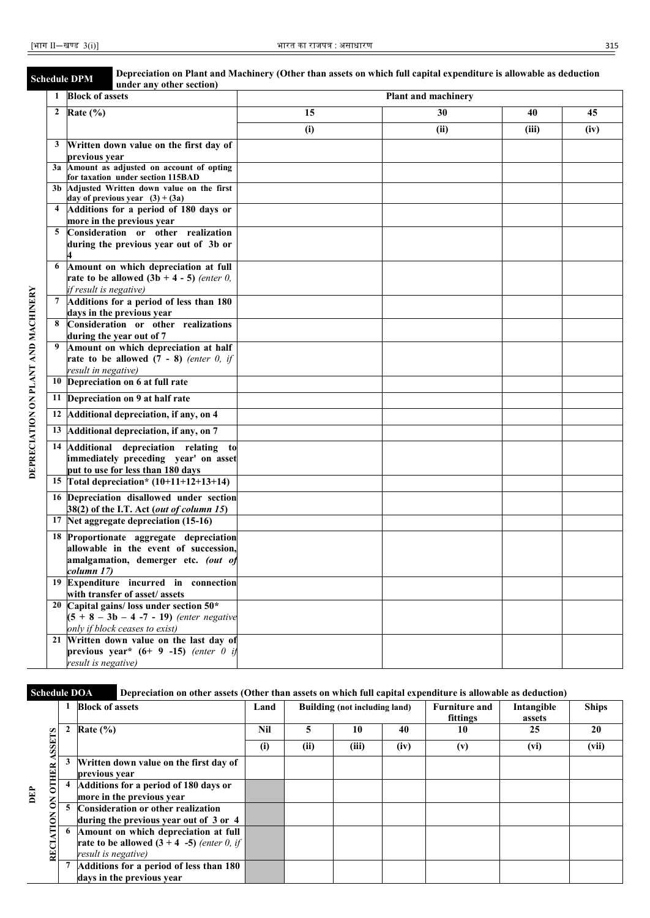**Schedule DPM** — **Depreciation on Plant and Machinery (Other than assets on which full capital expenditure is allowable as deduction under any other section)**

**DEPRECIATION ON PLANT AND MACHINERY**

| | | | | | |
|---|---|---|---|---|---|
| 1 | **Block of assets** | **Plant and machinery** | | | |
| 2 | **Rate (%)** | **15** | **30** | **40** | **45** |
| | | **(i)** | **(ii)** | **(iii)** | **(iv)** |
| 3 | **Written down value on the first day of previous year** | | | | |
| 3a | **Amount as adjusted on account of opting for taxation under section 115BAD** | | | | |
| 3b | **Adjusted Written down value on the first day of previous year (3) + (3a)** | | | | |
| 4 | **Additions for a period of 180 days or more in the previous year** | | | | |
| 5 | **Consideration or other realization during the previous year out of 3b or 4** | | | | |
| 6 | **Amount on which depreciation at full rate to be allowed (3b + 4 - 5)** *(enter 0, if result is negative)* | | | | |
| 7 | **Additions for a period of less than 180 days in the previous year** | | | | |
| 8 | **Consideration or other realizations during the year out of 7** | | | | |
| 9 | **Amount on which depreciation at half rate to be allowed (7 - 8)** *(enter 0, if result in negative)* | | | | |
| 10 | **Depreciation on 6 at full rate** | | | | |
| 11 | **Depreciation on 9 at half rate** | | | | |
| 12 | **Additional depreciation, if any, on 4** | | | | |
| 13 | **Additional depreciation, if any, on 7** | | | | |
| 14 | **Additional depreciation relating to immediately preceding year' on asset put to use for less than 180 days** | | | | |
| 15 | **Total depreciation* (10+11+12+13+14)** | | | | |
| 16 | **Depreciation disallowed under section 38(2) of the I.T. Act (*out of column 15*)** | | | | |
| 17 | **Net aggregate depreciation (15-16)** | | | | |
| 18 | **Proportionate aggregate depreciation allowable in the event of succession, amalgamation, demerger etc.** *(out of column 17)* | | | | |
| 19 | **Expenditure incurred in connection with transfer of asset/ assets** | | | | |
| 20 | **Capital gains/ loss under section 50* (5 + 8 – 3b – 4 -7 - 19)** *(enter negative only if block ceases to exist)* | | | | |
| 21 | **Written down value on the last day of previous year* (6+ 9 -15)** *(enter 0 if result is negative)* | | | | |

**Schedule DOA** — **Depreciation on other assets (Other than assets on which full capital expenditure is allowable as deduction)**

**DEPRECIATION ON OTHER ASSETS**

| | | | | | | | | |
|---|---|---|---|---|---|---|---|---|
| 1 | **Block of assets** | **Land** | **Building (not including land)** | | | **Furniture and fittings** | **Intangible assets** | **Ships** |
| 2 | **Rate (%)** | **Nil** | **5** | **10** | **40** | **10** | **25** | **20** |
| | | **(i)** | **(ii)** | **(iii)** | **(iv)** | **(v)** | **(vi)** | **(vii)** |
| 3 | **Written down value on the first day of previous year** | | | | | | | |
| 4 | **Additions for a period of 180 days or more in the previous year** | | | | | | | |
| 5 | **Consideration or other realization during the previous year out of 3 or 4** | | | | | | | |
| 6 | **Amount on which depreciation at full rate to be allowed (3 + 4 -5)** *(enter 0, if result is negative)* | | | | | | | |
| 7 | **Additions for a period of less than 180 days in the previous year** | | | | | | | |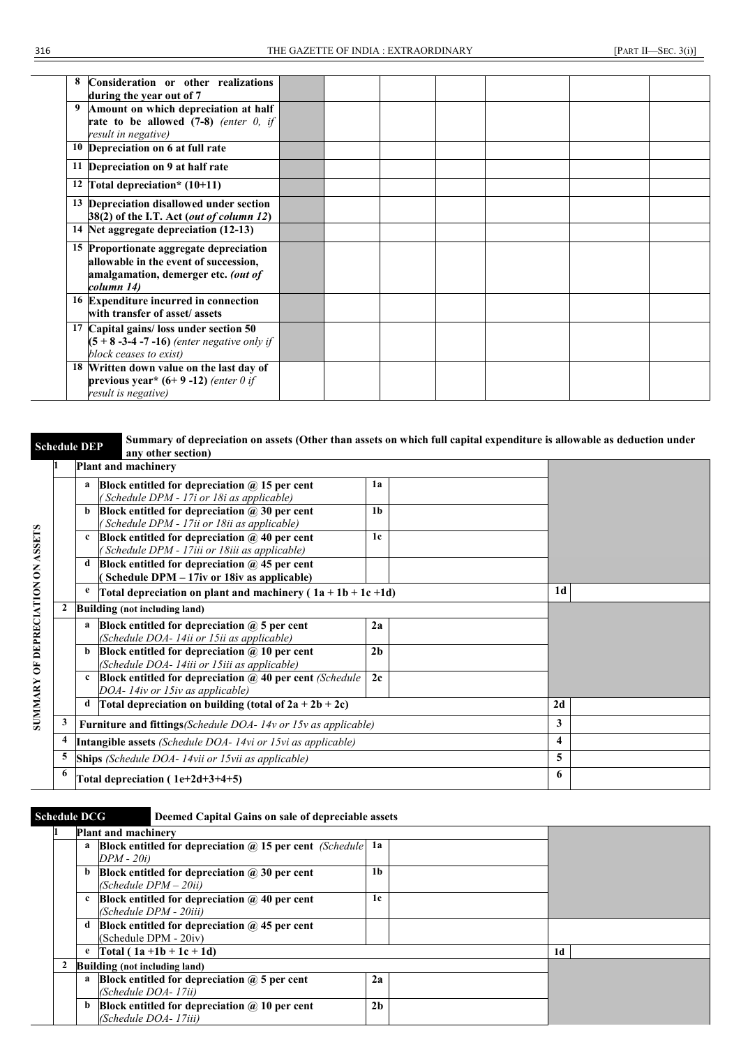| | | | | | | | |
|---|---|---|---|---|---|---|---|
| 8 | **Consideration or other realizations during the year out of 7** | | | | | | |
| 9 | **Amount on which depreciation at half rate to be allowed (7-8)** *(enter 0, if result in negative)* | | | | | | |
| 10 | **Depreciation on 6 at full rate** | | | | | | |
| 11 | **Depreciation on 9 at half rate** | | | | | | |
| 12 | **Total depreciation* (10+11)** | | | | | | |
| 13 | **Depreciation disallowed under section 38(2) of the I.T. Act (*out of column 12*)** | | | | | | |
| 14 | **Net aggregate depreciation (12-13)** | | | | | | |
| 15 | **Proportionate aggregate depreciation allowable in the event of succession, amalgamation, demerger etc. *(out of column 14)*** | | | | | | |
| 16 | **Expenditure incurred in connection with transfer of asset/ assets** | | | | | | |
| 17 | **Capital gains/ loss under section 50 (5 + 8 -3-4 -7 -16)** *(enter negative only if block ceases to exist)* | | | | | | |
| 18 | **Written down value on the last day of previous year* (6+ 9 -12)** *(enter 0 if result is negative)* | | | | | | |

**Schedule DEP** — **Summary of depreciation on assets (Other than assets on which full capital expenditure is allowable as deduction under any other section)**

SUMMARY OF DEPRECIATION ON ASSETS

| | | | | | |
|---|---|---|---|---|---|
| 1 | **Plant and machinery** | | | | |
| | a | **Block entitled for depreciation @ 15 per cent** *( Schedule DPM - 17i or 18i as applicable)* | 1a | | |
| | b | **Block entitled for depreciation @ 30 per cent** *( Schedule DPM - 17ii or 18ii as applicable)* | 1b | | |
| | c | **Block entitled for depreciation @ 40 per cent** *( Schedule DPM - 17iii or 18iii as applicable)* | 1c | | |
| | d | **Block entitled for depreciation @ 45 per cent ( Schedule DPM – 17iv or 18iv as applicable)** | | | |
| | e | **Total depreciation on plant and machinery ( 1a + 1b + 1c +1d)** | | | 1d |
| 2 | **Building (not including land)** | | | | |
| | a | **Block entitled for depreciation @ 5 per cent** *(Schedule DOA- 14ii or 15ii as applicable)* | 2a | | |
| | b | **Block entitled for depreciation @ 10 per cent** *(Schedule DOA- 14iii or 15iii as applicable)* | 2b | | |
| | c | **Block entitled for depreciation @ 40 per cent** *(Schedule DOA- 14iv or 15iv as applicable)* | 2c | | |
| | d | **Total depreciation on building (total of 2a + 2b + 2c)** | | | 2d |
| 3 | **Furniture and fittings***(Schedule DOA- 14v or 15v as applicable)* | | | | 3 |
| 4 | **Intangible assets** *(Schedule DOA- 14vi or 15vi as applicable)* | | | | 4 |
| 5 | **Ships** *(Schedule DOA- 14vii or 15vii as applicable)* | | | | 5 |
| 6 | **Total depreciation ( 1e+2d+3+4+5)** | | | | 6 |

**Schedule DCG** — **Deemed Capital Gains on sale of depreciable assets**

| | | | | | |
|---|---|---|---|---|---|
| 1 | **Plant and machinery** | | | | |
| | a | **Block entitled for depreciation @ 15 per cent** *(Schedule DPM - 20i)* | 1a | | |
| | b | **Block entitled for depreciation @ 30 per cent** *(Schedule DPM – 20ii)* | 1b | | |
| | c | **Block entitled for depreciation @ 40 per cent** *(Schedule DPM - 20iii)* | 1c | | |
| | d | **Block entitled for depreciation @ 45 per cent** (Schedule DPM - 20iv) | | | |
| | e | **Total ( 1a +1b + 1c + 1d)** | | | 1d |
| 2 | **Building (not including land)** | | | | |
| | a | **Block entitled for depreciation @ 5 per cent** *(Schedule DOA- 17ii)* | 2a | | |
| | b | **Block entitled for depreciation @ 10 per cent** *(Schedule DOA- 17iii)* | 2b | | |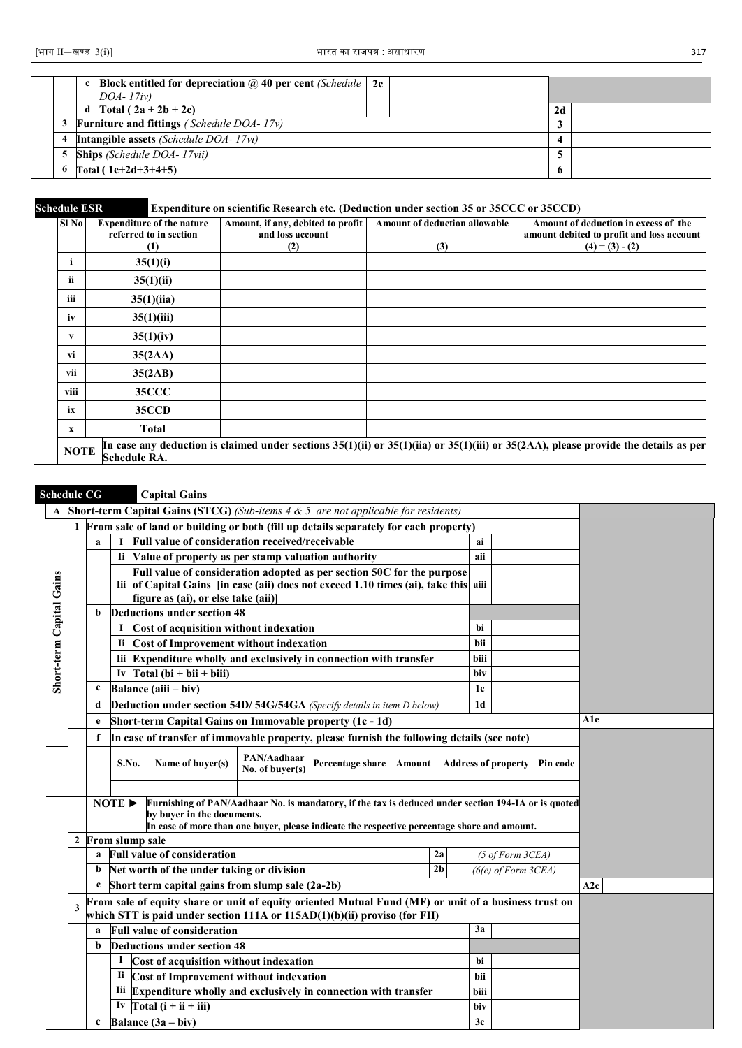| | | | | | |
|---|---|---|---|---|---|
| | c | Block entitled for depreciation @ 40 per cent *(Schedule DOA- 17iv)* | 2c | | |
| | d | Total ( 2a + 2b + 2c) | | 2d | |
| 3 | | Furniture and fittings *( Schedule DOA- 17v)* | | 3 | |
| 4 | | Intangible assets *(Schedule DOA- 17vi)* | | 4 | |
| 5 | | Ships *(Schedule DOA- 17vii)* | | 5 | |
| 6 | | Total ( 1e+2d+3+4+5) | | 6 | |

**Schedule ESR** **Expenditure on scientific Research etc. (Deduction under section 35 or 35CCC or 35CCD)**

| Sl No | Expenditure of the nature referred to in section (1) | Amount, if any, debited to profit and loss account (2) | Amount of deduction allowable (3) | Amount of deduction in excess of the amount debited to profit and loss account (4) = (3) - (2) |
|---|---|---|---|---|
| i | 35(1)(i) | | | |
| ii | 35(1)(ii) | | | |
| iii | 35(1)(iia) | | | |
| iv | 35(1)(iii) | | | |
| v | 35(1)(iv) | | | |
| vi | 35(2AA) | | | |
| vii | 35(2AB) | | | |
| viii | 35CCC | | | |
| ix | 35CCD | | | |
| x | Total | | | |
| NOTE | In case any deduction is claimed under sections 35(1)(ii) or 35(1)(iia) or 35(1)(iii) or 35(2AA), please provide the details as per Schedule RA. | | | |

**Schedule CG** **Capital Gains**

| | | | | | | |
|---|---|---|---|---|---|---|
| **A** | **Short-term Capital Gains (STCG)** *(Sub-items 4 & 5 are not applicable for residents)* | | | | | |
| Short-term Capital Gains | 1 | **From sale of land or building or both (fill up details separately for each property)** | | | | |
| | a | I | Full value of consideration received/receivable | ai | | |
| | | Ii | Value of property as per stamp valuation authority | aii | | |
| | | Iii | Full value of consideration adopted as per section 50C for the purpose of Capital Gains [in case (aii) does not exceed 1.10 times (ai), take this figure as (ai), or else take (aii)] | aiii | | |
| | b | | Deductions under section 48 | | | |
| | | I | Cost of acquisition without indexation | bi | | |
| | | Ii | Cost of Improvement without indexation | bii | | |
| | | Iii | Expenditure wholly and exclusively in connection with transfer | biii | | |
| | | Iv | Total (bi + bii + biii) | biv | | |
| | c | | Balance (aiii – biv) | 1c | | |
| | d | | Deduction under section 54D/ 54G/54GA *(Specify details in item D below)* | 1d | | |
| | e | | Short-term Capital Gains on Immovable property (1c - 1d) | | A1e | |
| | f | | In case of transfer of immovable property, please furnish the following details (see note) | | | |

| S.No. | Name of buyer(s) | PAN/Aadhaar No. of buyer(s) | Percentage share | Amount | Address of property | Pin code |
|---|---|---|---|---|---|---|
| | | | | | | |

NOTE ► Furnishing of PAN/Aadhaar No. is mandatory, if the tax is deducted under section 194-IA or is quoted by buyer in the documents.
In case of more than one buyer, please indicate the respective percentage share and amount.

| | | | | | |
|---|---|---|---|---|---|
| 2 | **From slump sale** | | | | |
| | a | Full value of consideration | 2a | *(5 of Form 3CEA)* | |
| | b | Net worth of the under taking or division | 2b | *(6(e) of Form 3CEA)* | |
| | c | Short term capital gains from slump sale (2a-2b) | | | A2c |
| 3 | **From sale of equity share or unit of equity oriented Mutual Fund (MF) or unit of a business trust on which STT is paid under section 111A or 115AD(1)(b)(ii) proviso (for FII)** | | | | |
| | a | Full value of consideration | 3a | | |
| | b | Deductions under section 48 | | | |
| | | I Cost of acquisition without indexation | bi | | |
| | | Ii Cost of Improvement without indexation | bii | | |
| | | Iii Expenditure wholly and exclusively in connection with transfer | biii | | |
| | | Iv Total (i + ii + iii) | biv | | |
| | c | Balance (3a – biv) | 3c | | |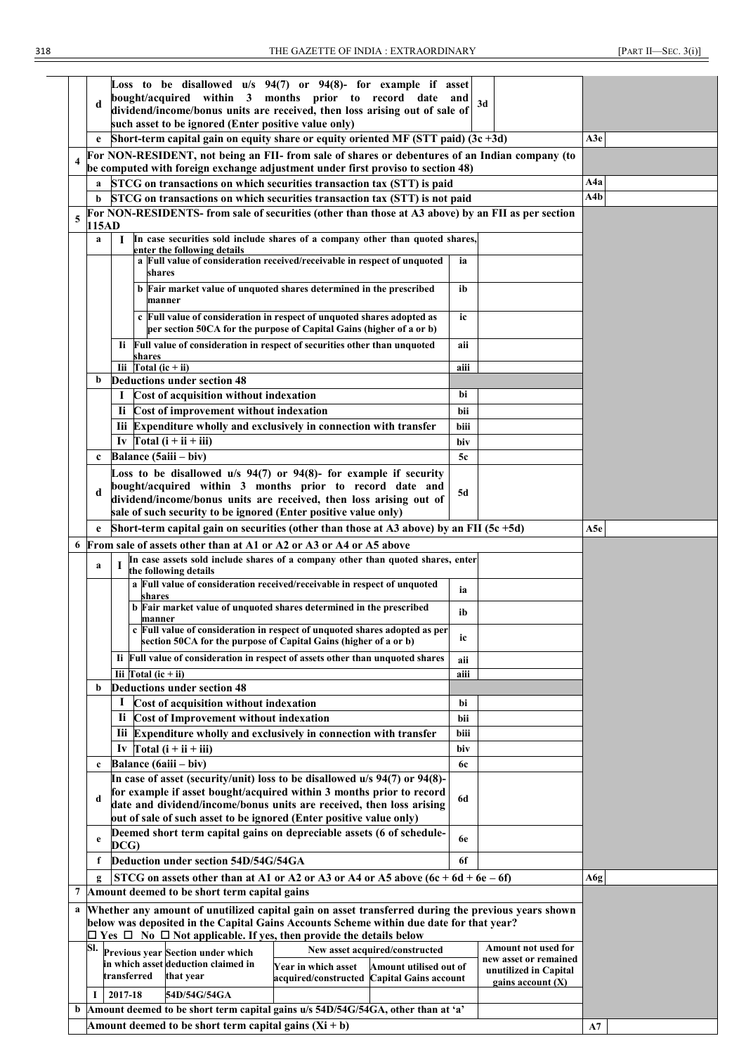| | | | | | |
|---|---|---|---|---|---|
| | d | Loss to be disallowed u/s 94(7) or 94(8)- for example if asset bought/acquired within 3 months prior to record date and dividend/income/bonus units are received, then loss arising out of sale of such asset to be ignored (Enter positive value only) | 3d | | |
| | e | Short-term capital gain on equity share or equity oriented MF (STT paid) (3c +3d) | | | A3e |
| 4 | | For NON-RESIDENT, not being an FII- from sale of shares or debentures of an Indian company (to be computed with foreign exchange adjustment under first proviso to section 48) | | | |
| | a | STCG on transactions on which securities transaction tax (STT) is paid | | | A4a |
| | b | STCG on transactions on which securities transaction tax (STT) is not paid | | | A4b |
| 5 | | For NON-RESIDENTS- from sale of securities (other than those at A3 above) by an FII as per section 115AD | | | |
| | a | I In case securities sold include shares of a company other than quoted shares, enter the following details | | | |
| | | a Full value of consideration received/receivable in respect of unquoted shares | ia | | |
| | | b Fair market value of unquoted shares determined in the prescribed manner | ib | | |
| | | c Full value of consideration in respect of unquoted shares adopted as per section 50CA for the purpose of Capital Gains (higher of a or b) | ic | | |
| | | Ii Full value of consideration in respect of securities other than unquoted shares | aii | | |
| | | Iii Total (ic + ii) | aiii | | |
| | b | Deductions under section 48 | | | |
| | | I Cost of acquisition without indexation | bi | | |
| | | Ii Cost of improvement without indexation | bii | | |
| | | Iii Expenditure wholly and exclusively in connection with transfer | biii | | |
| | | Iv Total (i + ii + iii) | biv | | |
| | c | Balance (5aiii – biv) | 5c | | |
| | d | Loss to be disallowed u/s 94(7) or 94(8)- for example if security bought/acquired within 3 months prior to record date and dividend/income/bonus units are received, then loss arising out of sale of such security to be ignored (Enter positive value only) | 5d | | |
| | e | Short-term capital gain on securities (other than those at A3 above) by an FII (5c +5d) | | | A5e |
| 6 | | From sale of assets other than at A1 or A2 or A3 or A4 or A5 above | | | |
| | a | I In case assets sold include shares of a company other than quoted shares, enter the following details | | | |
| | | a Full value of consideration received/receivable in respect of unquoted shares | ia | | |
| | | b Fair market value of unquoted shares determined in the prescribed manner | ib | | |
| | | c Full value of consideration in respect of unquoted shares adopted as per section 50CA for the purpose of Capital Gains (higher of a or b) | ic | | |
| | | Ii Full value of consideration in respect of assets other than unquoted shares | aii | | |
| | | Iii Total (ic + ii) | aiii | | |
| | b | Deductions under section 48 | | | |
| | | I Cost of acquisition without indexation | bi | | |
| | | Ii Cost of Improvement without indexation | bii | | |
| | | Iii Expenditure wholly and exclusively in connection with transfer | biii | | |
| | | Iv Total (i + ii + iii) | biv | | |
| | c | Balance (6aiii – biv) | 6c | | |
| | d | In case of asset (security/unit) loss to be disallowed u/s 94(7) or 94(8)- for example if asset bought/acquired within 3 months prior to record date and dividend/income/bonus units are received, then loss arising out of sale of such asset to be ignored (Enter positive value only) | 6d | | |
| | e | Deemed short term capital gains on depreciable assets (6 of schedule-DCG) | 6e | | |
| | f | Deduction under section 54D/54G/54GA | 6f | | |
| | g | STCG on assets other than at A1 or A2 or A3 or A4 or A5 above (6c + 6d + 6e – 6f) | | | A6g |
| 7 | | Amount deemed to be short term capital gains | | | |
| | a | Whether any amount of unutilized capital gain on asset transferred during the previous years shown below was deposited in the Capital Gains Accounts Scheme within due date for that year? ☐ Yes ☐ No ☐ Not applicable. If yes, then provide the details below | | | |

| Sl. | Previous year in which asset transferred | Section under which deduction claimed in that year | New asset acquired/constructed | | Amount not used for new asset or remained unutilized in Capital gains account (X) |
|---|---|---|---|---|---|
| | | | Year in which asset acquired/constructed | Amount utilised out of Capital Gains account | |
| I | 2017-18 | 54D/54G/54GA | | | |

| | | |
|---|---|---|
| b | Amount deemed to be short term capital gains u/s 54D/54G/54GA, other than at 'a' | |
| | Amount deemed to be short term capital gains (Xi + b) | A7 |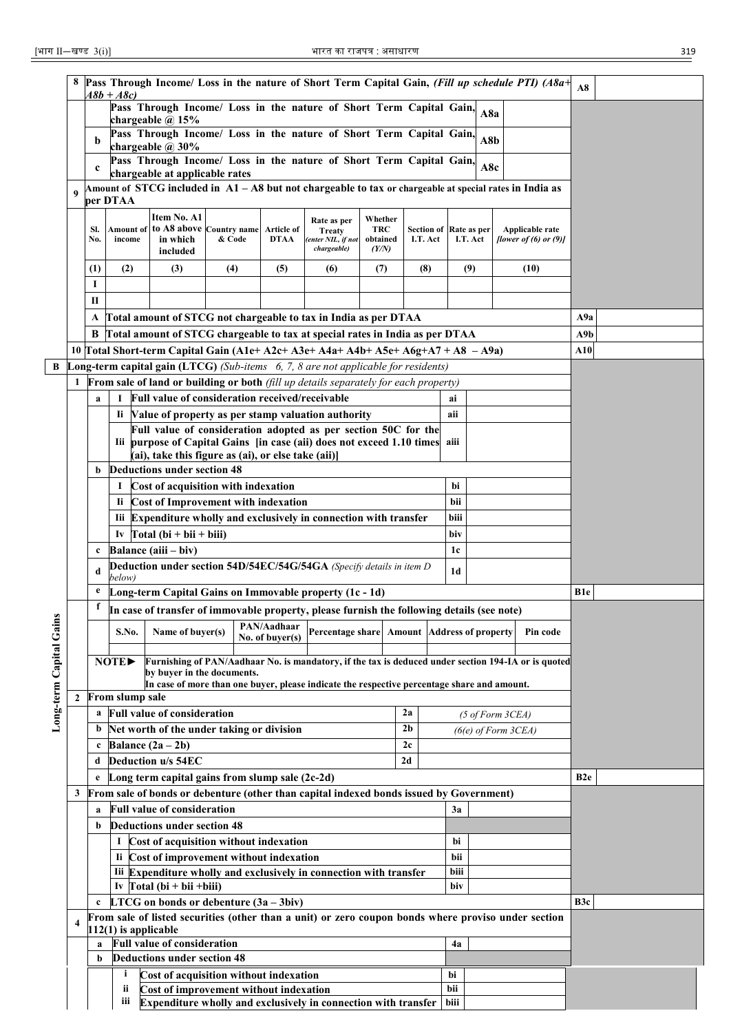| | | | | | |
|---|---|---|---|---|---|
| | 8 | Pass Through Income/ Loss in the nature of Short Term Capital Gain, *(Fill up schedule PTI) (A8a+ A8b + A8c)* | | | A8 | |
| | a | Pass Through Income/ Loss in the nature of Short Term Capital Gain, chargeable @ 15% | A8a | | | |
| | b | Pass Through Income/ Loss in the nature of Short Term Capital Gain, chargeable @ 30% | A8b | | | |
| | c | Pass Through Income/ Loss in the nature of Short Term Capital Gain, chargeable at applicable rates | A8c | | | |
| | 9 | Amount of STCG included in A1 – A8 but not chargeable to tax or chargeable at special rates in India as per DTAA | | | | |

| Sl. No. | Amount of income | Item No. A1 to A8 above in which included | Country name & Code | Article of DTAA | Rate as per Treaty *(enter NIL, if not chargeable)* | Whether TRC obtained *(Y/N)* | Section of I.T. Act | Rate as per I.T. Act | Applicable rate *[lower of (6) or (9)]* |
|---|---|---|---|---|---|---|---|---|---|
| (1) | (2) | (3) | (4) | (5) | (6) | (7) | (8) | (9) | (10) |
| I | | | | | | | | | |
| II | | | | | | | | | |

| | | |
|---|---|---|
| A | Total amount of STCG not chargeable to tax in India as per DTAA | A9a | |
| B | Total amount of STCG chargeable to tax at special rates in India as per DTAA | A9b | |
| 10 | Total Short-term Capital Gain (A1e+ A2c+ A3e+ A4a+ A4b+ A5e+ A6g+A7 + A8 – A9a) | A10 | |

**Long-term Capital Gains**

**B Long-term capital gain (LTCG)** *(Sub-items 6, 7, 8 are not applicable for residents)*

**1 From sale of land or building or both** *(fill up details separately for each property)*

| | | | | | |
|---|---|---|---|---|---|
| a | I | Full value of consideration received/receivable | ai | | |
| | Ii | Value of property as per stamp valuation authority | aii | | |
| | Iii | Full value of consideration adopted as per section 50C for the purpose of Capital Gains [in case (aii) does not exceed 1.10 times (ai), take this figure as (ai), or else take (aii)] | aiii | | |
| b | | Deductions under section 48 | | | |
| | I | Cost of acquisition with indexation | bi | | |
| | Ii | Cost of Improvement with indexation | bii | | |
| | Iii | Expenditure wholly and exclusively in connection with transfer | biii | | |
| | Iv | Total (bi + bii + biii) | biv | | |
| c | | Balance (aiii – biv) | 1c | | |
| d | | Deduction under section 54D/54EC/54G/54GA *(Specify details in item D below)* | 1d | | |
| e | | Long-term Capital Gains on Immovable property (1c - 1d) | | B1e | |
| f | | In case of transfer of immovable property, please furnish the following details (see note) | | | |

| S.No. | Name of buyer(s) | PAN/Aadhaar No. of buyer(s) | Percentage share | Amount | Address of property | Pin code |
|---|---|---|---|---|---|---|
| | | | | | | |

**NOTE►** Furnishing of PAN/Aadhaar No. is mandatory, if the tax is deduced under section 194-IA or is quoted by buyer in the documents.
In case of more than one buyer, please indicate the respective percentage share and amount.

**2 From slump sale**

| | | | | | |
|---|---|---|---|---|---|
| a | Full value of consideration | 2a | *(5 of Form 3CEA)* | | |
| b | Net worth of the under taking or division | 2b | *(6(e) of Form 3CEA)* | | |
| c | Balance (2a – 2b) | 2c | | | |
| d | Deduction u/s 54EC | 2d | | | |
| e | Long term capital gains from slump sale (2c-2d) | | | B2e | |

**3 From sale of bonds or debenture (other than capital indexed bonds issued by Government)**

| | | | | | |
|---|---|---|---|---|---|
| a | | Full value of consideration | 3a | | |
| b | | Deductions under section 48 | | | |
| | I | Cost of acquisition without indexation | bi | | |
| | Ii | Cost of improvement without indexation | bii | | |
| | Iii | Expenditure wholly and exclusively in connection with transfer | biii | | |
| | Iv | Total (bi + bii +biii) | biv | | |
| c | | LTCG on bonds or debenture (3a – 3biv) | | B3c | |

**4 From sale of listed securities (other than a unit) or zero coupon bonds where proviso under section 112(1) is applicable**

| | | | | |
|---|---|---|---|---|
| a | | Full value of consideration | 4a | |
| b | | Deductions under section 48 | | |
| | i | Cost of acquisition without indexation | bi | |
| | ii | Cost of improvement without indexation | bii | |
| | iii | Expenditure wholly and exclusively in connection with transfer | biii | |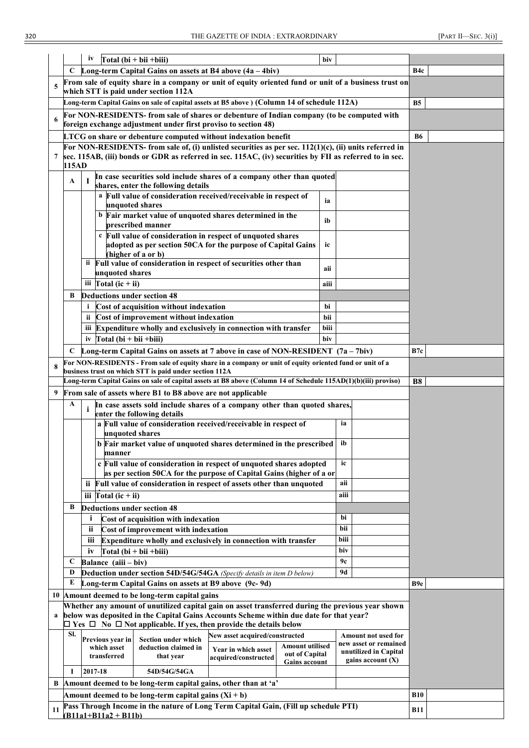| | | | | | | | |
|---|---|---|---|---|---|---|---|
| | | iv | Total (bi + bii +biii) | biv | | | |
| | C | Long-term Capital Gains on assets at B4 above (4a – 4biv) | | | | B4c | |
| 5 | From sale of equity share in a company or unit of equity oriented fund or unit of a business trust on which STT is paid under section 112A | | | | | | |
| | Long-term Capital Gains on sale of capital assets at B5 above ) (Column 14 of schedule 112A) | | | | | B5 | |
| 6 | For NON-RESIDENTS- from sale of shares or debenture of Indian company (to be computed with foreign exchange adjustment under first proviso to section 48) | | | | | | |
| | LTCG on share or debenture computed without indexation benefit | | | | | B6 | |
| 7 | For NON-RESIDENTS- from sale of, (i) unlisted securities as per sec. 112(1)(c), (ii) units referred in sec. 115AB, (iii) bonds or GDR as referred in sec. 115AC, (iv) securities by FII as referred to in sec. 115AD | | | | | | |
| | A | I | In case securities sold include shares of a company other than quoted shares, enter the following details | | | | |
| | | | a Full value of consideration received/receivable in respect of unquoted shares | ia | | | |
| | | | b Fair market value of unquoted shares determined in the prescribed manner | ib | | | |
| | | | c Full value of consideration in respect of unquoted shares adopted as per section 50CA for the purpose of Capital Gains (higher of a or b) | ic | | | |
| | | ii | Full value of consideration in respect of securities other than unquoted shares | aii | | | |
| | | iii | Total (ic + ii) | aiii | | | |
| | B | Deductions under section 48 | | | | | |
| | | i | Cost of acquisition without indexation | bi | | | |
| | | ii | Cost of improvement without indexation | bii | | | |
| | | iii | Expenditure wholly and exclusively in connection with transfer | biii | | | |
| | | iv | Total (bi + bii +biii) | biv | | | |
| | C | Long-term Capital Gains on assets at 7 above in case of NON-RESIDENT (7a – 7biv) | | | | B7c | |
| 8 | For NON-RESIDENTS - From sale of equity share in a company or unit of equity oriented fund or unit of a business trust on which STT is paid under section 112A | | | | | | |
| | Long-term Capital Gains on sale of capital assets at B8 above (Column 14 of Schedule 115AD(1)(b)(iii) proviso) | | | | | B8 | |
| 9 | From sale of assets where B1 to B8 above are not applicable | | | | | | |
| | A | i | In case assets sold include shares of a company other than quoted shares, enter the following details | | | | |
| | | | a Full value of consideration received/receivable in respect of unquoted shares | ia | | | |
| | | | b Fair market value of unquoted shares determined in the prescribed manner | ib | | | |
| | | | c Full value of consideration in respect of unquoted shares adopted as per section 50CA for the purpose of Capital Gains (higher of a or b) | ic | | | |
| | | ii | Full value of consideration in respect of assets other than unquoted | aii | | | |
| | | iii | Total (ic + ii) | aiii | | | |
| | B | Deductions under section 48 | | | | | |
| | | i | Cost of acquisition with indexation | bi | | | |
| | | ii | Cost of improvement with indexation | bii | | | |
| | | iii | Expenditure wholly and exclusively in connection with transfer | biii | | | |
| | | iv | Total (bi + bii +biii) | biv | | | |
| | C | Balance (aiii – biv) | | 9c | | | |
| | D | Deduction under section 54D/54G/54GA *(Specify details in item D below)* | | 9d | | | |
| | E | Long-term Capital Gains on assets at B9 above (9c- 9d) | | | | B9e | |
| 10 | Amount deemed to be long-term capital gains | | | | | | |
| a | Whether any amount of unutilized capital gain on asset transferred during the previous year shown below was deposited in the Capital Gains Accounts Scheme within due date for that year? ☐ Yes ☐ No ☐ Not applicable. If yes, then provide the details below | | | | | | |

| Sl. | Previous year in which asset transferred | Section under which deduction claimed in that year | New asset acquired/constructed | | Amount not used for new asset or remained unutilized in Capital gains account (X) |
|---|---|---|---|---|---|
| | | | Year in which asset acquired/constructed | Amount utilised out of Capital Gains account | |
| I | 2017-18 | 54D/54G/54GA | | | |

| | | | |
|---|---|---|---|
| B | Amount deemed to be long-term capital gains, other than at 'a' | | |
| | Amount deemed to be long-term capital gains (Xi + b) | B10 | |
| 11 | Pass Through Income in the nature of Long Term Capital Gain, (Fill up schedule PTI) (B11a1+B11a2 + B11b) | B11 | |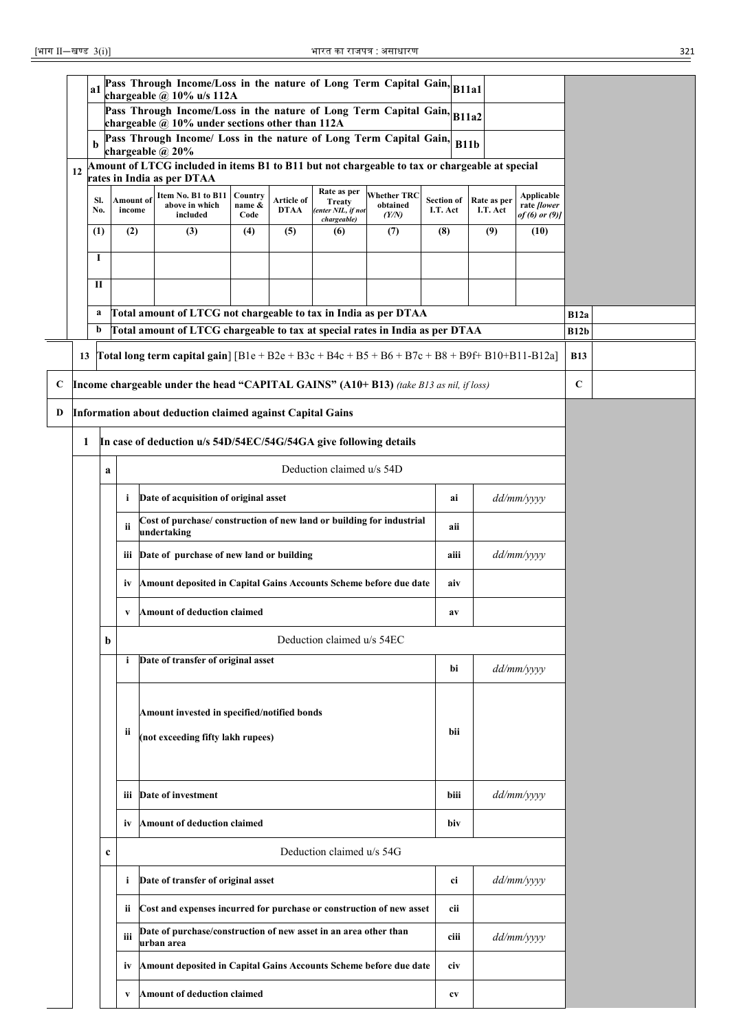| | | | | | |
|---|---|---|---|---|---|
| | a1 | Pass Through Income/Loss in the nature of Long Term Capital Gain, chargeable @ 10% u/s 112A | B11a1 | | |
| | | Pass Through Income/Loss in the nature of Long Term Capital Gain, chargeable @ 10% under sections other than 112A | B11a2 | | |
| | b | Pass Through Income/ Loss in the nature of Long Term Capital Gain, chargeable @ 20% | B11b | | |
| 12 | | Amount of LTCG included in items B1 to B11 but not chargeable to tax or chargeable at special rates in India as per DTAA | | | |

| Sl. No. | Amount of income | Item No. B1 to B11 above in which included | Country name & Code | Article of DTAA | Rate as per Treaty *(enter NIL, if not chargeable)* | Whether TRC obtained *(Y/N)* | Section of I.T. Act | Rate as per I.T. Act | Applicable rate *[lower of (6) or (9)]* |
|---|---|---|---|---|---|---|---|---|---|
| (1) | (2) | (3) | (4) | (5) | (6) | (7) | (8) | (9) | (10) |
| I | | | | | | | | | |
| II | | | | | | | | | |

| | | | |
|---|---|---|---|
| a | Total amount of LTCG not chargeable to tax in India as per DTAA | B12a | |
| b | Total amount of LTCG chargeable to tax at special rates in India as per DTAA | B12b | |
| 13 | **Total long term capital gain**] [B1e + B2e + B3c + B4c + B5 + B6 + B7c + B8 + B9f+ B10+B11-B12a] | B13 | |

| | | | |
|---|---|---|---|
| C | **Income chargeable under the head "CAPITAL GAINS" (A10+ B13)** *(take B13 as nil, if loss)* | C | |
| D | **Information about deduction claimed against Capital Gains** | | |

**1 In case of deduction u/s 54D/54EC/54G/54GA give following details**

| | | | | |
|---|---|---|---|---|
| a | | Deduction claimed u/s 54D | | |
| | i | Date of acquisition of original asset | ai | *dd/mm/yyyy* |
| | ii | Cost of purchase/ construction of new land or building for industrial undertaking | aii | |
| | iii | Date of purchase of new land or building | aiii | *dd/mm/yyyy* |
| | iv | Amount deposited in Capital Gains Accounts Scheme before due date | aiv | |
| | v | Amount of deduction claimed | av | |
| b | | Deduction claimed u/s 54EC | | |
| | i | Date of transfer of original asset | bi | *dd/mm/yyyy* |
| | ii | Amount invested in specified/notified bonds (not exceeding fifty lakh rupees) | bii | |
| | iii | Date of investment | biii | *dd/mm/yyyy* |
| | iv | Amount of deduction claimed | biv | |
| c | | Deduction claimed u/s 54G | | |
| | i | Date of transfer of original asset | ci | *dd/mm/yyyy* |
| | ii | Cost and expenses incurred for purchase or construction of new asset | cii | |
| | iii | Date of purchase/construction of new asset in an area other than urban area | ciii | *dd/mm/yyyy* |
| | iv | Amount deposited in Capital Gains Accounts Scheme before due date | civ | |
| | v | Amount of deduction claimed | cv | |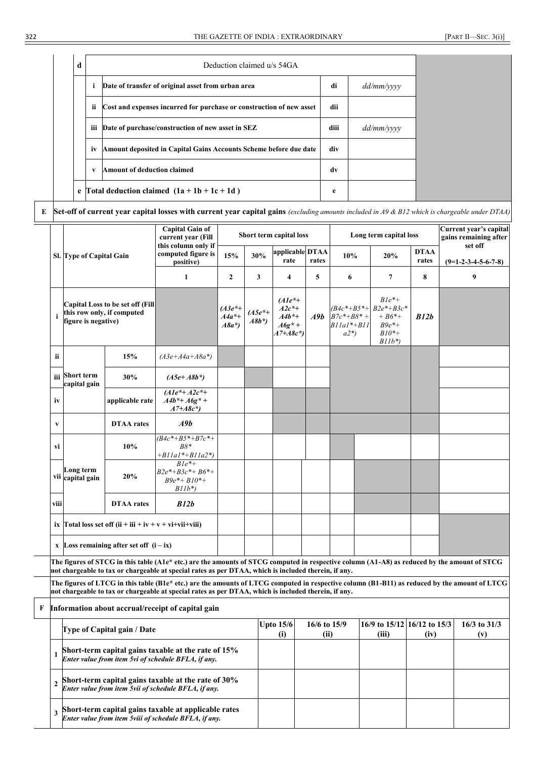| | | | | | |
|---|---|---|---|---|---|
| d | Deduction claimed u/s 54GA | | | | |
| | i | Date of transfer of original asset from urban area | di | *dd/mm/yyyy* | |
| | ii | Cost and expenses incurred for purchase or construction of new asset | dii | | |
| | iii | Date of purchase/construction of new asset in SEZ | diii | *dd/mm/yyyy* | |
| | iv | Amount deposited in Capital Gains Accounts Scheme before due date | div | | |
| | v | Amount of deduction claimed | dv | | |
| e | Total deduction claimed (1a + 1b + 1c + 1d ) | | e | | |

**E Set-off of current year capital losses with current year capital gains** *(excluding amounts included in A9 & B12 which is chargeable under DTAA)*

| Sl. | Type of Capital Gain | | Capital Gain of current year (Fill this column only if computed figure is positive) | Short term capital loss | | | | Long term capital loss | | | Current year's capital gains remaining after set off |
|---|---|---|---|---|---|---|---|---|---|---|---|
| | | | | 15% | 30% | applicable rate | DTAA rates | 10% | 20% | DTAA rates | (9=1-2-3-4-5-6-7-8) |
| | | | 1 | 2 | 3 | 4 | 5 | 6 | 7 | 8 | 9 |
| i | Capital Loss to be set off (Fill this row only, if computed figure is negative) | | | *(A3e*+ A4a*+ A8a*)* | *(A5e*+ A8b*)* | *(A1e*+ A2c*+ A4b*+ A6g* + A7+A8c*)* | *A9b* | *(B4c*+B5*+ B7c*+B8* + B11a1*+B11a2*)* | *B1e*+ B2e*+B3c* + B6*+ B9e*+ B10*+ B11b*)* | *B12b* | |
| ii | Short term capital gain | 15% | *(A3e+A4a+A8a*)* | | | | | | | | |
| iii | | 30% | *(A5e+ A8b*)* | | | | | | | | |
| iv | | applicable rate | *(A1e*+ A2c*+ A4b*+ A6g* + A7+A8c*)* | | | | | | | | |
| v | | DTAA rates | *A9b* | | | | | | | | |
| vi | Long term capital gain | 10% | *(B4c*+B5*+B7c*+ B8* +B11a1*+B11a2*)* | | | | | | | | |
| vii | | 20% | *B1e*+ B2e*+B3c*+ B6*+ B9e*+ B10*+ B11b*)* | | | | | | | | |
| viii | | DTAA rates | *B12b* | | | | | | | | |
| ix | Total loss set off (ii + iii + iv + v + vi+vii+viii) | | | | | | | | | | |
| x | Loss remaining after set off (i – ix) | | | | | | | | | | |

**The figures of STCG in this table (A1e* etc.) are the amounts of STCG computed in respective column (A1-A8) as reduced by the amount of STCG not chargeable to tax or chargeable at special rates as per DTAA, which is included therein, if any.**

**The figures of LTCG in this table (B1e* etc.) are the amounts of LTCG computed in respective column (B1-B11) as reduced by the amount of LTCG not chargeable to tax or chargeable at special rates as per DTAA, which is included therein, if any.**

**F Information about accrual/receipt of capital gain**

| | Type of Capital gain / Date | Upto 15/6 (i) | 16/6 to 15/9 (ii) | 16/9 to 15/12 (iii) | 16/12 to 15/3 (iv) | 16/3 to 31/3 (v) |
|---|---|---|---|---|---|---|
| 1 | **Short-term capital gains taxable at the rate of 15%** *Enter value from item 5vi of schedule BFLA, if any.* | | | | | |
| 2 | **Short-term capital gains taxable at the rate of 30%** *Enter value from item 5vii of schedule BFLA, if any.* | | | | | |
| 3 | **Short-term capital gains taxable at applicable rates** *Enter value from item 5viii of schedule BFLA, if any.* | | | | | |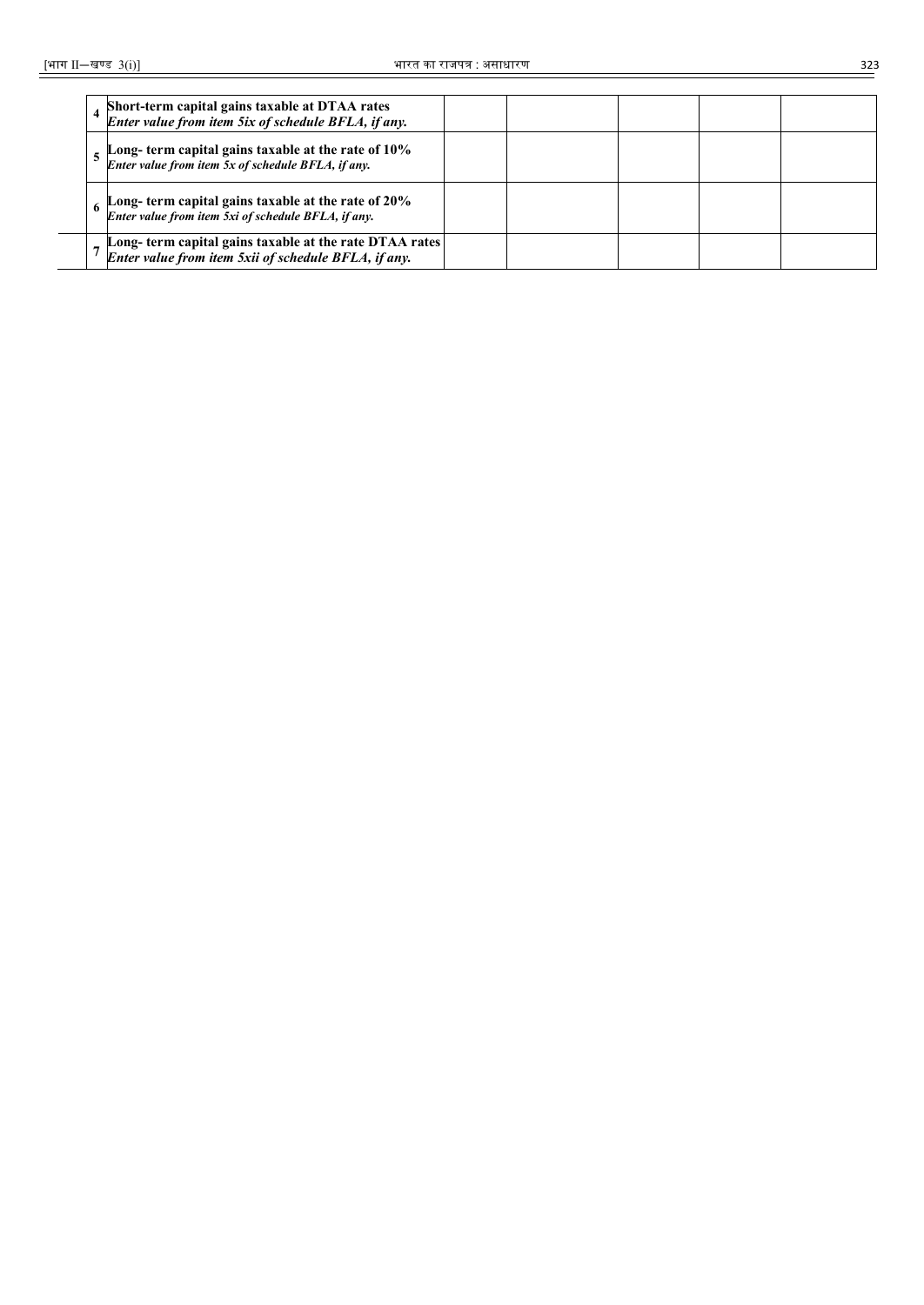| | | | | | | |
|---|---|---|---|---|---|---|
| 4 | **Short-term capital gains taxable at DTAA rates** ***Enter value from item 5ix of schedule BFLA, if any.*** | | | | | |
| 5 | **Long- term capital gains taxable at the rate of 10%** ***Enter value from item 5x of schedule BFLA, if any.*** | | | | | |
| 6 | **Long- term capital gains taxable at the rate of 20%** ***Enter value from item 5xi of schedule BFLA, if any.*** | | | | | |
| 7 | **Long- term capital gains taxable at the rate DTAA rates** ***Enter value from item 5xii of schedule BFLA, if any.*** | | | | | |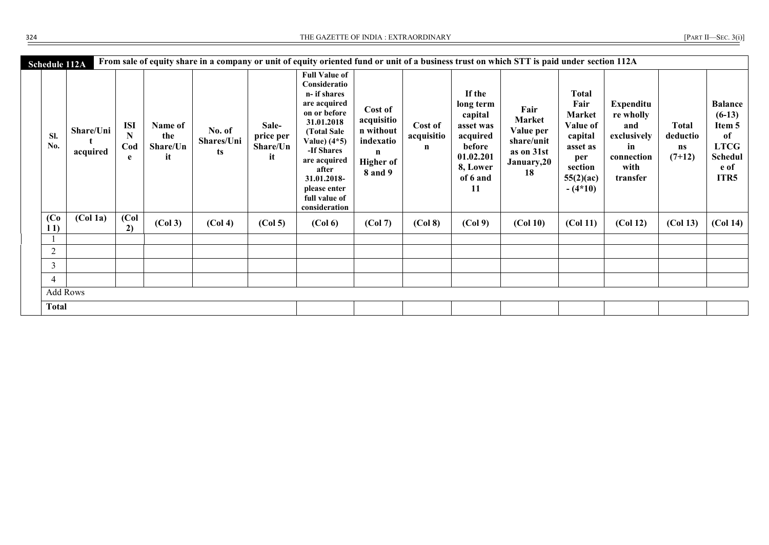**Schedule 112A** From sale of equity share in a company or unit of equity oriented fund or unit of a business trust on which STT is paid under section 112A

| Sl. No. | Share/Unit acquired | ISIN Code | Name of the Share/Unit | No. of Shares/Units | Sale-price per Share/Unit | Full Value of Consideration- if shares are acquired on or before 31.01.2018 (Total Sale Value) (4*5) -If Shares are acquired after 31.01.2018- please enter full value of consideration | Cost of acquisition without indexation Higher of 8 and 9 | Cost of acquisition | If the long term capital asset was acquired before 01.02.2018, Lower of 6 and 11 | Fair Market Value per share/unit as on 31st January,2018 | Total Fair Market Value of capital asset as per section 55(2)(ac) - (4*10) | Expenditure wholly and exclusively in connection with transfer | Total deductions (7+12) | Balance (6-13) Item 5 of LTCG Schedule of ITR5 |
|---|---|---|---|---|---|---|---|---|---|---|---|---|---|---|
| (Col 1) | (Col 1a) | (Col 2) | (Col 3) | (Col 4) | (Col 5) | (Col 6) | (Col 7) | (Col 8) | (Col 9) | (Col 10) | (Col 11) | (Col 12) | (Col 13) | (Col 14) |
| 1 | | | | | | | | | | | | | | |
| 2 | | | | | | | | | | | | | | |
| 3 | | | | | | | | | | | | | | |
| 4 | | | | | | | | | | | | | | |
| Add Rows | | | | | | | | | | | | | | |
| Total | | | | | | | | | | | | | | |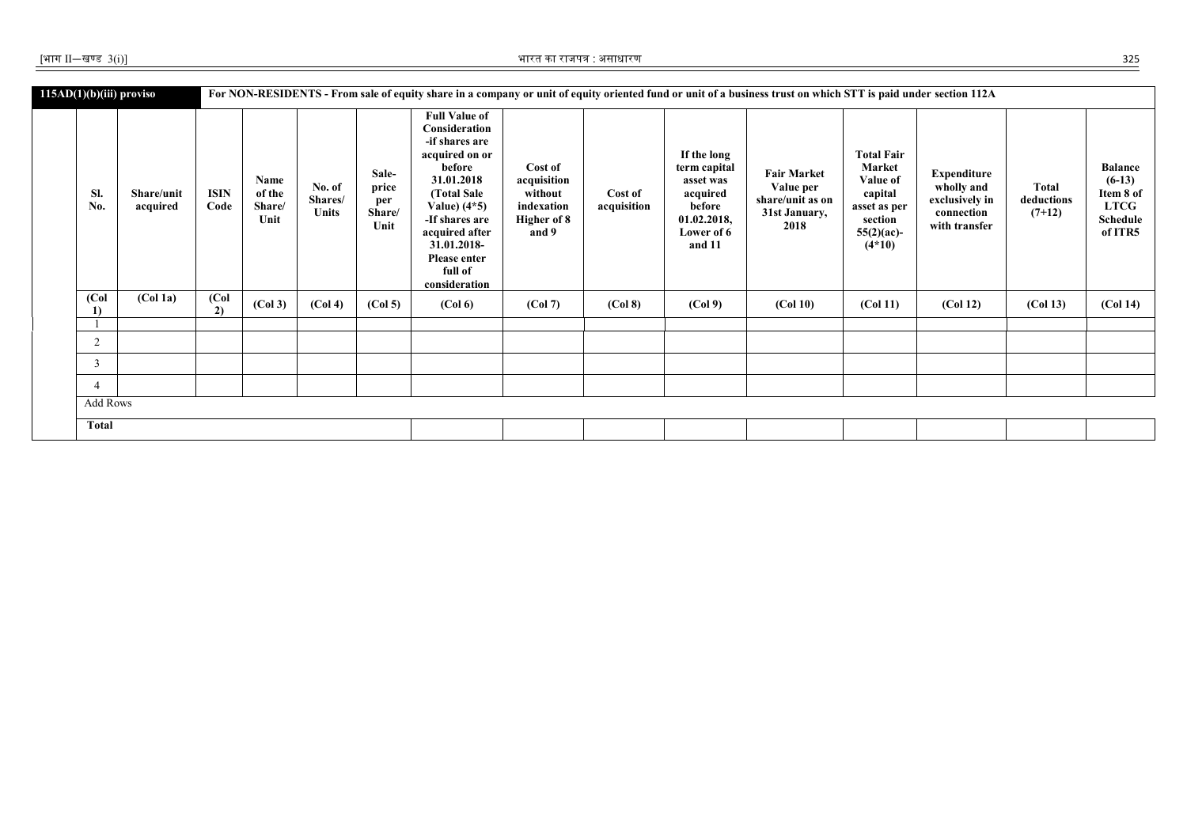**115AD(1)(b)(iii) proviso** — **For NON-RESIDENTS - From sale of equity share in a company or unit of equity oriented fund or unit of a business trust on which STT is paid under section 112A**

| Sl. No. | Share/unit acquired | ISIN Code | Name of the Share/ Unit | No. of Shares/ Units | Sale-price per Share/ Unit | Full Value of Consideration -if shares are acquired on or before 31.01.2018 (Total Sale Value) (4*5) -If shares are acquired after 31.01.2018- Please enter full of consideration | Cost of acquisition without indexation Higher of 8 and 9 | Cost of acquisition | If the long term capital asset was acquired before 01.02.2018, Lower of 6 and 11 | Fair Market Value per share/unit as on 31st January, 2018 | Total Fair Market Value of capital asset as per section 55(2)(ac)- (4*10) | Expenditure wholly and exclusively in connection with transfer | Total deductions (7+12) | Balance (6-13) Item 8 of LTCG Schedule of ITR5 |
|---|---|---|---|---|---|---|---|---|---|---|---|---|---|---|
| (Col 1) | (Col 1a) | (Col 2) | (Col 3) | (Col 4) | (Col 5) | (Col 6) | (Col 7) | (Col 8) | (Col 9) | (Col 10) | (Col 11) | (Col 12) | (Col 13) | (Col 14) |
| 1 | | | | | | | | | | | | | | |
| 2 | | | | | | | | | | | | | | |
| 3 | | | | | | | | | | | | | | |
| 4 | | | | | | | | | | | | | | |
| Add Rows | | | | | | | | | | | | | | |
| **Total** | | | | | | | | | | | | | | |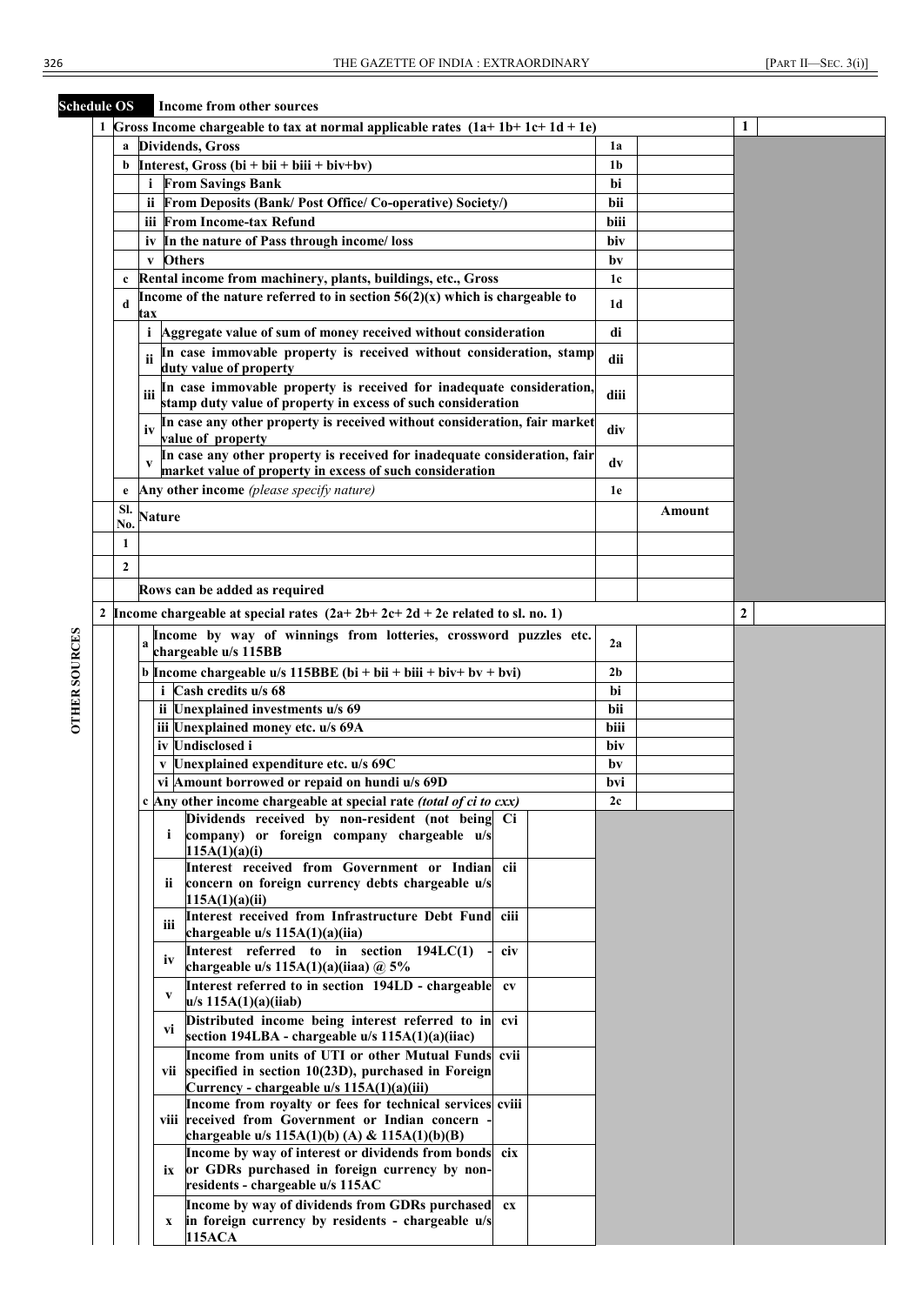**Schedule OS** **Income from other sources**

**OTHER SOURCES**

| | | | | | | |
|---|---|---|---|---|---|---|
| **1** | **Gross Income chargeable to tax at normal applicable rates (1a+ 1b+ 1c+ 1d + 1e)** | | | | | **1** |
| | **a** | **Dividends, Gross** | | **1a** | | |
| | **b** | **Interest, Gross (bi + bii + biii + biv+bv)** | | **1b** | | |
| | | **i** | **From Savings Bank** | **bi** | | |
| | | **ii** | **From Deposits (Bank/ Post Office/ Co-operative) Society/)** | **bii** | | |
| | | **iii** | **From Income-tax Refund** | **biii** | | |
| | | **iv** | **In the nature of Pass through income/ loss** | **biv** | | |
| | | **v** | **Others** | **bv** | | |
| | **c** | **Rental income from machinery, plants, buildings, etc., Gross** | | **1c** | | |
| | **d** | **Income of the nature referred to in section 56(2)(x) which is chargeable to tax** | | **1d** | | |
| | | **i** | **Aggregate value of sum of money received without consideration** | **di** | | |
| | | **ii** | **In case immovable property is received without consideration, stamp duty value of property** | **dii** | | |
| | | **iii** | **In case immovable property is received for inadequate consideration, stamp duty value of property in excess of such consideration** | **diii** | | |
| | | **iv** | **In case any other property is received without consideration, fair market value of property** | **div** | | |
| | | **v** | **In case any other property is received for inadequate consideration, fair market value of property in excess of such consideration** | **dv** | | |
| | **e** | **Any other income** *(please specify nature)* | | **1e** | | |
| | **Sl. No.** | **Nature** | | | **Amount** | |
| | **1** | | | | | |
| | **2** | | | | | |
| | | **Rows can be added as required** | | | | |
| **2** | **Income chargeable at special rates (2a+ 2b+ 2c+ 2d + 2e related to sl. no. 1)** | | | | | **2** |
| | **a** | **Income by way of winnings from lotteries, crossword puzzles etc. chargeable u/s 115BB** | | **2a** | | |
| | **b** | **Income chargeable u/s 115BBE (bi + bii + biii + biv+ bv + bvi)** | | **2b** | | |
| | | **i** | **Cash credits u/s 68** | **bi** | | |
| | | **ii** | **Unexplained investments u/s 69** | **bii** | | |
| | | **iii** | **Unexplained money etc. u/s 69A** | **biii** | | |
| | | **iv** | **Undisclosed i** | **biv** | | |
| | | **v** | **Unexplained expenditure etc. u/s 69C** | **bv** | | |
| | | **vi** | **Amount borrowed or repaid on hundi u/s 69D** | **bvi** | | |
| | **c** | **Any other income chargeable at special rate** *(total of ci to cxx)* | | **2c** | | |
| | | **i** | **Dividends received by non-resident (not being company) or foreign company chargeable u/s 115A(1)(a)(i)** | **Ci** | | |
| | | **ii** | **Interest received from Government or Indian concern on foreign currency debts chargeable u/s 115A(1)(a)(ii)** | **cii** | | |
| | | **iii** | **Interest received from Infrastructure Debt Fund chargeable u/s 115A(1)(a)(iia)** | **ciii** | | |
| | | **iv** | **Interest referred to in section 194LC(1) - chargeable u/s 115A(1)(a)(iiaa) @ 5%** | **civ** | | |
| | | **v** | **Interest referred to in section 194LD - chargeable u/s 115A(1)(a)(iiab)** | **cv** | | |
| | | **vi** | **Distributed income being interest referred to in section 194LBA - chargeable u/s 115A(1)(a)(iiac)** | **cvi** | | |
| | | **vii** | **Income from units of UTI or other Mutual Funds specified in section 10(23D), purchased in Foreign Currency - chargeable u/s 115A(1)(a)(iii)** | **cvii** | | |
| | | **viii** | **Income from royalty or fees for technical services received from Government or Indian concern - chargeable u/s 115A(1)(b) (A) & 115A(1)(b)(B)** | **cviii** | | |
| | | **ix** | **Income by way of interest or dividends from bonds or GDRs purchased in foreign currency by non-residents - chargeable u/s 115AC** | **cix** | | |
| | | **x** | **Income by way of dividends from GDRs purchased in foreign currency by residents - chargeable u/s 115ACA** | **cx** | | |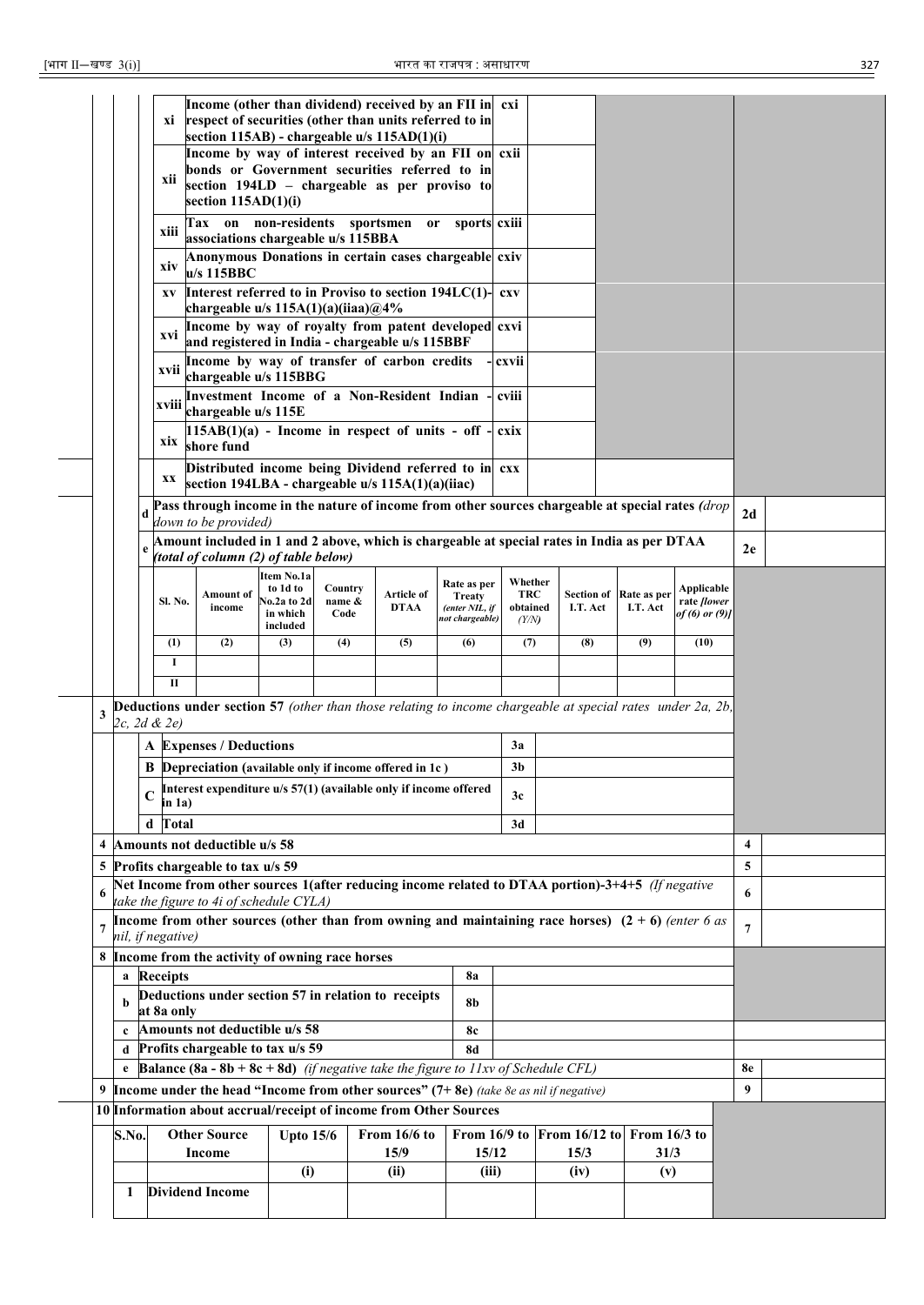| | | | | | |
|---|---|---|---|---|---|
| | | xi | Income (other than dividend) received by an FII in respect of securities (other than units referred to in section 115AB) - chargeable u/s 115AD(1)(i) | cxi | |
| | | xii | Income by way of interest received by an FII on bonds or Government securities referred to in section 194LD – chargeable as per proviso to section 115AD(1)(i) | cxii | |
| | | xiii | Tax on non-residents sportsmen or sports associations chargeable u/s 115BBA | cxiii | |
| | | xiv | Anonymous Donations in certain cases chargeable u/s 115BBC | cxiv | |
| | | xv | Interest referred to in Proviso to section 194LC(1)- chargeable u/s 115A(1)(a)(iiaa)@4% | cxv | |
| | | xvi | Income by way of royalty from patent developed and registered in India - chargeable u/s 115BBF | cxvi | |
| | | xvii | Income by way of transfer of carbon credits - chargeable u/s 115BBG | cxvii | |
| | | xviii | Investment Income of a Non-Resident Indian - chargeable u/s 115E | cviii | |
| | | xix | 115AB(1)(a) - Income in respect of units - off - shore fund | cxix | |
| | | xx | Distributed income being Dividend referred to in section 194LBA - chargeable u/s 115A(1)(a)(iiac) | cxx | |

| | | | |
|---|---|---|---|
| | d | Pass through income in the nature of income from other sources chargeable at special rates *(drop down to be provided)* | 2d |
| | e | Amount included in 1 and 2 above, which is chargeable at special rates in India as per DTAA *(total of column (2) of table below)* | 2e |

| Sl. No. | Amount of income | Item No.1a to 1d to No.2a to 2d in which included | Country name & Code | Article of DTAA | Rate as per Treaty *(enter NIL, if not chargeable)* | Whether TRC obtained *(Y/N)* | Section of I.T. Act | Rate as per I.T. Act | Applicable rate *[lower of (6) or (9)]* |
|---|---|---|---|---|---|---|---|---|---|
| (1) | (2) | (3) | (4) | (5) | (6) | (7) | (8) | (9) | (10) |
| I | | | | | | | | | |
| II | | | | | | | | | |

| | | | | |
|---|---|---|---|---|
| 3 | | **Deductions under section 57** *(other than those relating to income chargeable at special rates under 2a, 2b, 2c, 2d & 2e)* | | |
| | A | Expenses / Deductions | 3a | |
| | B | Depreciation (available only if income offered in 1c ) | 3b | |
| | C | Interest expenditure u/s 57(1) (available only if income offered in 1a) | 3c | |
| | d | Total | 3d | |
| 4 | | Amounts not deductible u/s 58 | 4 | |
| 5 | | Profits chargeable to tax u/s 59 | 5 | |
| 6 | | Net Income from other sources 1(after reducing income related to DTAA portion)-3+4+5 *(If negative take the figure to 4i of schedule CYLA)* | 6 | |
| 7 | | Income from other sources (other than from owning and maintaining race horses) (2 + 6) *(enter 6 as nil, if negative)* | 7 | |
| 8 | | Income from the activity of owning race horses | | |
| | a | Receipts | 8a | |
| | b | Deductions under section 57 in relation to receipts at 8a only | 8b | |
| | c | Amounts not deductible u/s 58 | 8c | |
| | d | Profits chargeable to tax u/s 59 | 8d | |
| | e | Balance (8a - 8b + 8c + 8d) *(if negative take the figure to 11xv of Schedule CFL)* | 8e | |
| 9 | | Income under the head "Income from other sources" (7+ 8e) *(take 8e as nil if negative)* | 9 | |
| 10 | | Information about accrual/receipt of income from Other Sources | | |

| S.No. | Other Source Income | Upto 15/6 | From 16/6 to 15/9 | From 16/9 to 15/12 | From 16/12 to 15/3 | From 16/3 to 31/3 |
|---|---|---|---|---|---|---|
| | | (i) | (ii) | (iii) | (iv) | (v) |
| 1 | Dividend Income | | | | | |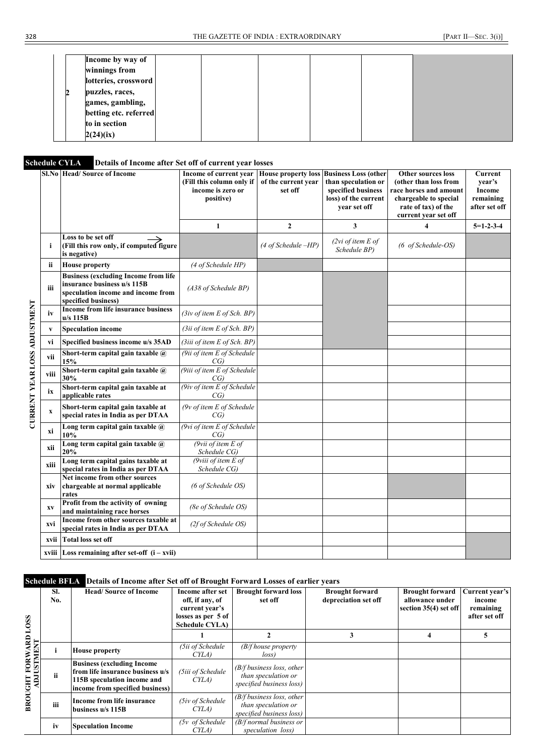| | 2 | Income by way of winnings from lotteries, crossword puzzles, races, games, gambling, betting etc. referred to in section 2(24)(ix) | | | | | |
|---|---|---|---|---|---|---|---|

**Schedule CYLA Details of Income after Set off of current year losses**

| | Sl.No | Head/ Source of Income | Income of current year (Fill this column only if income is zero or positive) | House property loss of the current year set off | Business Loss (other than speculation or specified business loss) of the current year set off | Other sources loss (other than loss from race horses and amount chargeable to special rate of tax) of the current year set off | Current year's Income remaining after set off |
|---|---|---|---|---|---|---|---|
| CURRENT YEAR LOSS ADJUSTMENT | | | 1 | 2 | 3 | 4 | 5=1-2-3-4 |
| | i | Loss to be set off (Fill this row only, if computed figure is negative) | | *(4 of Schedule –HP)* | *(2vi of item E of Schedule BP)* | *(6 of Schedule-OS)* | |
| | ii | House property | *(4 of Schedule HP)* | | | | |
| | iii | Business (excluding Income from life insurance business u/s 115B speculation income and income from specified business) | *(A38 of Schedule BP)* | | | | |
| | iv | Income from life insurance business u/s 115B | *(3iv of item E of Sch. BP)* | | | | |
| | v | Speculation income | *(3ii of item E of Sch. BP)* | | | | |
| | vi | Specified business income u/s 35AD | *(3iii of item E of Sch. BP)* | | | | |
| | vii | Short-term capital gain taxable @ 15% | *(9ii of item E of Schedule CG)* | | | | |
| | viii | Short-term capital gain taxable @ 30% | *(9iii of item E of Schedule CG)* | | | | |
| | ix | Short-term capital gain taxable at applicable rates | *(9iv of item E of Schedule CG)* | | | | |
| | x | Short-term capital gain taxable at special rates in India as per DTAA | *(9v of item E of Schedule CG)* | | | | |
| | xi | Long term capital gain taxable @ 10% | *(9vi of item E of Schedule CG)* | | | | |
| | xii | Long term capital gain taxable @ 20% | *(9vii of item E of Schedule CG)* | | | | |
| | xiii | Long term capital gains taxable at special rates in India as per DTAA | *(9viii of item E of Schedule CG)* | | | | |
| | xiv | Net income from other sources chargeable at normal applicable rates | *(6 of Schedule OS)* | | | | |
| | xv | Profit from the activity of owning and maintaining race horses | *(8e of Schedule OS)* | | | | |
| | xvi | Income from other sources taxable at special rates in India as per DTAA | *(2f of Schedule OS)* | | | | |
| | xvii | Total loss set off | | | | | |
| | xviii | Loss remaining after set-off (i – xvii) | | | | | |

**Schedule BFLA Details of Income after Set off of Brought Forward Losses of earlier years**

| | Sl. No. | Head/ Source of Income | Income after set off, if any, of current year's losses as per 5 of Schedule CYLA) | Brought forward loss set off | Brought forward depreciation set off | Brought forward allowance under section 35(4) set off | Current year's income remaining after set off |
|---|---|---|---|---|---|---|---|
| BROUGHT FORWARD LOSS ADJUSTMENT | | | 1 | 2 | 3 | 4 | 5 |
| | i | House property | *(5ii of Schedule CYLA)* | *(B/f house property loss)* | | | |
| | ii | Business (excluding Income from life insurance business u/s 115B speculation income and income from specified business) | *(5iii of Schedule CYLA)* | *(B/f business loss, other than speculation or specified business loss)* | | | |
| | iii | Income from life insurance business u/s 115B | *(5iv of Schedule CYLA)* | *(B/f business loss, other than speculation or specified business loss)* | | | |
| | iv | Speculation Income | *(5v of Schedule CYLA)* | *(B/f normal business or speculation loss)* | | | |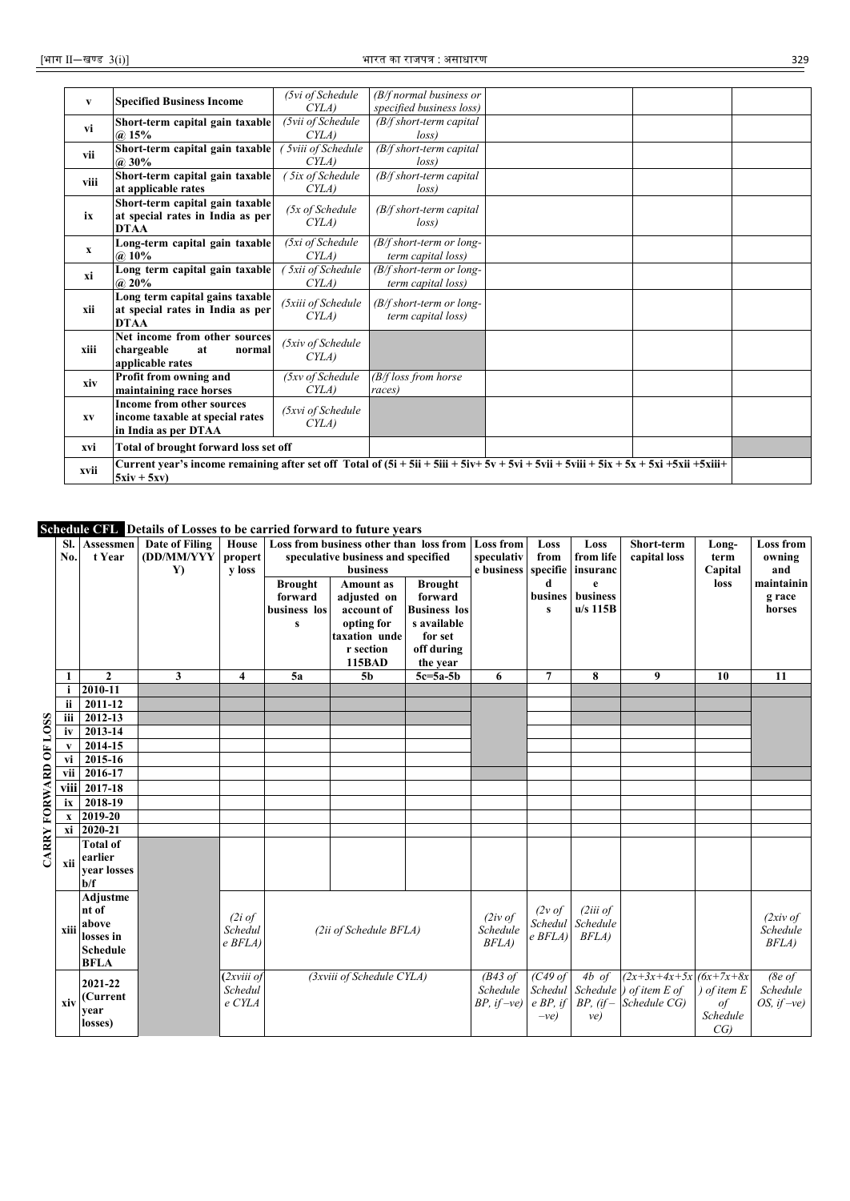| | | | | | | |
|---|---|---|---|---|---|---|
| v | **Specified Business Income** | *(5vi of Schedule CYLA)* | *(B/f normal business or specified business loss)* | | | |
| vi | **Short-term capital gain taxable @ 15%** | *(5vii of Schedule CYLA)* | *(B/f short-term capital loss)* | | | |
| vii | **Short-term capital gain taxable @ 30%** | *( 5viii of Schedule CYLA)* | *(B/f short-term capital loss)* | | | |
| viii | **Short-term capital gain taxable at applicable rates** | *( 5ix of Schedule CYLA)* | *(B/f short-term capital loss)* | | | |
| ix | **Short-term capital gain taxable at special rates in India as per DTAA** | *(5x of Schedule CYLA)* | *(B/f short-term capital loss)* | | | |
| x | **Long-term capital gain taxable @ 10%** | *(5xi of Schedule CYLA)* | *(B/f short-term or long-term capital loss)* | | | |
| xi | **Long term capital gain taxable @ 20%** | *( 5xii of Schedule CYLA)* | *(B/f short-term or long-term capital loss)* | | | |
| xii | **Long term capital gains taxable at special rates in India as per DTAA** | *(5xiii of Schedule CYLA)* | *(B/f short-term or long-term capital loss)* | | | |
| xiii | **Net income from other sources chargeable at normal applicable rates** | *(5xiv of Schedule CYLA)* | | | | |
| xiv | **Profit from owning and maintaining race horses** | *(5xv of Schedule CYLA)* | *(B/f loss from horse races)* | | | |
| xv | **Income from other sources income taxable at special rates in India as per DTAA** | *(5xvi of Schedule CYLA)* | | | | |
| xvi | **Total of brought forward loss set off** | | | | | |
| xvii | **Current year's income remaining after set off Total of (5i + 5ii + 5iii + 5iv+ 5v + 5vi + 5vii + 5viii + 5ix + 5x + 5xi +5xii +5xiii+ 5xiv + 5xv)** | | | | | |

**Schedule CFL Details of Losses to be carried forward to future years**

**CARRY FORWARD OF LOSS**

| Sl. No. | Assessment Year | Date of Filing (DD/MM/YYYY) | House property loss | Loss from business other than loss from speculative business and specified business | | | Loss from speculative business | Loss from specified business | Loss from life insurance business u/s 115B | Short-term capital loss | Long-term Capital loss | Loss from owning and maintaining race horses |
|---|---|---|---|---|---|---|---|---|---|---|---|---|
| | | | | Brought forward business loss | Amount as adjusted on account of opting for taxation under section 115BAD | Brought forward Business loss available for set off during the year | | | | | | |
| 1 | 2 | 3 | 4 | 5a | 5b | 5c=5a-5b | 6 | 7 | 8 | 9 | 10 | 11 |
| i | 2010-11 | | | | | | | | | | | |
| ii | 2011-12 | | | | | | | | | | | |
| iii | 2012-13 | | | | | | | | | | | |
| iv | 2013-14 | | | | | | | | | | | |
| v | 2014-15 | | | | | | | | | | | |
| vi | 2015-16 | | | | | | | | | | | |
| vii | 2016-17 | | | | | | | | | | | |
| viii | 2017-18 | | | | | | | | | | | |
| ix | 2018-19 | | | | | | | | | | | |
| x | 2019-20 | | | | | | | | | | | |
| xi | 2020-21 | | | | | | | | | | | |
| xii | Total of earlier year losses b/f | | | | | | | | | | | |
| xiii | Adjustment of above losses in Schedule BFLA | | *(2i of Schedule BFLA)* | *(2ii of Schedule BFLA)* | | | *(2iv of Schedule BFLA)* | *(2v of Schedule BFLA)* | *(2iii of Schedule BFLA)* | | | *(2xiv of Schedule BFLA)* |
| xiv | 2021-22 (Current year losses) | | *(2xviii of Schedule CYLA* | *(3xviii of Schedule CYLA)* | | | *(B43 of Schedule BP, if –ve)* | *(C49 of Schedule BP, if –ve)* | *4b of Schedule BP, (if –ve)* | *(2x+3x+4x+5x) of item E of Schedule CG)* | *(6x+7x+8x) of item E of Schedule CG)* | *(8e of Schedule OS, if –ve)* |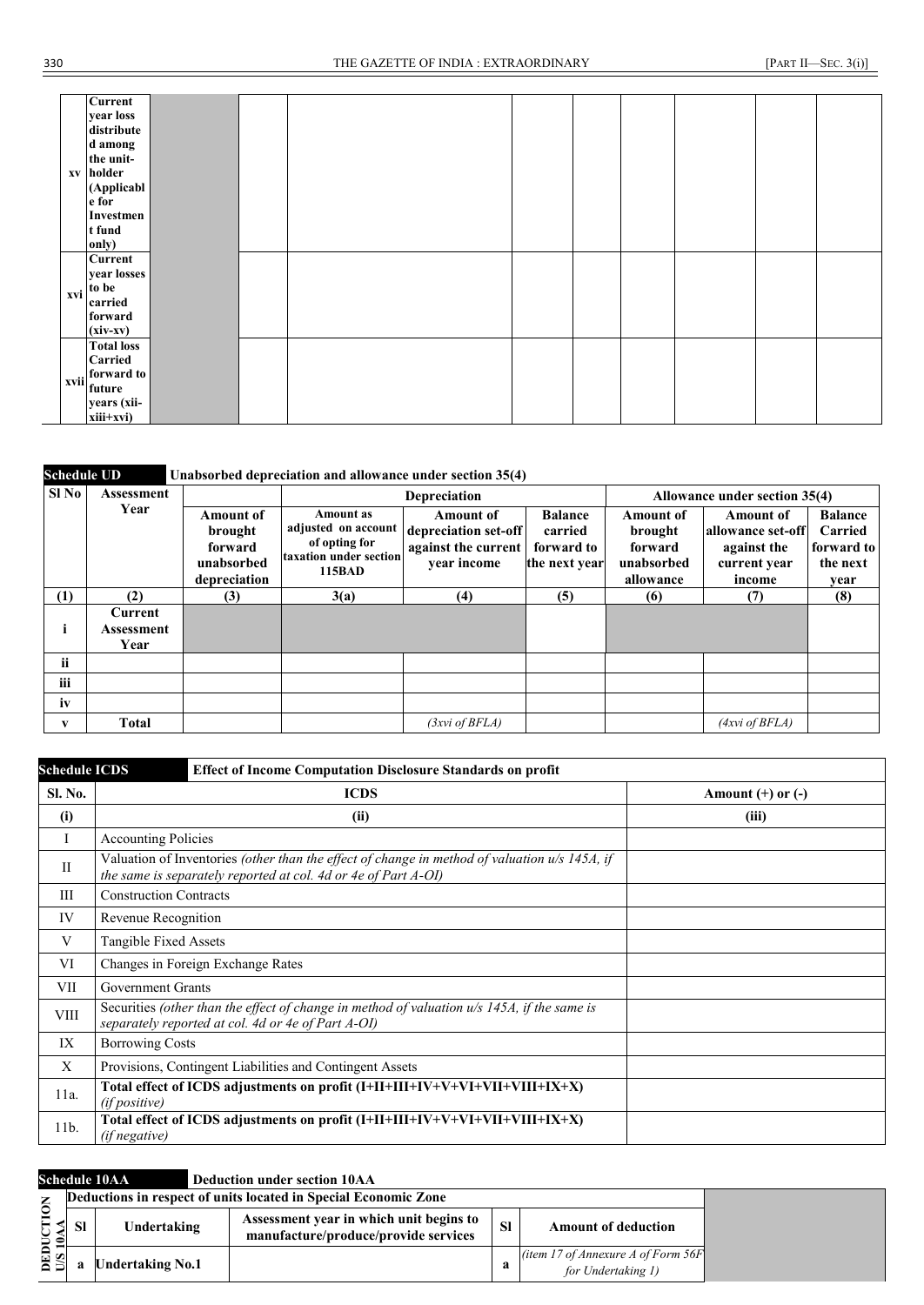| | | | | | | | | | | |
|---|---|---|---|---|---|---|---|---|---|---|
| xv | Current year loss distributed among the unit-holder (Applicable for Investment fund only) | | | | | | | | | |
| xvi | Current year losses to be carried forward (xiv-xv) | | | | | | | | | |
| xvii | Total loss Carried forward to future years (xii-xiii+xvi) | | | | | | | | | |

**Schedule UD** **Unabsorbed depreciation and allowance under section 35(4)**

| Sl No | Assessment Year | Depreciation | | | | Allowance under section 35(4) | | |
|---|---|---|---|---|---|---|---|---|
| | | Amount of brought forward unabsorbed depreciation | Amount as adjusted on account of opting for taxation under section 115BAD | Amount of depreciation set-off against the current year income | Balance carried forward to the next year | Amount of brought forward unabsorbed allowance | Amount of allowance set-off against the current year income | Balance Carried forward to the next year |
| (1) | (2) | (3) | 3(a) | (4) | (5) | (6) | (7) | (8) |
| i | Current Assessment Year | | | | | | | |
| ii | | | | | | | | |
| iii | | | | | | | | |
| iv | | | | | | | | |
| v | Total | | | *(3xvi of BFLA)* | | | *(4xvi of BFLA)* | |

**Schedule ICDS** **Effect of Income Computation Disclosure Standards on profit**

| Sl. No. | ICDS | Amount (+) or (-) |
|---|---|---|
| (i) | (ii) | (iii) |
| I | Accounting Policies | |
| II | Valuation of Inventories *(other than the effect of change in method of valuation u/s 145A, if the same is separately reported at col. 4d or 4e of Part A-OI)* | |
| III | Construction Contracts | |
| IV | Revenue Recognition | |
| V | Tangible Fixed Assets | |
| VI | Changes in Foreign Exchange Rates | |
| VII | Government Grants | |
| VIII | Securities *(other than the effect of change in method of valuation u/s 145A, if the same is separately reported at col. 4d or 4e of Part A-OI)* | |
| IX | Borrowing Costs | |
| X | Provisions, Contingent Liabilities and Contingent Assets | |
| 11a. | **Total effect of ICDS adjustments on profit (I+II+III+IV+V+VI+VII+VIII+IX+X)** *(if positive)* | |
| 11b. | **Total effect of ICDS adjustments on profit (I+II+III+IV+V+VI+VII+VIII+IX+X)** *(if negative)* | |

**Schedule 10AA** **Deduction under section 10AA**

| DEDUCTION U/S 10AA | Deductions in respect of units located in Special Economic Zone | | | | | |
|---|---|---|---|---|---|---|
| | Sl | Undertaking | Assessment year in which unit begins to manufacture/produce/provide services | Sl | Amount of deduction | |
| | a | Undertaking No.1 | | a | *(item 17 of Annexure A of Form 56F for Undertaking 1)* | |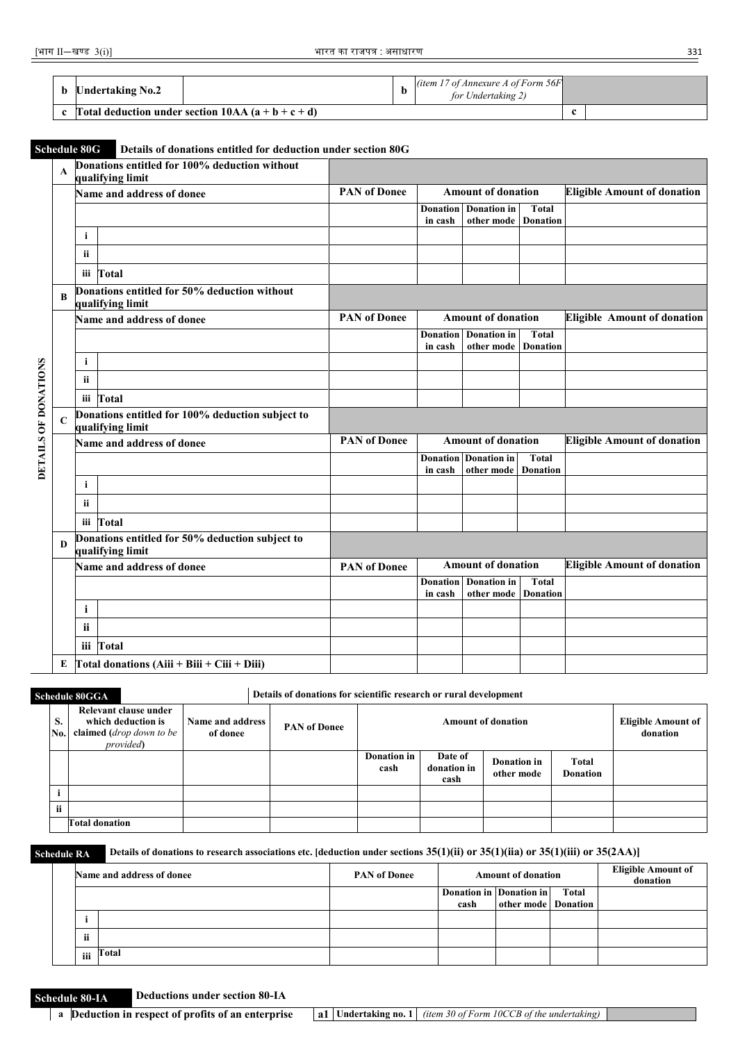| b | Undertaking No.2 | | b | *(item 17 of Annexure A of Form 56F for Undertaking 2)* | |
|---|---|---|---|---|---|
| c | Total deduction under section 10AA (a + b + c + d) | | | c | |

| Schedule 80G | Details of donations entitled for deduction under section 80G | | | | | |
|---|---|---|---|---|---|---|
| **A** | **Donations entitled for 100% deduction without qualifying limit** | | | | | |
| | Name and address of donee | PAN of Donee | Amount of donation | | | Eligible Amount of donation |
| | | | Donation in cash | Donation in other mode | Total Donation | |
| | i | | | | | |
| | ii | | | | | |
| | iii Total | | | | | |
| **B** | **Donations entitled for 50% deduction without qualifying limit** | | | | | |
| | Name and address of donee | PAN of Donee | Amount of donation | | | Eligible Amount of donation |
| | | | Donation in cash | Donation in other mode | Total Donation | |
| | i | | | | | |
| | ii | | | | | |
| | iii Total | | | | | |
| **C** | **Donations entitled for 100% deduction subject to qualifying limit** | | | | | |
| | Name and address of donee | PAN of Donee | Amount of donation | | | Eligible Amount of donation |
| | | | Donation in cash | Donation in other mode | Total Donation | |
| | i | | | | | |
| | ii | | | | | |
| | iii Total | | | | | |
| **D** | **Donations entitled for 50% deduction subject to qualifying limit** | | | | | |
| | Name and address of donee | PAN of Donee | Amount of donation | | | Eligible Amount of donation |
| | | | Donation in cash | Donation in other mode | Total Donation | |
| | i | | | | | |
| | ii | | | | | |
| | iii Total | | | | | |
| **E** | **Total donations (Aiii + Biii + Ciii + Diii)** | | | | | |

DETAILS OF DONATIONS

| Schedule 80GGA | | Details of donations for scientific research or rural development | | | | | | |
|---|---|---|---|---|---|---|---|---|
| S. No. | Relevant clause under which deduction is claimed (*drop down to be provided*) | Name and address of donee | PAN of Donee | Amount of donation | | | | Eligible Amount of donation |
| | | | | Donation in cash | Date of donation in cash | Donation in other mode | Total Donation | |
| i | | | | | | | | |
| ii | | | | | | | | |
| | Total donation | | | | | | | |

| Schedule RA | Details of donations to research associations etc. [deduction under sections 35(1)(ii) or 35(1)(iia) or 35(1)(iii) or 35(2AA)] | | | | | |
|---|---|---|---|---|---|---|
| | Name and address of donee | PAN of Donee | Amount of donation | | | Eligible Amount of donation |
| | | | Donation in cash | Donation in other mode | Total Donation | |
| | i | | | | | |
| | ii | | | | | |
| | iii Total | | | | | |

| Schedule 80-IA | Deductions under section 80-IA | | | | |
|---|---|---|---|---|---|
| a | Deduction in respect of profits of an enterprise | a1 | Undertaking no. 1 | *(item 30 of Form 10CCB of the undertaking)* | |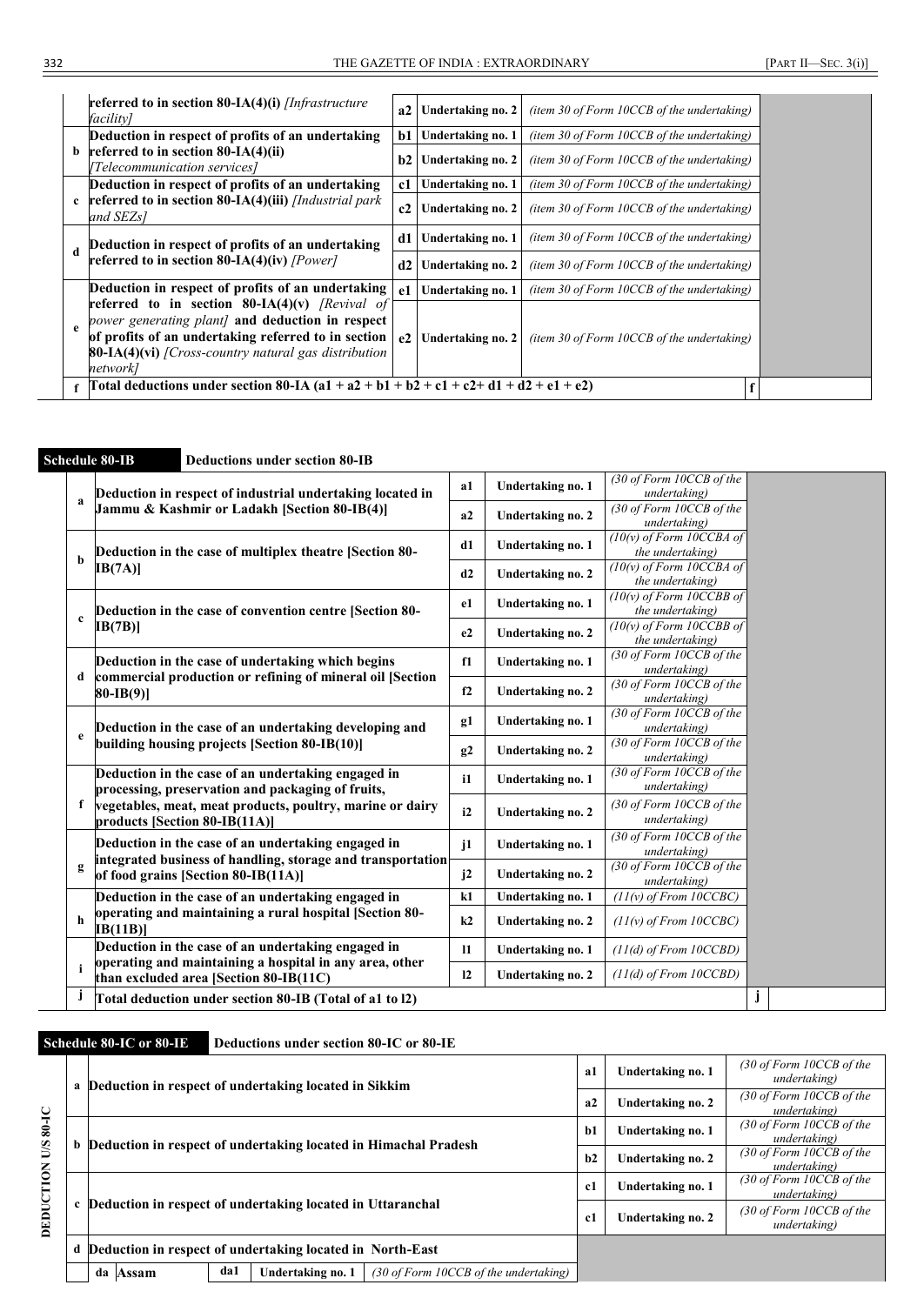| | | | | | |
|---|---|---|---|---|---|
| | referred to in section 80-IA(4)(i) *[Infrastructure facility]* | a2 | Undertaking no. 2 | *(item 30 of Form 10CCB of the undertaking)* | |
| b | Deduction in respect of profits of an undertaking referred to in section 80-IA(4)(ii) *[Telecommunication services]* | b1 | Undertaking no. 1 | *(item 30 of Form 10CCB of the undertaking)* | |
| | | b2 | Undertaking no. 2 | *(item 30 of Form 10CCB of the undertaking)* | |
| c | Deduction in respect of profits of an undertaking referred to in section 80-IA(4)(iii) *[Industrial park and SEZs]* | c1 | Undertaking no. 1 | *(item 30 of Form 10CCB of the undertaking)* | |
| | | c2 | Undertaking no. 2 | *(item 30 of Form 10CCB of the undertaking)* | |
| d | Deduction in respect of profits of an undertaking referred to in section 80-IA(4)(iv) *[Power]* | d1 | Undertaking no. 1 | *(item 30 of Form 10CCB of the undertaking)* | |
| | | d2 | Undertaking no. 2 | *(item 30 of Form 10CCB of the undertaking)* | |
| e | Deduction in respect of profits of an undertaking referred to in section 80-IA(4)(v) *[Revival of power generating plant]* and deduction in respect of profits of an undertaking referred to in section 80-IA(4)(vi) *[Cross-country natural gas distribution network]* | e1 | Undertaking no. 1 | *(item 30 of Form 10CCB of the undertaking)* | |
| | | e2 | Undertaking no. 2 | *(item 30 of Form 10CCB of the undertaking)* | |
| f | Total deductions under section 80-IA (a1 + a2 + b1 + b2 + c1 + c2+ d1 + d2 + e1 + e2) | | | f | |

## Schedule 80-IB — Deductions under section 80-IB

| | | | | | |
|---|---|---|---|---|---|
| a | Deduction in respect of industrial undertaking located in Jammu & Kashmir or Ladakh [Section 80-IB(4)] | a1 | Undertaking no. 1 | *(30 of Form 10CCB of the undertaking)* | |
| | | a2 | Undertaking no. 2 | *(30 of Form 10CCB of the undertaking)* | |
| b | Deduction in the case of multiplex theatre [Section 80-IB(7A)] | d1 | Undertaking no. 1 | *(10(v) of Form 10CCBA of the undertaking)* | |
| | | d2 | Undertaking no. 2 | *(10(v) of Form 10CCBA of the undertaking)* | |
| c | Deduction in the case of convention centre [Section 80-IB(7B)] | e1 | Undertaking no. 1 | *(10(v) of Form 10CCBB of the undertaking)* | |
| | | e2 | Undertaking no. 2 | *(10(v) of Form 10CCBB of the undertaking)* | |
| d | Deduction in the case of undertaking which begins commercial production or refining of mineral oil [Section 80-IB(9)] | f1 | Undertaking no. 1 | *(30 of Form 10CCB of the undertaking)* | |
| | | f2 | Undertaking no. 2 | *(30 of Form 10CCB of the undertaking)* | |
| e | Deduction in the case of an undertaking developing and building housing projects [Section 80-IB(10)] | g1 | Undertaking no. 1 | *(30 of Form 10CCB of the undertaking)* | |
| | | g2 | Undertaking no. 2 | *(30 of Form 10CCB of the undertaking)* | |
| f | Deduction in the case of an undertaking engaged in processing, preservation and packaging of fruits, vegetables, meat, meat products, poultry, marine or dairy products [Section 80-IB(11A)] | i1 | Undertaking no. 1 | *(30 of Form 10CCB of the undertaking)* | |
| | | i2 | Undertaking no. 2 | *(30 of Form 10CCB of the undertaking)* | |
| g | Deduction in the case of an undertaking engaged in integrated business of handling, storage and transportation of food grains [Section 80-IB(11A)] | j1 | Undertaking no. 1 | *(30 of Form 10CCB of the undertaking)* | |
| | | j2 | Undertaking no. 2 | *(30 of Form 10CCB of the undertaking)* | |
| h | Deduction in the case of an undertaking engaged in operating and maintaining a rural hospital [Section 80-IB(11B)] | k1 | Undertaking no. 1 | *(11(v) of From 10CCBC)* | |
| | | k2 | Undertaking no. 2 | *(11(v) of From 10CCBC)* | |
| i | Deduction in the case of an undertaking engaged in operating and maintaining a hospital in any area, other than excluded area [Section 80-IB(11C) | l1 | Undertaking no. 1 | *(11(d) of From 10CCBD)* | |
| | | l2 | Undertaking no. 2 | *(11(d) of From 10CCBD)* | |
| j | Total deduction under section 80-IB (Total of a1 to l2) | | | j | |

## Schedule 80-IC or 80-IE — Deductions under section 80-IC or 80-IE

DEDUCTION U/S 80-IC

| | | | | | |
|---|---|---|---|---|---|
| a | Deduction in respect of undertaking located in Sikkim | a1 | Undertaking no. 1 | *(30 of Form 10CCB of the undertaking)* | |
| | | a2 | Undertaking no. 2 | *(30 of Form 10CCB of the undertaking)* | |
| b | Deduction in respect of undertaking located in Himachal Pradesh | b1 | Undertaking no. 1 | *(30 of Form 10CCB of the undertaking)* | |
| | | b2 | Undertaking no. 2 | *(30 of Form 10CCB of the undertaking)* | |
| c | Deduction in respect of undertaking located in Uttaranchal | c1 | Undertaking no. 1 | *(30 of Form 10CCB of the undertaking)* | |
| | | c1 | Undertaking no. 2 | *(30 of Form 10CCB of the undertaking)* | |
| d | Deduction in respect of undertaking located in North-East | | | | |
| | da Assam — da1 | | Undertaking no. 1 | *(30 of Form 10CCB of the undertaking)* | |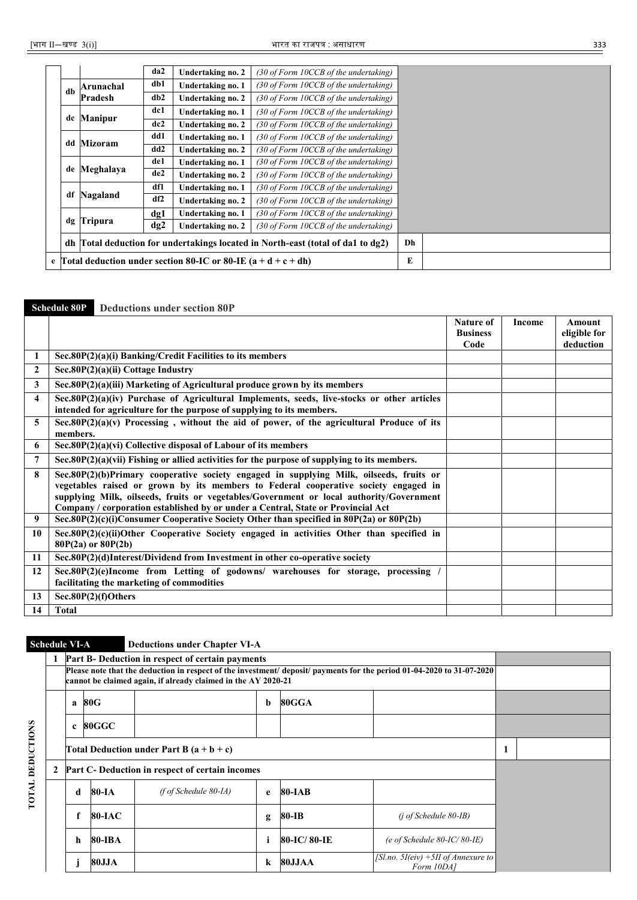| | | | | | | | |
|---|---|---|---|---|---|---|---|
| | | | da2 | **Undertaking no. 2** | *(30 of Form 10CCB of the undertaking)* | | |
| | **db** | **Arunachal Pradesh** | **db1** | **Undertaking no. 1** | *(30 of Form 10CCB of the undertaking)* | | |
| | | | **db2** | **Undertaking no. 2** | *(30 of Form 10CCB of the undertaking)* | | |
| | **dc** | **Manipur** | **dc1** | **Undertaking no. 1** | *(30 of Form 10CCB of the undertaking)* | | |
| | | | **dc2** | **Undertaking no. 2** | *(30 of Form 10CCB of the undertaking)* | | |
| | **dd** | **Mizoram** | **dd1** | **Undertaking no. 1** | *(30 of Form 10CCB of the undertaking)* | | |
| | | | **dd2** | **Undertaking no. 2** | *(30 of Form 10CCB of the undertaking)* | | |
| | **de** | **Meghalaya** | **de1** | **Undertaking no. 1** | *(30 of Form 10CCB of the undertaking)* | | |
| | | | **de2** | **Undertaking no. 2** | *(30 of Form 10CCB of the undertaking)* | | |
| | **df** | **Nagaland** | **df1** | **Undertaking no. 1** | *(30 of Form 10CCB of the undertaking)* | | |
| | | | **df2** | **Undertaking no. 2** | *(30 of Form 10CCB of the undertaking)* | | |
| | **dg** | **Tripura** | **dg1** | **Undertaking no. 1** | *(30 of Form 10CCB of the undertaking)* | | |
| | | | **dg2** | **Undertaking no. 2** | *(30 of Form 10CCB of the undertaking)* | | |
| | **dh** | **Total deduction for undertakings located in North-east (total of da1 to dg2)** | | | | **Dh** | |
| **e** | **Total deduction under section 80-IC or 80-IE (a + d + c + dh)** | | | | | **E** | |

## Schedule 80P Deductions under section 80P

| | | Nature of Business Code | Income | Amount eligible for deduction |
|---|---|---|---|---|
| **1** | **Sec.80P(2)(a)(i) Banking/Credit Facilities to its members** | | | |
| **2** | **Sec.80P(2)(a)(ii) Cottage Industry** | | | |
| **3** | **Sec.80P(2)(a)(iii) Marketing of Agricultural produce grown by its members** | | | |
| **4** | **Sec.80P(2)(a)(iv) Purchase of Agricultural Implements, seeds, live-stocks or other articles intended for agriculture for the purpose of supplying to its members.** | | | |
| **5** | **Sec.80P(2)(a)(v) Processing , without the aid of power, of the agricultural Produce of its members.** | | | |
| **6** | **Sec.80P(2)(a)(vi) Collective disposal of Labour of its members** | | | |
| **7** | **Sec.80P(2)(a)(vii) Fishing or allied activities for the purpose of supplying to its members.** | | | |
| **8** | **Sec.80P(2)(b)Primary cooperative society engaged in supplying Milk, oilseeds, fruits or vegetables raised or grown by its members to Federal cooperative society engaged in supplying Milk, oilseeds, fruits or vegetables/Government or local authority/Government Company / corporation established by or under a Central, State or Provincial Act** | | | |
| **9** | **Sec.80P(2)(c)(i)Consumer Cooperative Society Other than specified in 80P(2a) or 80P(2b)** | | | |
| **10** | **Sec.80P(2)(c)(ii)Other Cooperative Society engaged in activities Other than specified in 80P(2a) or 80P(2b)** | | | |
| **11** | **Sec.80P(2)(d)Interest/Dividend from Investment in other co-operative society** | | | |
| **12** | **Sec.80P(2)(e)Income from Letting of godowns/ warehouses for storage, processing / facilitating the marketing of commodities** | | | |
| **13** | **Sec.80P(2)(f)Others** | | | |
| **14** | **Total** | | | |

## Schedule VI-A Deductions under Chapter VI-A

**TOTAL DEDUCTIONS**

| | | | | | | | |
|---|---|---|---|---|---|---|---|
| **1** | **Part B- Deduction in respect of certain payments** | | | | | | |
| | **Please note that the deduction in respect of the investment/ deposit/ payments for the period 01-04-2020 to 31-07-2020 cannot be claimed again, if already claimed in the AY 2020-21** | | | | | | |
| | **a** | **80G** | | **b** | **80GGA** | | |
| | **c** | **80GGC** | | | | | |
| | **Total Deduction under Part B (a + b + c)** | | | | | **1** | |
| **2** | **Part C- Deduction in respect of certain incomes** | | | | | | |
| | **d** | **80-IA** | *(f of Schedule 80-IA)* | **e** | **80-IAB** | | |
| | **f** | **80-IAC** | | **g** | **80-IB** | *(j of Schedule 80-IB)* | |
| | **h** | **80-IBA** | | **i** | **80-IC/ 80-IE** | *(e of Schedule 80-IC/ 80-IE)* | |
| | **j** | **80JJA** | | **k** | **80JJAA** | *[Sl.no. 5I(eiv) +5II of Annexure to Form 10DA]* | |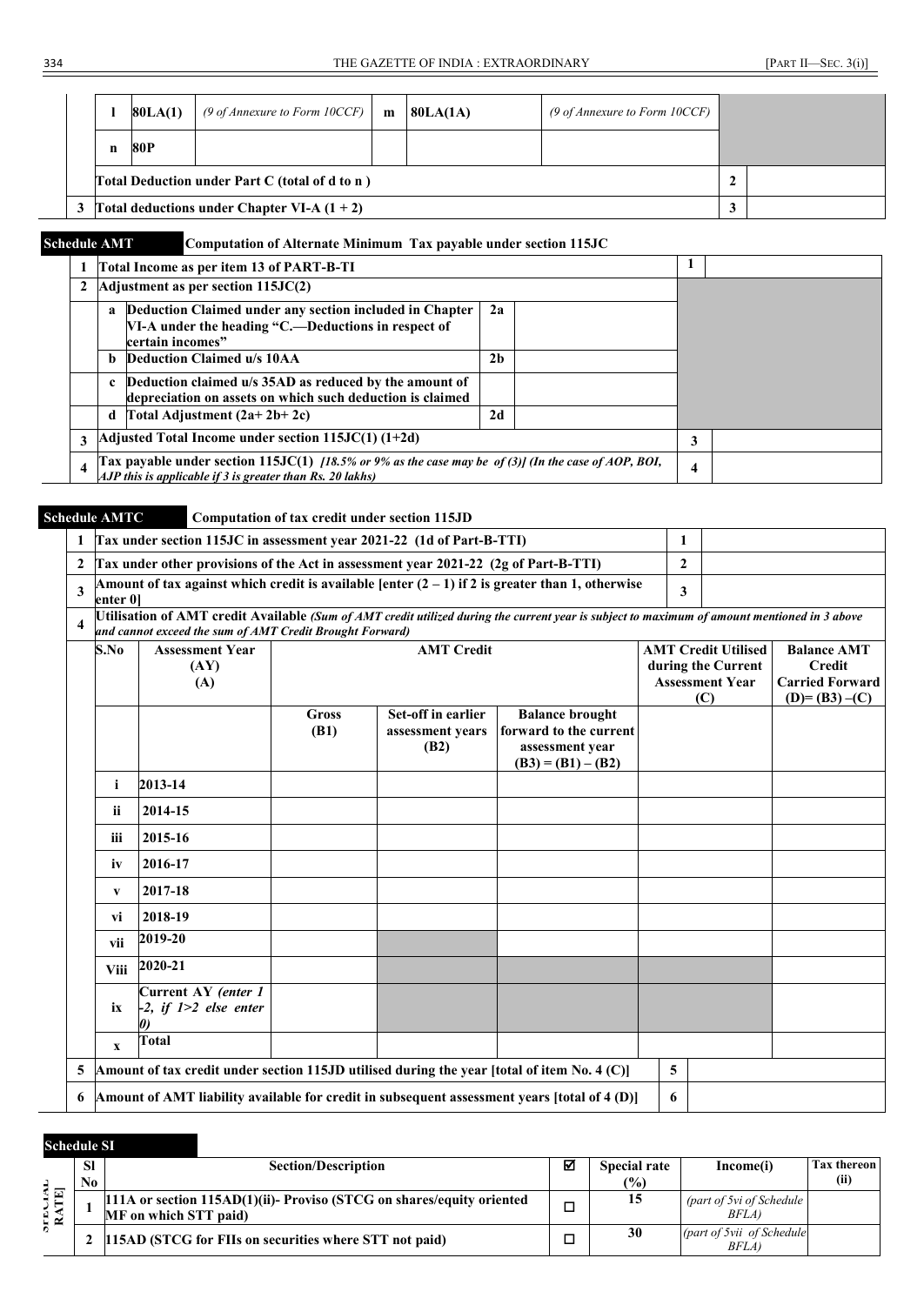| | l | 80LA(1) | *(9 of Annexure to Form 10CCF)* | m | 80LA(1A) | *(9 of Annexure to Form 10CCF)* | | |
|---|---|---|---|---|---|---|---|---|
| | n | 80P | | | | | | |
| | **Total Deduction under Part C (total of d to n )** | | | | | | 2 | |
| 3 | **Total deductions under Chapter VI-A (1 + 2)** | | | | | | 3 | |

**Schedule AMT** **Computation of Alternate Minimum Tax payable under section 115JC**

| | | | | |
|---|---|---|---|---|
| 1 | **Total Income as per item 13 of PART-B-TI** | | 1 | |
| 2 | **Adjustment as per section 115JC(2)** | | | |
| | a **Deduction Claimed under any section included in Chapter VI-A under the heading "C.—Deductions in respect of certain incomes"** | 2a | | |
| | b **Deduction Claimed u/s 10AA** | 2b | | |
| | c **Deduction claimed u/s 35AD as reduced by the amount of depreciation on assets on which such deduction is claimed** | | | |
| | d **Total Adjustment (2a+ 2b+ 2c)** | 2d | | |
| 3 | **Adjusted Total Income under section 115JC(1) (1+2d)** | | 3 | |
| 4 | **Tax payable under section 115JC(1)** *[18.5% or 9% as the case may be of (3)] (In the case of AOP, BOI, AJP this is applicable if 3 is greater than Rs. 20 lakhs)* | | 4 | |

**Schedule AMTC** **Computation of tax credit under section 115JD**

| | | | |
|---|---|---|---|
| 1 | **Tax under section 115JC in assessment year 2021-22 (1d of Part-B-TTI)** | 1 | |
| 2 | **Tax under other provisions of the Act in assessment year 2021-22 (2g of Part-B-TTI)** | 2 | |
| 3 | **Amount of tax against which credit is available [enter (2 – 1) if 2 is greater than 1, otherwise enter 0]** | 3 | |
| 4 | **Utilisation of AMT credit Available** *(Sum of AMT credit utilized during the current year is subject to maximum of amount mentioned in 3 above and cannot exceed the sum of AMT Credit Brought Forward)* | | |

| S.No | Assessment Year (AY) (A) | AMT Credit | | | AMT Credit Utilised during the Current Assessment Year (C) | Balance AMT Credit Carried Forward (D)= (B3) –(C) |
|---|---|---|---|---|---|---|
| | | Gross (B1) | Set-off in earlier assessment years (B2) | Balance brought forward to the current assessment year (B3) = (B1) – (B2) | | |
| i | 2013-14 | | | | | |
| ii | 2014-15 | | | | | |
| iii | 2015-16 | | | | | |
| iv | 2016-17 | | | | | |
| v | 2017-18 | | | | | |
| vi | 2018-19 | | | | | |
| vii | 2019-20 | | | | | |
| Viii | 2020-21 | | | | | |
| ix | Current AY *(enter 1 -2, if 1>2 else enter 0)* | | | | | |
| x | Total | | | | | |

| | | | |
|---|---|---|---|
| 5 | **Amount of tax credit under section 115JD utilised during the year [total of item No. 4 (C)]** | 5 | |
| 6 | **Amount of AMT liability available for credit in subsequent assessment years [total of 4 (D)]** | 6 | |

**Schedule SI**

| Sl No | Section/Description | ☑ | Special rate (%) | Income(i) | Tax thereon (ii) |
|---|---|---|---|---|---|
| 1 | **111A or section 115AD(1)(ii)- Proviso (STCG on shares/equity oriented MF on which STT paid)** | ☐ | 15 | *(part of 5vi of Schedule BFLA)* | |
| 2 | **115AD (STCG for FIIs on securities where STT not paid)** | ☐ | 30 | *(part of 5vii of Schedule BFLA)* | |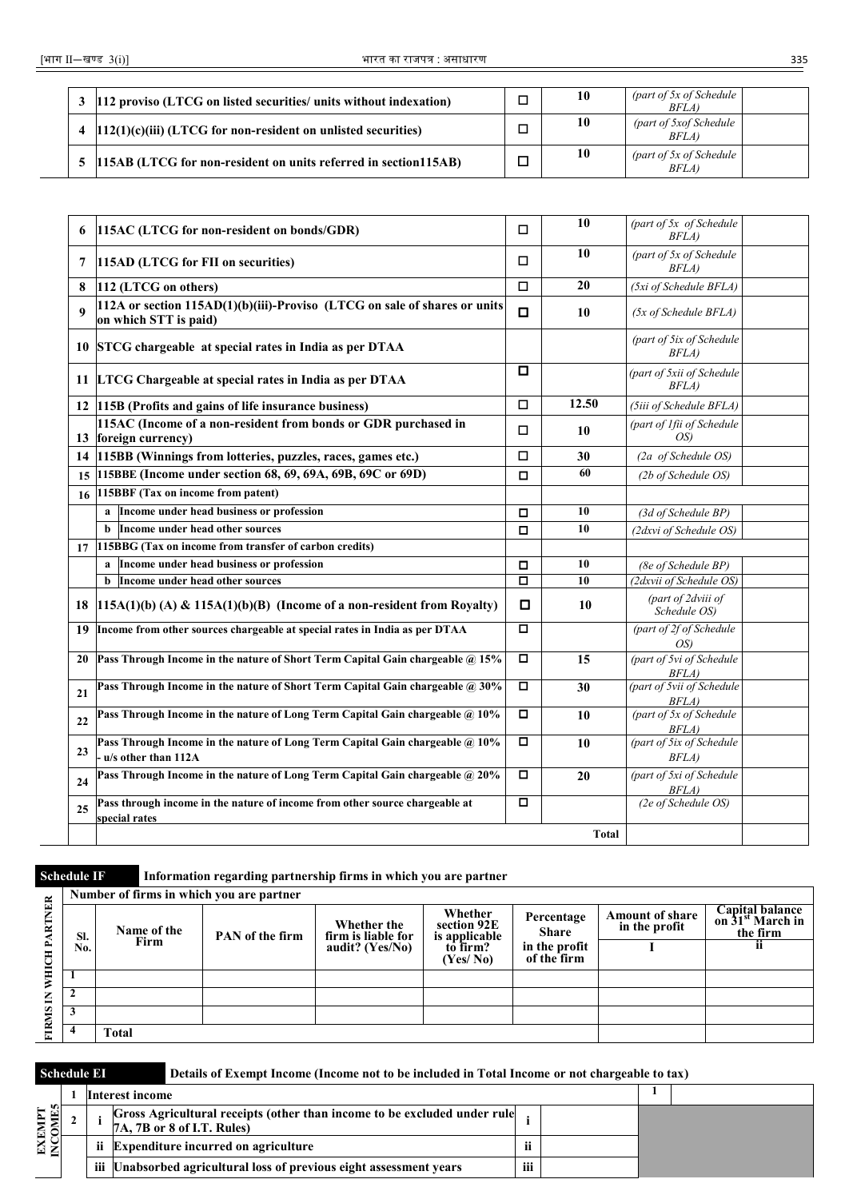| | | | | | |
|---|---|---|---|---|---|
| 3 | 112 proviso (LTCG on listed securities/ units without indexation) | ☐ | 10 | *(part of 5x of Schedule BFLA)* | |
| 4 | 112(1)(c)(iii) (LTCG for non-resident on unlisted securities) | ☐ | 10 | *(part of 5xof Schedule BFLA)* | |
| 5 | 115AB (LTCG for non-resident on units referred in section115AB) | ☐ | 10 | *(part of 5x of Schedule BFLA)* | |
| 6 | 115AC (LTCG for non-resident on bonds/GDR) | ☐ | 10 | *(part of 5x of Schedule BFLA)* | |
| 7 | 115AD (LTCG for FII on securities) | ☐ | 10 | *(part of 5x of Schedule BFLA)* | |
| 8 | 112 (LTCG on others) | ☐ | 20 | *(5xi of Schedule BFLA)* | |
| 9 | 112A or section 115AD(1)(b)(iii)-Proviso (LTCG on sale of shares or units on which STT is paid) | ☐ | 10 | *(5x of Schedule BFLA)* | |
| 10 | STCG chargeable at special rates in India as per DTAA | | | *(part of 5ix of Schedule BFLA)* | |
| 11 | LTCG Chargeable at special rates in India as per DTAA | ☐ | | *(part of 5xii of Schedule BFLA)* | |
| 12 | 115B (Profits and gains of life insurance business) | ☐ | 12.50 | *(5iii of Schedule BFLA)* | |
| 13 | 115AC (Income of a non-resident from bonds or GDR purchased in foreign currency) | ☐ | 10 | *(part of 1fii of Schedule OS)* | |
| 14 | 115BB (Winnings from lotteries, puzzles, races, games etc.) | ☐ | 30 | *(2a of Schedule OS)* | |
| 15 | 115BBE (Income under section 68, 69, 69A, 69B, 69C or 69D) | ☐ | 60 | *(2b of Schedule OS)* | |
| 16 | 115BBF (Tax on income from patent) | | | | |
| | a Income under head business or profession | ☐ | 10 | *(3d of Schedule BP)* | |
| | b Income under head other sources | ☐ | 10 | *(2dxvi of Schedule OS)* | |
| 17 | 115BBG (Tax on income from transfer of carbon credits) | | | | |
| | a Income under head business or profession | ☐ | 10 | *(8e of Schedule BP)* | |
| | b Income under head other sources | ☐ | 10 | *(2dxvii of Schedule OS)* | |
| 18 | 115A(1)(b) (A) & 115A(1)(b)(B) (Income of a non-resident from Royalty) | ☐ | 10 | *(part of 2dviii of Schedule OS)* | |
| 19 | Income from other sources chargeable at special rates in India as per DTAA | ☐ | | *(part of 2f of Schedule OS)* | |
| 20 | Pass Through Income in the nature of Short Term Capital Gain chargeable @ 15% | ☐ | 15 | *(part of 5vi of Schedule BFLA)* | |
| 21 | Pass Through Income in the nature of Short Term Capital Gain chargeable @ 30% | ☐ | 30 | *(part of 5vii of Schedule BFLA)* | |
| 22 | Pass Through Income in the nature of Long Term Capital Gain chargeable @ 10% | ☐ | 10 | *(part of 5x of Schedule BFLA)* | |
| 23 | Pass Through Income in the nature of Long Term Capital Gain chargeable @ 10% - u/s other than 112A | ☐ | 10 | *(part of 5ix of Schedule BFLA)* | |
| 24 | Pass Through Income in the nature of Long Term Capital Gain chargeable @ 20% | ☐ | 20 | *(part of 5xi of Schedule BFLA)* | |
| 25 | Pass through income in the nature of income from other source chargeable at special rates | ☐ | | *(2e of Schedule OS)* | |
| | | | **Total** | | |

**Schedule IF** — **Information regarding partnership firms in which you are partner**

FIRMS IN WHICH PARTNER

| Number of firms in which you are partner | | | | | | | |
|---|---|---|---|---|---|---|---|
| Sl. No. | Name of the Firm | PAN of the firm | Whether the firm is liable for audit? (Yes/No) | Whether section 92E is applicable to firm? (Yes/ No) | Percentage Share in the profit of the firm | Amount of share in the profit | Capital balance on 31st March in the firm |
| | | | | | | i | ii |
| 1 | | | | | | | |
| 2 | | | | | | | |
| 3 | | | | | | | |
| 4 | Total | | | | | | |

**Schedule EI** — **Details of Exempt Income (Income not to be included in Total Income or not chargeable to tax)**

EXEMPT INCOMES

| | | | | | | |
|---|---|---|---|---|---|---|
| 1 | | Interest income | | | 1 | |
| 2 | i | Gross Agricultural receipts (other than income to be excluded under rule 7A, 7B or 8 of I.T. Rules) | i | | | |
| | ii | Expenditure incurred on agriculture | ii | | | |
| | iii | Unabsorbed agricultural loss of previous eight assessment years | iii | | | |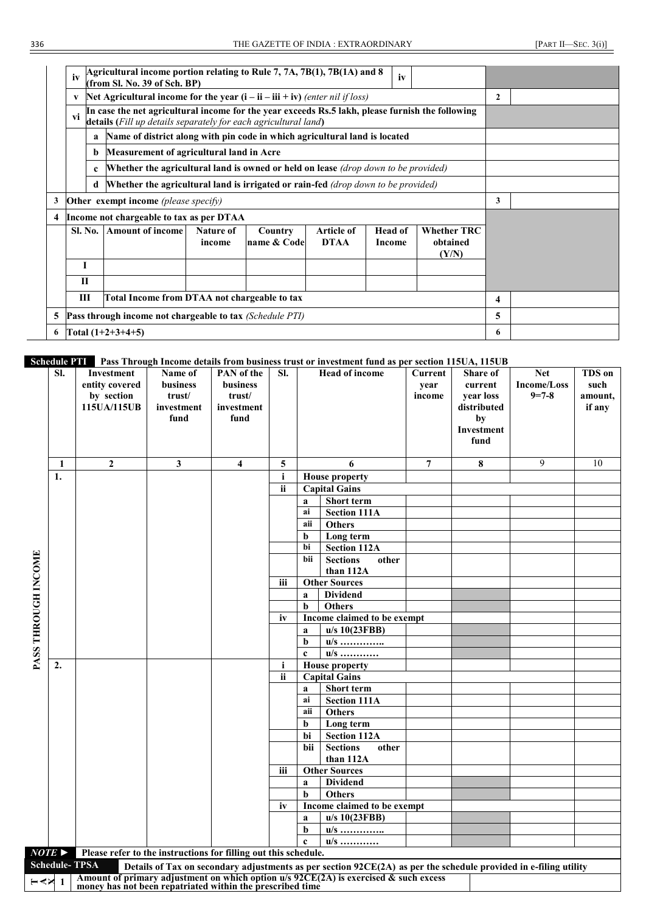| | | | | | | | | | |
|---|---|---|---|---|---|---|---|---|---|
| | **iv** | **Agricultural income portion relating to Rule 7, 7A, 7B(1), 7B(1A) and 8 (from Sl. No. 39 of Sch. BP)** | | | | | **iv** | | |
| | **v** | **Net Agricultural income for the year (i – ii – iii + iv)** *(enter nil if loss)* | | | | | | **2** | |
| | **vi** | **In case the net agricultural income for the year exceeds Rs.5 lakh, please furnish the following details (***Fill up details separately for each agricultural land***)** | | | | | | | |
| | | **a** Name of district along with pin code in which agricultural land is located | | | | | | | |
| | | **b** Measurement of agricultural land in Acre | | | | | | | |
| | | **c** Whether the agricultural land is owned or held on lease *(drop down to be provided)* | | | | | | | |
| | | **d** Whether the agricultural land is irrigated or rain-fed *(drop down to be provided)* | | | | | | | |
| **3** | **Other exempt income** *(please specify)* | | | | | | | **3** | |
| **4** | **Income not chargeable to tax as per DTAA** | | | | | | | | |
| | **Sl. No.** | **Amount of income** | **Nature of income** | **Country name & Code** | **Article of DTAA** | **Head of Income** | **Whether TRC obtained (Y/N)** | | |
| | **I** | | | | | | | | |
| | **II** | | | | | | | | |
| | **III** | **Total Income from DTAA not chargeable to tax** | | | | | | **4** | |
| **5** | **Pass through income not chargeable to tax** *(Schedule PTI)* | | | | | | | **5** | |
| **6** | **Total (1+2+3+4+5)** | | | | | | | **6** | |

**Schedule PTI** **Pass Through Income details from business trust or investment fund as per section 115UA, 115UB**

PASS THROUGH INCOME

| Sl. | Investment entity covered by section 115UA/115UB | Name of business trust/ investment fund | PAN of the business trust/ investment fund | Sl. | Head of income | Current year income | Share of current year loss distributed by Investment fund | Net Income/Loss 9=7-8 | TDS on such amount, if any |
|---|---|---|---|---|---|---|---|---|---|
| 1 | 2 | 3 | 4 | 5 | 6 | 7 | 8 | 9 | 10 |
| 1. | | | | i | House property | | | | |
| | | | | ii | Capital Gains | | | | |
| | | | | | a Short term | | | | |
| | | | | | ai Section 111A | | | | |
| | | | | | aii Others | | | | |
| | | | | | b Long term | | | | |
| | | | | | bi Section 112A | | | | |
| | | | | | bii Sections other than 112A | | | | |
| | | | | iii | Other Sources | | | | |
| | | | | | a Dividend | | | | |
| | | | | | b Others | | | | |
| | | | | iv | Income claimed to be exempt | | | | |
| | | | | | a u/s 10(23FBB) | | | | |
| | | | | | b u/s ………….. | | | | |
| | | | | | c u/s ………… | | | | |
| 2. | | | | i | House property | | | | |
| | | | | ii | Capital Gains | | | | |
| | | | | | a Short term | | | | |
| | | | | | ai Section 111A | | | | |
| | | | | | aii Others | | | | |
| | | | | | b Long term | | | | |
| | | | | | bi Section 112A | | | | |
| | | | | | bii Sections other than 112A | | | | |
| | | | | iii | Other Sources | | | | |
| | | | | | a Dividend | | | | |
| | | | | | b Others | | | | |
| | | | | iv | Income claimed to be exempt | | | | |
| | | | | | a u/s 10(23FBB) | | | | |
| | | | | | b u/s ………….. | | | | |
| | | | | | c u/s ………… | | | | |

***NOTE ►*** **Please refer to the instructions for filling out this schedule.**

**Schedule- TPSA** **Details of Tax on secondary adjustments as per section 92CE(2A) as per the schedule provided in e-filing utility**

| | | | |
|---|---|---|---|
| TAX | **1** | **Amount of primary adjustment on which option u/s 92CE(2A) is exercised & such excess money has not been repatriated within the prescribed time** | |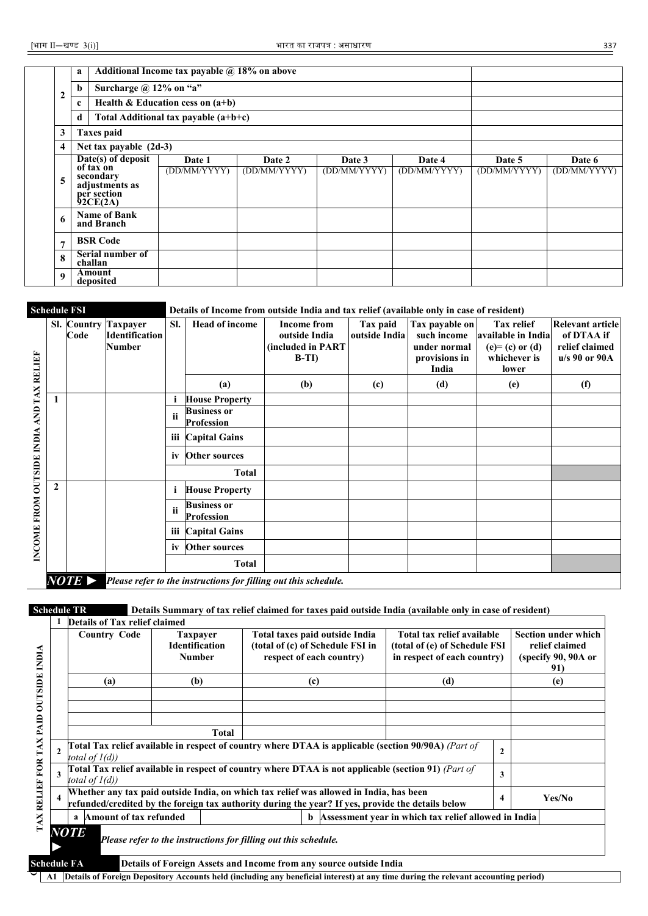| | | | | | | | | |
|---|---|---|---|---|---|---|---|---|
| 2 | a | Additional Income tax payable @ 18% on above | | | | | | |
| | b | Surcharge @ 12% on "a" | | | | | | |
| | c | Health & Education cess on (a+b) | | | | | | |
| | d | Total Additional tax payable (a+b+c) | | | | | | |
| 3 | | Taxes paid | | | | | | |
| 4 | | Net tax payable (2d-3) | | | | | | |
| 5 | | Date(s) of deposit of tax on secondary adjustments as per section 92CE(2A) | Date 1 (DD/MM/YYYY) | Date 2 (DD/MM/YYYY) | Date 3 (DD/MM/YYYY) | Date 4 (DD/MM/YYYY) | Date 5 (DD/MM/YYYY) | Date 6 (DD/MM/YYYY) |
| 6 | | Name of Bank and Branch | | | | | | |
| 7 | | BSR Code | | | | | | |
| 8 | | Serial number of challan | | | | | | |
| 9 | | Amount deposited | | | | | | |

**Schedule FSI** — **Details of Income from outside India and tax relief (available only in case of resident)**

INCOME FROM OUTSIDE INDIA AND TAX RELIEF

| Sl. | Country Code | Taxpayer Identification Number | Sl. | Head of income | Income from outside India (included in PART B-TI) | Tax paid outside India | Tax payable on such income under normal provisions in India | Tax relief available in India (e)= (c) or (d) whichever is lower | Relevant article of DTAA if relief claimed u/s 90 or 90A |
|---|---|---|---|---|---|---|---|---|---|
| | | | | (a) | (b) | (c) | (d) | (e) | (f) |
| 1 | | | i | House Property | | | | | |
| | | | ii | Business or Profession | | | | | |
| | | | iii | Capital Gains | | | | | |
| | | | iv | Other sources | | | | | |
| | | | | Total | | | | | |
| 2 | | | i | House Property | | | | | |
| | | | ii | Business or Profession | | | | | |
| | | | iii | Capital Gains | | | | | |
| | | | iv | Other sources | | | | | |
| | | | | Total | | | | | |

***NOTE ►*** *Please refer to the instructions for filling out this schedule.*

**Schedule TR** — **Details Summary of tax relief claimed for taxes paid outside India (available only in case of resident)**

TAX RELIEF FOR TAX PAID OUTSIDE INDIA

| | | | | | | |
|---|---|---|---|---|---|---|
| 1 | **Details of Tax relief claimed** | | | | | |
| | Country Code | Taxpayer Identification Number | Total taxes paid outside India (total of (c) of Schedule FSI in respect of each country) | Total tax relief available (total of (e) of Schedule FSI in respect of each country) | | Section under which relief claimed (specify 90, 90A or 91) |
| | (a) | (b) | (c) | (d) | | (e) |
| | | | | | | |
| | | | | | | |
| | | | | | | |
| | | Total | | | | |
| 2 | Total Tax relief available in respect of country where DTAA is applicable (section 90/90A) *(Part of total of 1(d))* | | | | 2 | |
| 3 | Total Tax relief available in respect of country where DTAA is not applicable (section 91) *(Part of total of 1(d))* | | | | 3 | |
| 4 | Whether any tax paid outside India, on which tax relief was allowed in India, has been refunded/credited by the foreign tax authority during the year? If yes, provide the details below | | | | 4 | Yes/No |
| | a Amount of tax refunded | | b Assessment year in which tax relief allowed in India | | | |

***NOTE ►*** *Please refer to the instructions for filling out this schedule.*

**Schedule FA** — **Details of Foreign Assets and Income from any source outside India**

| | |
|---|---|
| A1 | Details of Foreign Depository Accounts held (including any beneficial interest) at any time during the relevant accounting period) |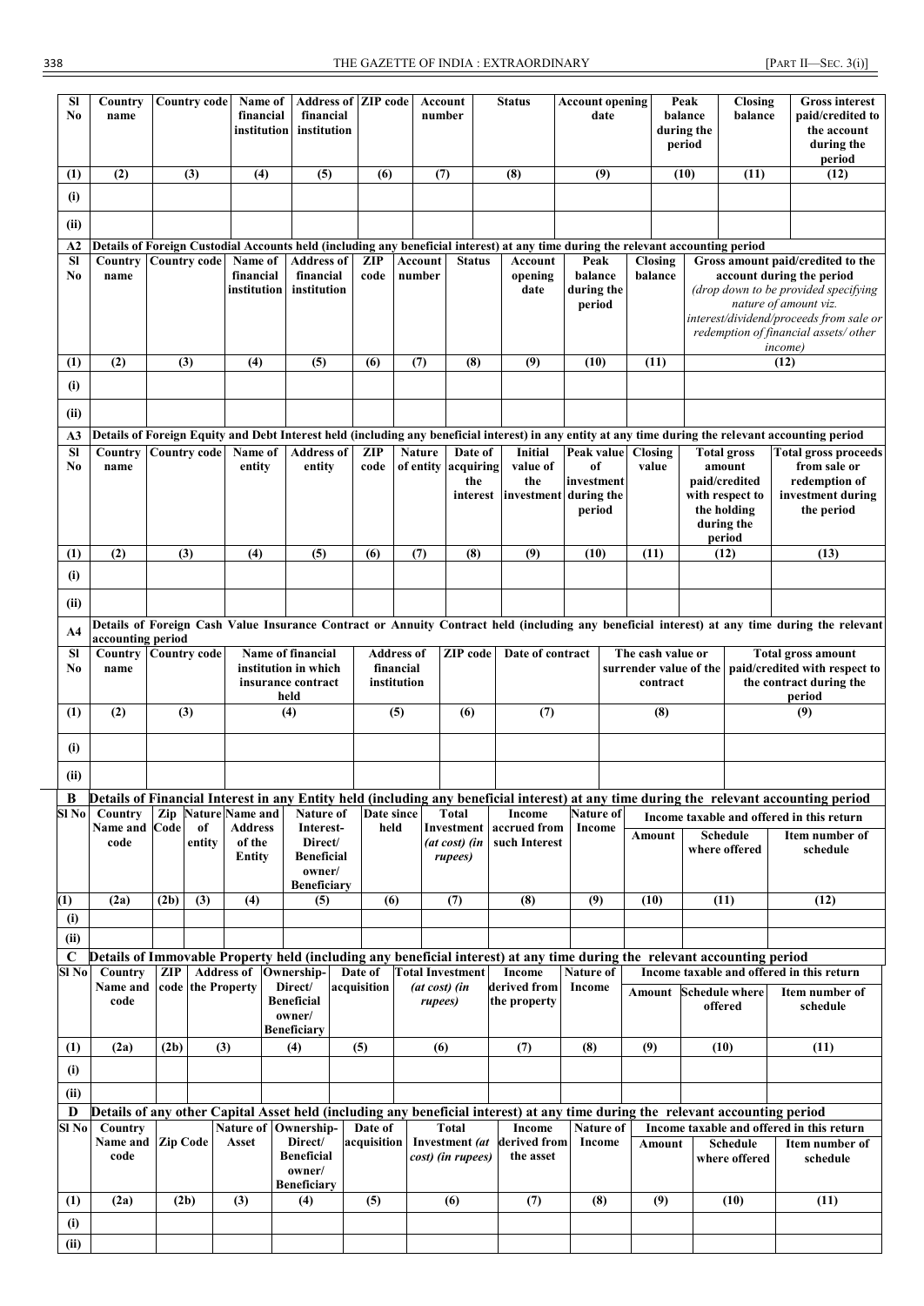| Sl No | Country name | Country code | Name of financial institution | Address of financial institution | ZIP code | Account number | Status | Account opening date | Peak balance during the period | Closing balance | Gross interest paid/credited to the account during the period |
|---|---|---|---|---|---|---|---|---|---|---|---|
| (1) | (2) | (3) | (4) | (5) | (6) | (7) | (8) | (9) | (10) | (11) | (12) |
| (i) | | | | | | | | | | | |
| (ii) | | | | | | | | | | | |

**A2 Details of Foreign Custodial Accounts held (including any beneficial interest) at any time during the relevant accounting period**

| Sl No | Country name | Country code | Name of financial institution | Address of financial institution | ZIP code | Account number | Status | Account opening date | Peak balance during the period | Closing balance | Gross amount paid/credited to the account during the period *(drop down to be provided specifying nature of amount viz. interest/dividend/proceeds from sale or redemption of financial assets/ other income)* |
|---|---|---|---|---|---|---|---|---|---|---|---|
| (1) | (2) | (3) | (4) | (5) | (6) | (7) | (8) | (9) | (10) | (11) | (12) |
| (i) | | | | | | | | | | | |
| (ii) | | | | | | | | | | | |

**A3 Details of Foreign Equity and Debt Interest held (including any beneficial interest) in any entity at any time during the relevant accounting period**

| Sl No | Country name | Country code | Name of entity | Address of entity | ZIP code | Nature of entity | Date of acquiring the interest | Initial value of the investment | Peak value of investment during the period | Closing value | Total gross amount paid/credited with respect to the holding during the period | Total gross proceeds from sale or redemption of investment during the period |
|---|---|---|---|---|---|---|---|---|---|---|---|---|
| (1) | (2) | (3) | (4) | (5) | (6) | (7) | (8) | (9) | (10) | (11) | (12) | (13) |
| (i) | | | | | | | | | | | | |
| (ii) | | | | | | | | | | | | |

**A4 Details of Foreign Cash Value Insurance Contract or Annuity Contract held (including any beneficial interest) at any time during the relevant accounting period**

| Sl No | Country name | Country code | Name of financial institution in which insurance contract held | Address of financial institution | ZIP code | Date of contract | The cash value or surrender value of the contract | Total gross amount paid/credited with respect to the contract during the period |
|---|---|---|---|---|---|---|---|---|
| (1) | (2) | (3) | (4) | (5) | (6) | (7) | (8) | (9) |
| (i) | | | | | | | | |
| (ii) | | | | | | | | |

**B Details of Financial Interest in any Entity held (including any beneficial interest) at any time during the relevant accounting period**

| Sl No | Country Name and code | Zip Code | Nature of entity | Name and Address of the Entity | Nature of Interest- Direct/ Beneficial owner/ Beneficiary | Date since held | Total Investment *(at cost) (in rupees)* | Income accrued from such Interest | Nature of Income | Income taxable and offered in this return: Amount | Schedule where offered | Item number of schedule |
|---|---|---|---|---|---|---|---|---|---|---|---|---|
| (1) | (2a) | (2b) | (3) | (4) | (5) | (6) | (7) | (8) | (9) | (10) | (11) | (12) |
| (i) | | | | | | | | | | | | |
| (ii) | | | | | | | | | | | | |

**C Details of Immovable Property held (including any beneficial interest) at any time during the relevant accounting period**

| Sl No | Country Name and code | ZIP code | Address of the Property | Ownership- Direct/ Beneficial owner/ Beneficiary | Date of acquisition | Total Investment *(at cost) (in rupees)* | Income derived from the property | Nature of Income | Income taxable and offered in this return: Amount | Schedule where offered | Item number of schedule |
|---|---|---|---|---|---|---|---|---|---|---|---|
| (1) | (2a) | (2b) | (3) | (4) | (5) | (6) | (7) | (8) | (9) | (10) | (11) |
| (i) | | | | | | | | | | | |
| (ii) | | | | | | | | | | | |

**D Details of any other Capital Asset held (including any beneficial interest) at any time during the relevant accounting period**

| Sl No | Country Name and code | Zip Code | Nature of Asset | Ownership- Direct/ Beneficial owner/ Beneficiary | Date of acquisition | Total Investment *(at cost) (in rupees)* | Income derived from the asset | Nature of Income | Income taxable and offered in this return: Amount | Schedule where offered | Item number of schedule |
|---|---|---|---|---|---|---|---|---|---|---|---|
| (1) | (2a) | (2b) | (3) | (4) | (5) | (6) | (7) | (8) | (9) | (10) | (11) |
| (i) | | | | | | | | | | | |
| (ii) | | | | | | | | | | | |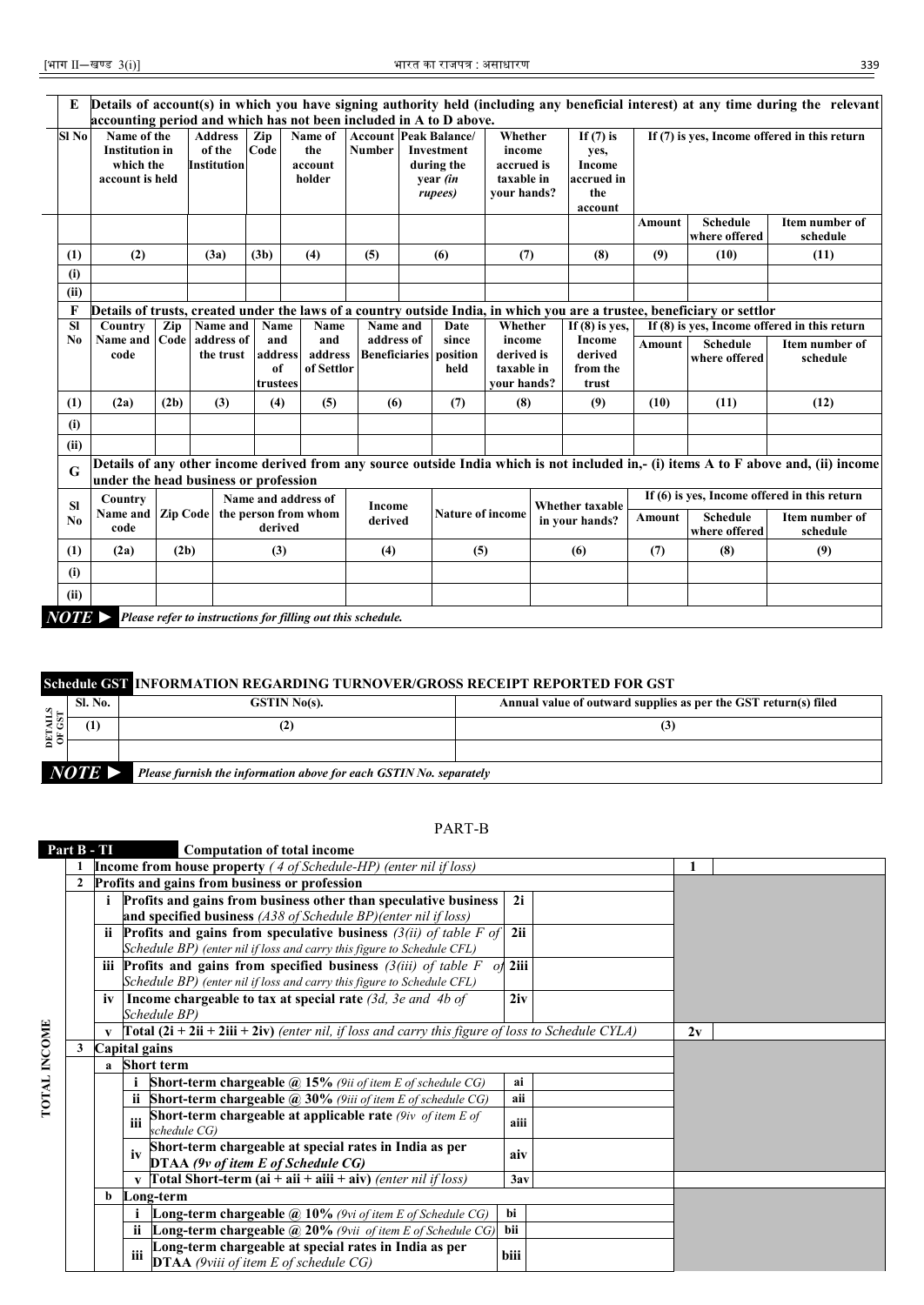| E | Details of account(s) in which you have signing authority held (including any beneficial interest) at any time during the relevant accounting period and which has not been included in A to D above. | | | | | | | | | | |
|---|---|---|---|---|---|---|---|---|---|---|---|
| Sl No | Name of the Institution in which the account is held | Address of the Institution | Zip Code | Name of the account holder | Account Number | Peak Balance/ Investment during the year *(in rupees)* | Whether income accrued is taxable in your hands? | If (7) is yes, Income accrued in the account | If (7) is yes, Income offered in this return | | |
| | | | | | | | | | Amount | Schedule where offered | Item number of schedule |
| (1) | (2) | (3a) | (3b) | (4) | (5) | (6) | (7) | (8) | (9) | (10) | (11) |
| (i) | | | | | | | | | | | |
| (ii) | | | | | | | | | | | |

| F | Details of trusts, created under the laws of a country outside India, in which you are a trustee, beneficiary or settlor | | | | | | | | | | |
|---|---|---|---|---|---|---|---|---|---|---|---|
| Sl No | Country Name and code | Zip Code | Name and address of the trust | Name and address of trustees | Name and address of Settlor | Name and address of Beneficiaries | Date since position held | Whether income derived is taxable in your hands? | If (8) is yes, Income derived from the trust | If (8) is yes, Income offered in this return | | |
| | | | | | | | | | | Amount | Schedule where offered | Item number of schedule |
| (1) | (2a) | (2b) | (3) | (4) | (5) | (6) | (7) | (8) | (9) | (10) | (11) | (12) |
| (i) | | | | | | | | | | | | |
| (ii) | | | | | | | | | | | | |

| G | Details of any other income derived from any source outside India which is not included in,- (i) items A to F above and, (ii) income under the head business or profession | | | | | | | |
|---|---|---|---|---|---|---|---|---|
| Sl No | Country Name and code | Zip Code | Name and address of the person from whom derived | Income derived | Nature of income | Whether taxable in your hands? | If (6) is yes, Income offered in this return | | |
| | | | | | | | Amount | Schedule where offered | Item number of schedule |
| (1) | (2a) | (2b) | (3) | (4) | (5) | (6) | (7) | (8) | (9) |
| (i) | | | | | | | | | |
| (ii) | | | | | | | | | |

***NOTE ►*** *Please refer to instructions for filling out this schedule.*

## Schedule GST INFORMATION REGARDING TURNOVER/GROSS RECEIPT REPORTED FOR GST

| DETAILS OF GST | Sl. No. | GSTIN No(s). | Annual value of outward supplies as per the GST return(s) filed |
|---|---|---|---|
| | (1) | (2) | (3) |
| | | | |

***NOTE ►*** *Please furnish the information above for each GSTIN No. separately*

# PART-B

## Part B - TI Computation of total income

**TOTAL INCOME**

| | | | | | | |
|---|---|---|---|---|---|---|
| 1 | **Income from house property** *( 4 of Schedule-HP) (enter nil if loss)* | | | | 1 | |
| 2 | **Profits and gains from business or profession** | | | | | |
| | i | **Profits and gains from business other than speculative business and specified business** *(A38 of Schedule BP)(enter nil if loss)* | 2i | | | |
| | ii | **Profits and gains from speculative business** *(3(ii) of table F of Schedule BP) (enter nil if loss and carry this figure to Schedule CFL)* | 2ii | | | |
| | iii | **Profits and gains from specified business** *(3(iii) of table F of Schedule BP) (enter nil if loss and carry this figure to Schedule CFL)* | 2iii | | | |
| | iv | **Income chargeable to tax at special rate** *(3d, 3e and 4b of Schedule BP)* | 2iv | | | |
| | v | **Total (2i + 2ii + 2iii + 2iv)** *(enter nil, if loss and carry this figure of loss to Schedule CYLA)* | | | 2v | |
| 3 | **Capital gains** | | | | | |
| | a | **Short term** | | | | |
| | | i **Short-term chargeable @ 15%** *(9ii of item E of schedule CG)* | ai | | | |
| | | ii **Short-term chargeable @ 30%** *(9iii of item E of schedule CG)* | aii | | | |
| | | iii **Short-term chargeable at applicable rate** *(9iv of item E of schedule CG)* | aiii | | | |
| | | iv **Short-term chargeable at special rates in India as per DTAA** *(9v of item E of Schedule CG)* | aiv | | | |
| | | v **Total Short-term (ai + aii + aiii + aiv)** *(enter nil if loss)* | 3av | | | |
| | b | **Long-term** | | | | |
| | | i **Long-term chargeable @ 10%** *(9vi of item E of Schedule CG)* | bi | | | |
| | | ii **Long-term chargeable @ 20%** *(9vii of item E of Schedule CG)* | bii | | | |
| | | iii **Long-term chargeable at special rates in India as per DTAA** *(9viii of item E of schedule CG)* | biii | | | |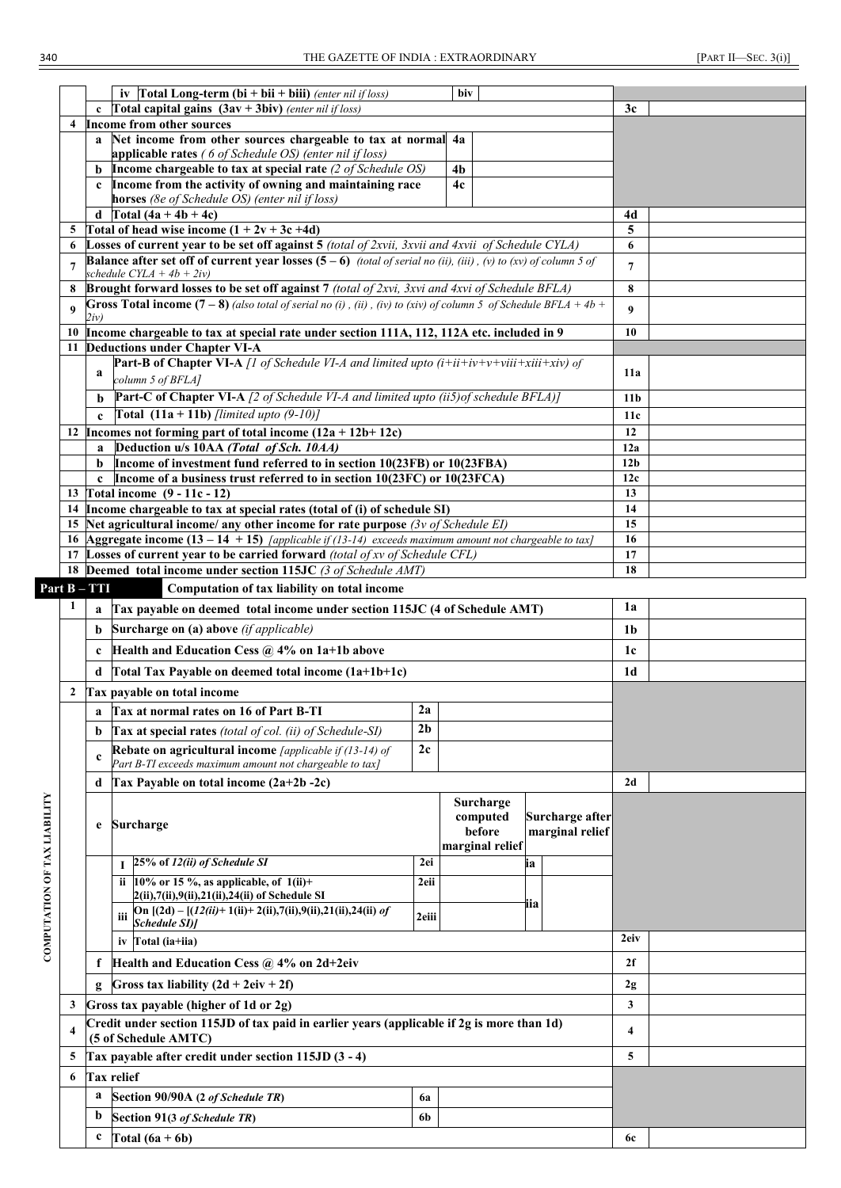| | | | | |
|---|---|---|---|---|
| | | iv **Total Long-term (bi + bii + biii)** *(enter nil if loss)* | biv | |
| | c | **Total capital gains (3av + 3biv)** *(enter nil if loss)* | 3c | |
| 4 | | **Income from other sources** | | |
| | a | **Net income from other sources chargeable to tax at normal applicable rates** *( 6 of Schedule OS) (enter nil if loss)* | 4a | |
| | b | **Income chargeable to tax at special rate** *(2 of Schedule OS)* | 4b | |
| | c | **Income from the activity of owning and maintaining race horses** *(8e of Schedule OS) (enter nil if loss)* | 4c | |
| | d | **Total (4a + 4b + 4c)** | 4d | |
| 5 | | **Total of head wise income (1 + 2v + 3c +4d)** | 5 | |
| 6 | | **Losses of current year to be set off against 5** *(total of 2xvii, 3xvii and 4xvii of Schedule CYLA)* | 6 | |
| 7 | | **Balance after set off of current year losses (5 – 6)** *(total of serial no (ii), (iii) , (v) to (xv) of column 5 of schedule CYLA + 4b + 2iv)* | 7 | |
| 8 | | **Brought forward losses to be set off against 7** *(total of 2xvi, 3xvi and 4xvi of Schedule BFLA)* | 8 | |
| 9 | | **Gross Total income (7 – 8)** *(also total of serial no (i) , (ii) , (iv) to (xiv) of column 5 of Schedule BFLA + 4b + 2iv)* | 9 | |
| 10 | | **Income chargeable to tax at special rate under section 111A, 112, 112A etc. included in 9** | 10 | |
| 11 | | **Deductions under Chapter VI-A** | | |
| | a | **Part-B of Chapter VI-A** *[1 of Schedule VI-A and limited upto (i+ii+iv+v+viii+xiii+xiv) of column 5 of BFLA]* | 11a | |
| | b | **Part-C of Chapter VI-A** *[2 of Schedule VI-A and limited upto (ii5)of schedule BFLA)]* | 11b | |
| | c | **Total (11a + 11b)** *[limited upto (9-10)]* | 11c | |
| 12 | | **Incomes not forming part of total income (12a + 12b+ 12c)** | 12 | |
| | a | **Deduction u/s 10AA** ***(Total of Sch. 10AA)*** | 12a | |
| | b | **Income of investment fund referred to in section 10(23FB) or 10(23FBA)** | 12b | |
| | c | **Income of a business trust referred to in section 10(23FC) or 10(23FCA)** | 12c | |
| 13 | | **Total income (9 - 11c - 12)** | 13 | |
| 14 | | **Income chargeable to tax at special rates (total of (i) of schedule SI)** | 14 | |
| 15 | | **Net agricultural income/ any other income for rate purpose** *(3v of Schedule EI)* | 15 | |
| 16 | | **Aggregate income (13 – 14 + 15)** *[applicable if (13-14) exceeds maximum amount not chargeable to tax]* | 16 | |
| 17 | | **Losses of current year to be carried forward** *(total of xv of Schedule CFL)* | 17 | |
| 18 | | **Deemed total income under section 115JC** *(3 of Schedule AMT)* | 18 | |

**Part B – TTI** **Computation of tax liability on total income**

**COMPUTATION OF TAX LIABILITY**

| | | | | | | | | |
|---|---|---|---|---|---|---|---|---|
| 1 | a | **Tax payable on deemed total income under section 115JC (4 of Schedule AMT)** | | | | | 1a | |
| | b | **Surcharge on (a) above** *(if applicable)* | | | | | 1b | |
| | c | **Health and Education Cess @ 4% on 1a+1b above** | | | | | 1c | |
| | d | **Total Tax Payable on deemed total income (1a+1b+1c)** | | | | | 1d | |
| 2 | | **Tax payable on total income** | | | | | | |
| | a | **Tax at normal rates on 16 of Part B-TI** | 2a | | | | | |
| | b | **Tax at special rates** *(total of col. (ii) of Schedule-SI)* | 2b | | | | | |
| | c | **Rebate on agricultural income** *[applicable if (13-14) of Part B-TI exceeds maximum amount not chargeable to tax]* | 2c | | | | | |
| | d | **Tax Payable on total income (2a+2b -2c)** | | | | | 2d | |
| | e | **Surcharge** | | **Surcharge computed before marginal relief** | | **Surcharge after marginal relief** | | |
| | | i **25% of** *12(ii) of Schedule SI* | 2ei | | ia | | | |
| | | ii **10% or 15 %, as applicable, of 1(i)+ 2(ii),7(ii),9(ii),21(ii),24(ii) of Schedule SI** | 2eii | | iia | | | |
| | | iii **On [(2d) – [(*12(ii)*+ 1(ii)+ 2(ii),7(ii),9(ii),21(ii),24(ii)** ***of Schedule SI)]*** | 2eiii | | | | | |
| | | iv **Total (ia+iia)** | | | | | 2eiv | |
| | f | **Health and Education Cess @ 4% on 2d+2eiv** | | | | | 2f | |
| | g | **Gross tax liability (2d + 2eiv + 2f)** | | | | | 2g | |
| 3 | | **Gross tax payable (higher of 1d or 2g)** | | | | | 3 | |
| 4 | | **Credit under section 115JD of tax paid in earlier years (applicable if 2g is more than 1d) (5 of Schedule AMTC)** | | | | | 4 | |
| 5 | | **Tax payable after credit under section 115JD (3 - 4)** | | | | | 5 | |
| 6 | | **Tax relief** | | | | | | |
| | a | **Section 90/90A (2** ***of Schedule TR*****)** | 6a | | | | | |
| | b | **Section 91(3** ***of Schedule TR*****)** | 6b | | | | | |
| | c | **Total (6a + 6b)** | | | | | 6c | |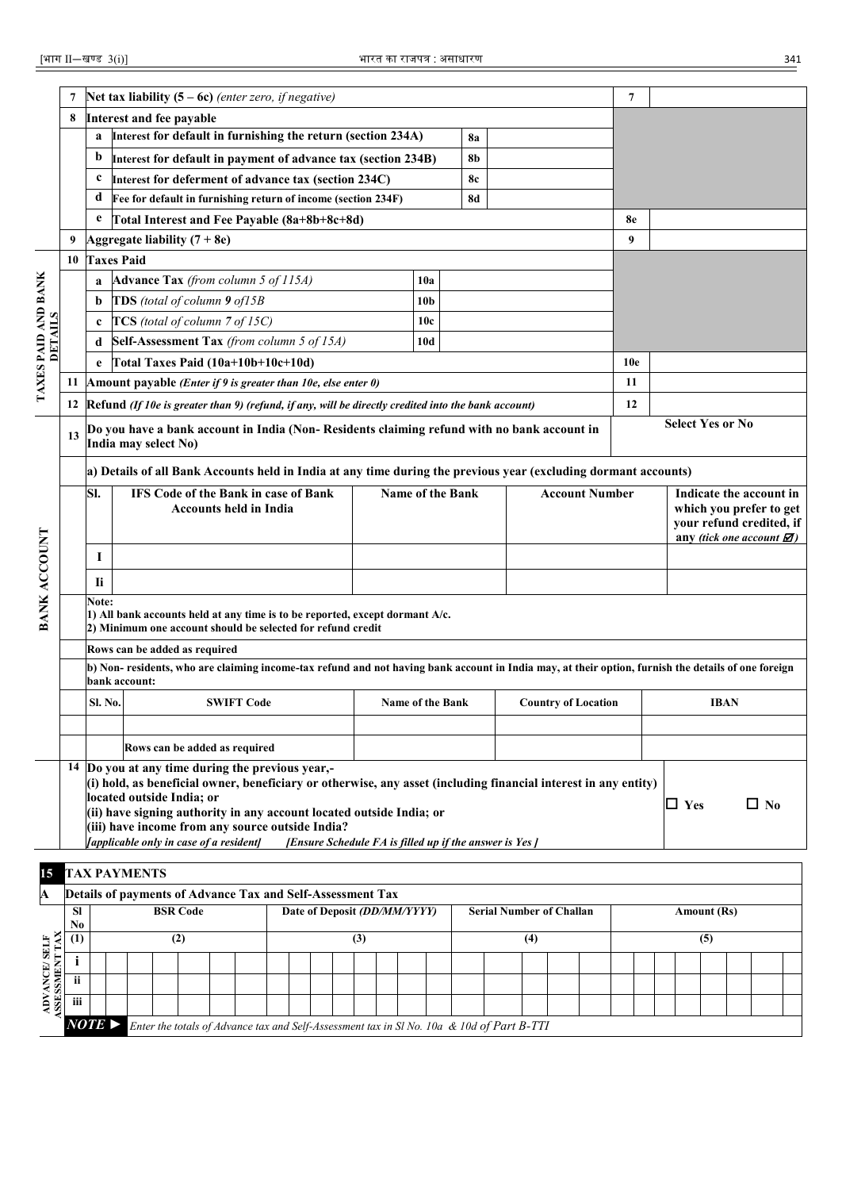| | | | | | | |
|---|---|---|---|---|---|---|
| 7 | **Net tax liability (5 – 6c)** *(enter zero, if negative)* | | | | 7 | |
| 8 | **Interest and fee payable** | | | | | |
| | a | **Interest for default in furnishing the return (section 234A)** | 8a | | | |
| | b | **Interest for default in payment of advance tax (section 234B)** | 8b | | | |
| | c | **Interest for deferment of advance tax (section 234C)** | 8c | | | |
| | d | **Fee for default in furnishing return of income (section 234F)** | 8d | | | |
| | e | **Total Interest and Fee Payable (8a+8b+8c+8d)** | | | 8e | |
| 9 | **Aggregate liability (7 + 8e)** | | | | 9 | |
| 10 | **Taxes Paid** | | | | | |
| | a | **Advance Tax** *(from column 5 of 115A)* | 10a | | | |
| | b | **TDS** *(total of column **9** of15B* | 10b | | | |
| | c | **TCS** *(total of column 7 of 15C)* | 10c | | | |
| | d | **Self-Assessment Tax** *(from column 5 of 15A)* | 10d | | | |
| | e | **Total Taxes Paid (10a+10b+10c+10d)** | | | 10e | |
| 11 | **Amount payable** *(Enter if 9 is greater than 10e, else enter 0)* | | | | 11 | |
| 12 | **Refund** *(If 10e is greater than 9) (refund, if any, will be directly credited into the bank account)* | | | | 12 | |

**TAXES PAID AND BANK DETAILS**

**BANK ACCOUNT**

**13** **Do you have a bank account in India (Non- Residents claiming refund with no bank account in India may select No)** — **Select Yes or No**

**a) Details of all Bank Accounts held in India at any time during the previous year (excluding dormant accounts)**

| Sl. | IFS Code of the Bank in case of Bank Accounts held in India | Name of the Bank | Account Number | Indicate the account in which you prefer to get your refund credited, if any *(tick one account ☑)* |
|---|---|---|---|---|
| I | | | | |
| Ii | | | | |

**Note:**
**1) All bank accounts held at any time is to be reported, except dormant A/c.**
**2) Minimum one account should be selected for refund credit**

**Rows can be added as required**

**b) Non- residents, who are claiming income-tax refund and not having bank account in India may, at their option, furnish the details of one foreign bank account:**

| Sl. No. | SWIFT Code | Name of the Bank | Country of Location | IBAN |
|---|---|---|---|---|
| | | | | |
| | Rows can be added as required | | | |

**14** **Do you at any time during the previous year,-**
**(i) hold, as beneficial owner, beneficiary or otherwise, any asset (including financial interest in any entity) located outside India; or**
**(ii) have signing authority in any account located outside India; or**
**(iii) have income from any source outside India?**
***[applicable only in case of a resident]*** ***[Ensure Schedule FA is filled up if the answer is Yes ]***

☐ **Yes** ☐ **No**

## 15 TAX PAYMENTS

**A** **Details of payments of Advance Tax and Self-Assessment Tax**

**ADVANCE/ SELF ASSESSMENT TAX**

| Sl No | BSR Code | Date of Deposit *(DD/MM/YYYY)* | Serial Number of Challan | Amount (Rs) |
|---|---|---|---|---|
| (1) | (2) | (3) | (4) | (5) |
| i | | | | |
| ii | | | | |
| iii | | | | |

***NOTE ►*** *Enter the totals of Advance tax and Self-Assessment tax in Sl No. 10a & 10d of Part B-TTI*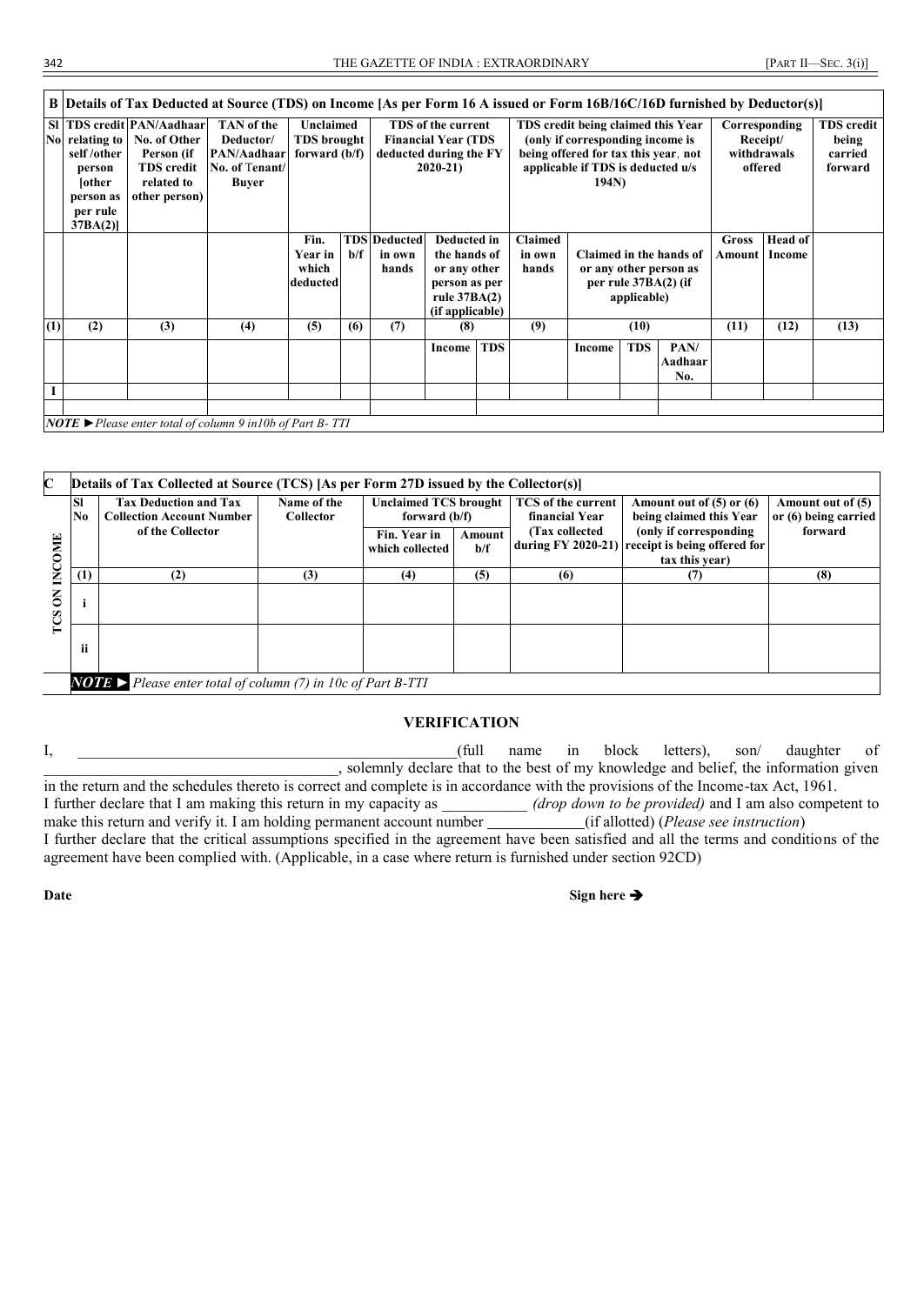| B | Details of Tax Deducted at Source (TDS) on Income [As per Form 16 A issued or Form 16B/16C/16D furnished by Deductor(s)] | | | | | | | | | | | | | | | |
|---|---|---|---|---|---|---|---|---|---|---|---|---|---|---|---|---|
| Sl No | TDS credit relating to self /other person [other person as per rule 37BA(2)] | PAN/Aadhaar No. of Other Person (if TDS credit related to other person) | TAN of the Deductor/ PAN/Aadhaar No. of Tenant/ Buyer | Unclaimed TDS brought forward (b/f) | | TDS of the current Financial Year (TDS deducted during the FY 2020-21) | | | TDS credit being claimed this Year (only if corresponding income is being offered for tax this year, not applicable if TDS is deducted u/s 194N) | | | | Corresponding Receipt/ withdrawals offered | | TDS credit being carried forward |
| | | | | Fin. Year in which deducted | TDS b/f | Deducted in own hands | Deducted in the hands of or any other person as per rule 37BA(2) (if applicable) | | Claimed in own hands | Claimed in the hands of or any other person as per rule 37BA(2) (if applicable) | | | Gross Amount | Head of Income | |
| (1) | (2) | (3) | (4) | (5) | (6) | (7) | (8) | | (9) | (10) | | | (11) | (12) | (13) |
| | | | | | | | Income | TDS | | Income | TDS | PAN/ Aadhaar No. | | | |
| I | | | | | | | | | | | | | | | |
| | | | | | | | | | | | | | | | |

*NOTE ►Please enter total of column 9 in10b of Part B- TTI*

| C | Details of Tax Collected at Source (TCS) [As per Form 27D issued by the Collector(s)] | | | | | | | |
|---|---|---|---|---|---|---|---|---|
| TCS ON INCOME | Sl No | Tax Deduction and Tax Collection Account Number of the Collector | Name of the Collector | Unclaimed TCS brought forward (b/f) | | TCS of the current financial Year (Tax collected during FY 2020-21) | Amount out of (5) or (6) being claimed this Year (only if corresponding receipt is being offered for tax this year) | Amount out of (5) or (6) being carried forward |
| | | | | Fin. Year in which collected | Amount b/f | | | |
| | (1) | (2) | (3) | (4) | (5) | (6) | (7) | (8) |
| | i | | | | | | | |
| | ii | | | | | | | |

*NOTE ► Please enter total of column (7) in 10c of Part B-TTI*

## VERIFICATION

I, \_\_\_\_\_\_\_\_\_\_\_\_\_\_\_\_\_\_\_\_\_\_\_\_\_\_\_\_\_\_\_\_\_\_\_\_\_\_\_\_\_\_\_\_\_\_\_\_(full name in block letters), son/ daughter of \_\_\_\_\_\_\_\_\_\_\_\_\_\_\_\_\_\_\_\_\_\_\_\_\_\_\_\_\_\_\_\_\_\_\_\_\_\_, solemnly declare that to the best of my knowledge and belief, the information given in the return and the schedules thereto is correct and complete is in accordance with the provisions of the Income-tax Act, 1961.

I further declare that I am making this return in my capacity as \_\_\_\_\_\_\_\_\_\_\_ *(drop down to be provided)* and I am also competent to make this return and verify it. I am holding permanent account number \_\_\_\_\_\_\_\_\_\_\_\_\_(if allotted) (*Please see instruction*)

I further declare that the critical assumptions specified in the agreement have been satisfied and all the terms and conditions of the agreement have been complied with. (Applicable, in a case where return is furnished under section 92CD)

**Date** **Sign here ➔**